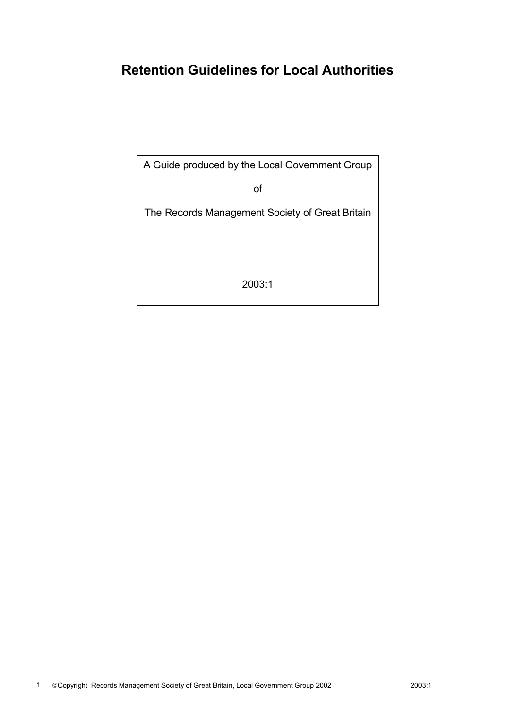# Retention Guidelines for Local Authorities

A Guide produced by the Local Government Group

of

The Records Management Society of Great Britain

2003:1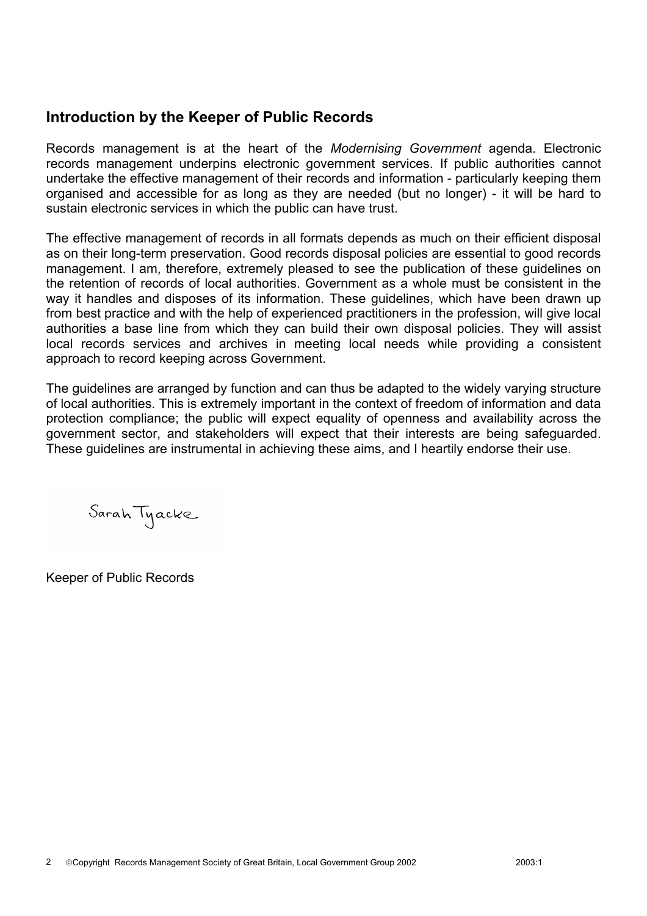## Introduction by the Keeper of Public Records

Records management is at the heart of the *Modernising Government* agenda. Electronic records management underpins electronic government services. If public authorities cannot undertake the effective management of their records and information - particularly keeping them organised and accessible for as long as they are needed (but no longer) - it will be hard to sustain electronic services in which the public can have trust.

The effective management of records in all formats depends as much on their efficient disposal as on their long-term preservation. Good records disposal policies are essential to good records management. I am, therefore, extremely pleased to see the publication of these guidelines on the retention of records of local authorities. Government as a whole must be consistent in the way it handles and disposes of its information. These guidelines, which have been drawn up from best practice and with the help of experienced practitioners in the profession, will give local authorities a base line from which they can build their own disposal policies. They will assist local records services and archives in meeting local needs while providing a consistent approach to record keeping across Government.

The guidelines are arranged by function and can thus be adapted to the widely varying structure of local authorities. This is extremely important in the context of freedom of information and data protection compliance; the public will expect equality of openness and availability across the government sector, and stakeholders will expect that their interests are being safeguarded. These guidelines are instrumental in achieving these aims, and I heartily endorse their use.

Sarah Tyacke

Keeper of Public Records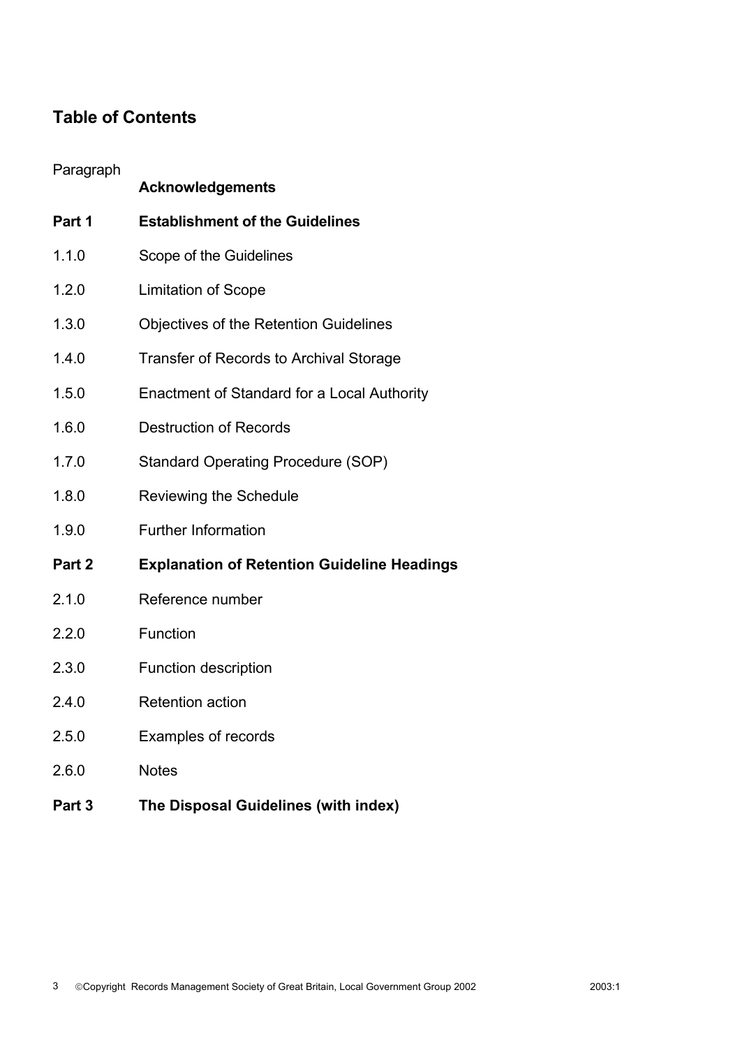## Table of Contents

| Paragraph | |
|---|---|
| | **Acknowledgements** |
| **Part 1** | **Establishment of the Guidelines** |
| 1.1.0 | Scope of the Guidelines |
| 1.2.0 | Limitation of Scope |
| 1.3.0 | Objectives of the Retention Guidelines |
| 1.4.0 | Transfer of Records to Archival Storage |
| 1.5.0 | Enactment of Standard for a Local Authority |
| 1.6.0 | Destruction of Records |
| 1.7.0 | Standard Operating Procedure (SOP) |
| 1.8.0 | Reviewing the Schedule |
| 1.9.0 | Further Information |
| **Part 2** | **Explanation of Retention Guideline Headings** |
| 2.1.0 | Reference number |
| 2.2.0 | Function |
| 2.3.0 | Function description |
| 2.4.0 | Retention action |
| 2.5.0 | Examples of records |
| 2.6.0 | Notes |
| **Part 3** | **The Disposal Guidelines (with index)** |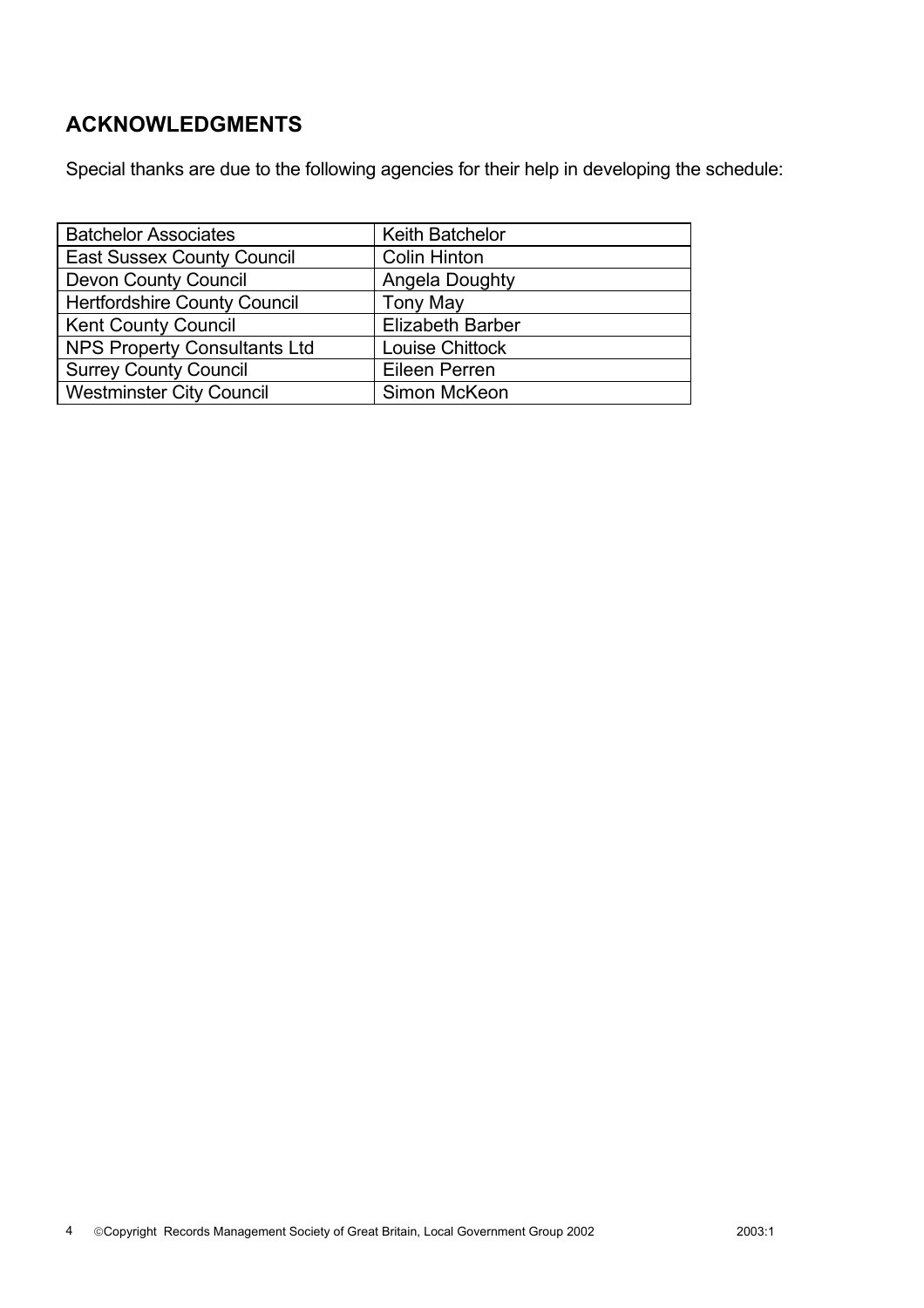## ACKNOWLEDGMENTS

Special thanks are due to the following agencies for their help in developing the schedule:

| Batchelor Associates | Keith Batchelor |
|---|---|
| East Sussex County Council | Colin Hinton |
| Devon County Council | Angela Doughty |
| Hertfordshire County Council | Tony May |
| Kent County Council | Elizabeth Barber |
| NPS Property Consultants Ltd | Louise Chittock |
| Surrey County Council | Eileen Perren |
| Westminster City Council | Simon McKeon |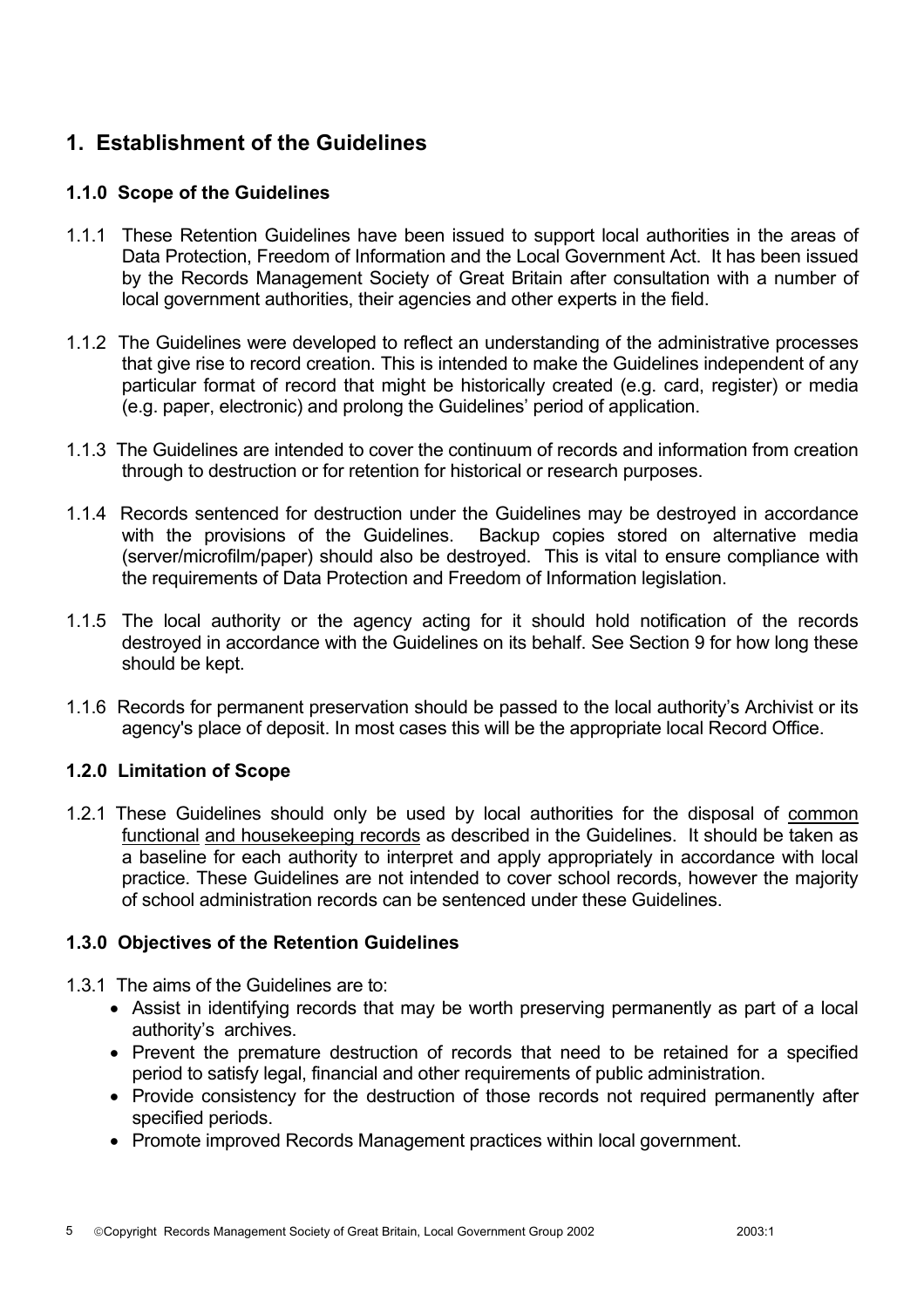# 1. Establishment of the Guidelines

## 1.1.0 Scope of the Guidelines

1.1.1 These Retention Guidelines have been issued to support local authorities in the areas of Data Protection, Freedom of Information and the Local Government Act. It has been issued by the Records Management Society of Great Britain after consultation with a number of local government authorities, their agencies and other experts in the field.

1.1.2 The Guidelines were developed to reflect an understanding of the administrative processes that give rise to record creation. This is intended to make the Guidelines independent of any particular format of record that might be historically created (e.g. card, register) or media (e.g. paper, electronic) and prolong the Guidelines' period of application.

1.1.3 The Guidelines are intended to cover the continuum of records and information from creation through to destruction or for retention for historical or research purposes.

1.1.4 Records sentenced for destruction under the Guidelines may be destroyed in accordance with the provisions of the Guidelines. Backup copies stored on alternative media (server/microfilm/paper) should also be destroyed. This is vital to ensure compliance with the requirements of Data Protection and Freedom of Information legislation.

1.1.5 The local authority or the agency acting for it should hold notification of the records destroyed in accordance with the Guidelines on its behalf. See Section 9 for how long these should be kept.

1.1.6 Records for permanent preservation should be passed to the local authority's Archivist or its agency's place of deposit. In most cases this will be the appropriate local Record Office.

## 1.2.0 Limitation of Scope

1.2.1 These Guidelines should only be used by local authorities for the disposal of <u>common functional</u> <u>and housekeeping records</u> as described in the Guidelines. It should be taken as a baseline for each authority to interpret and apply appropriately in accordance with local practice. These Guidelines are not intended to cover school records, however the majority of school administration records can be sentenced under these Guidelines.

## 1.3.0 Objectives of the Retention Guidelines

1.3.1 The aims of the Guidelines are to:

- Assist in identifying records that may be worth preserving permanently as part of a local authority's archives.
- Prevent the premature destruction of records that need to be retained for a specified period to satisfy legal, financial and other requirements of public administration.
- Provide consistency for the destruction of those records not required permanently after specified periods.
- Promote improved Records Management practices within local government.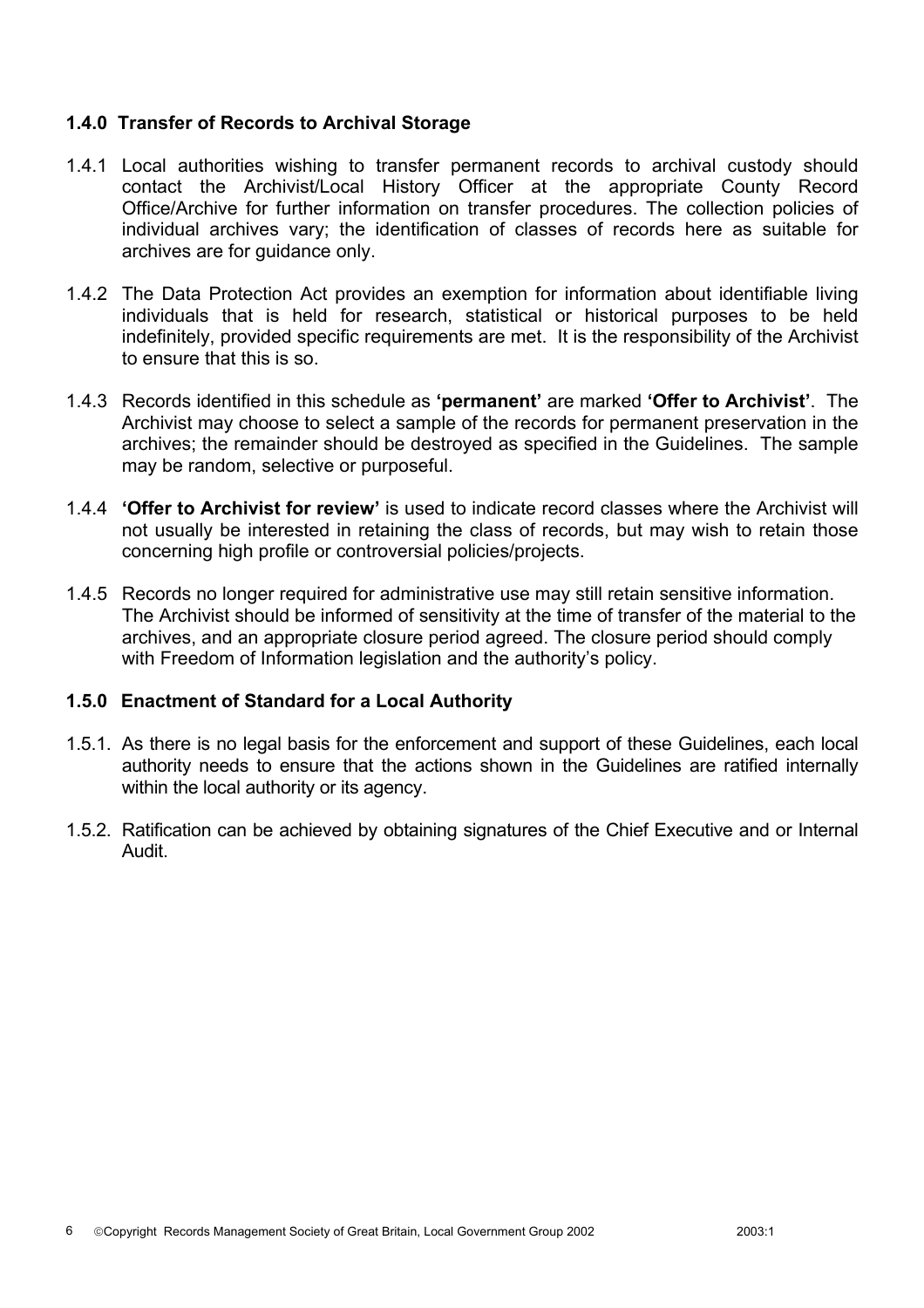### 1.4.0 Transfer of Records to Archival Storage

1.4.1 Local authorities wishing to transfer permanent records to archival custody should contact the Archivist/Local History Officer at the appropriate County Record Office/Archive for further information on transfer procedures. The collection policies of individual archives vary; the identification of classes of records here as suitable for archives are for guidance only.

1.4.2 The Data Protection Act provides an exemption for information about identifiable living individuals that is held for research, statistical or historical purposes to be held indefinitely, provided specific requirements are met. It is the responsibility of the Archivist to ensure that this is so.

1.4.3 Records identified in this schedule as **'permanent'** are marked **'Offer to Archivist'**. The Archivist may choose to select a sample of the records for permanent preservation in the archives; the remainder should be destroyed as specified in the Guidelines. The sample may be random, selective or purposeful.

1.4.4 **'Offer to Archivist for review'** is used to indicate record classes where the Archivist will not usually be interested in retaining the class of records, but may wish to retain those concerning high profile or controversial policies/projects.

1.4.5 Records no longer required for administrative use may still retain sensitive information. The Archivist should be informed of sensitivity at the time of transfer of the material to the archives, and an appropriate closure period agreed. The closure period should comply with Freedom of Information legislation and the authority's policy.

### 1.5.0 Enactment of Standard for a Local Authority

1.5.1. As there is no legal basis for the enforcement and support of these Guidelines, each local authority needs to ensure that the actions shown in the Guidelines are ratified internally within the local authority or its agency.

1.5.2. Ratification can be achieved by obtaining signatures of the Chief Executive and or Internal Audit.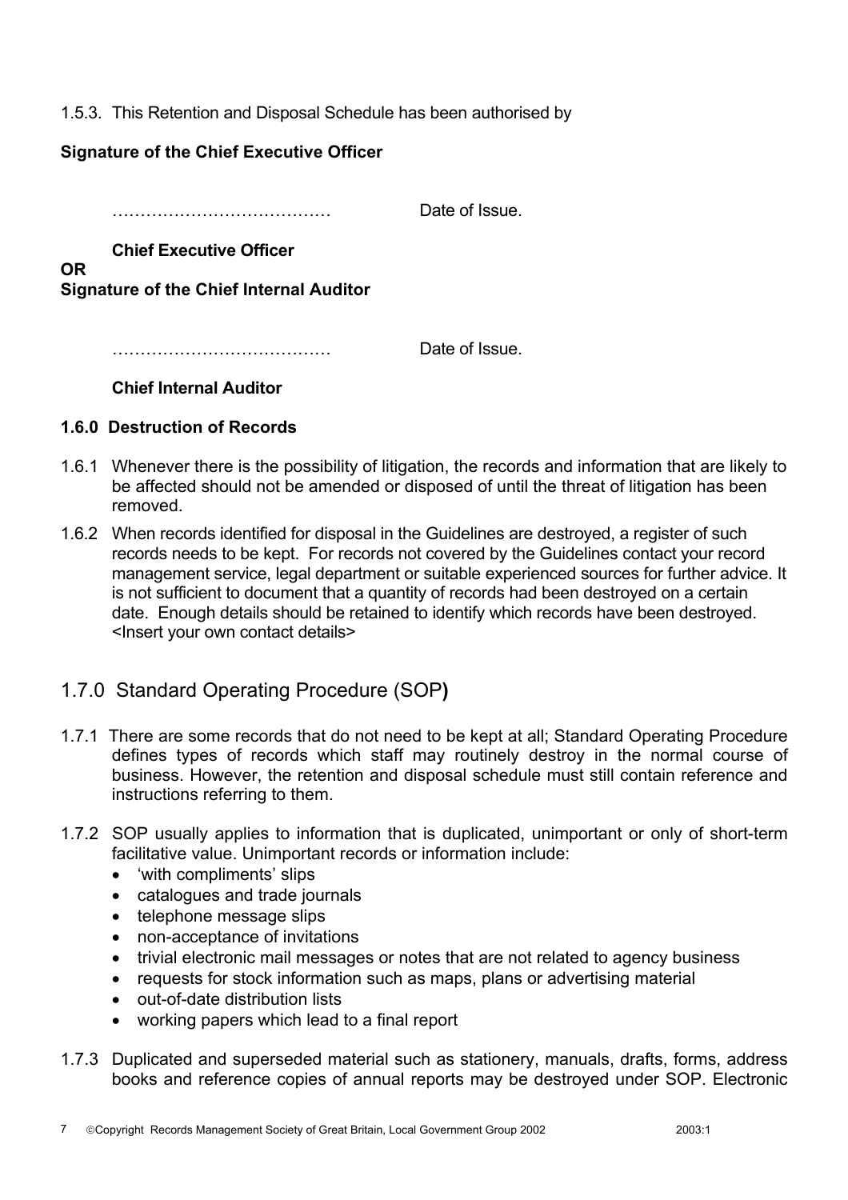1.5.3. This Retention and Disposal Schedule has been authorised by

**Signature of the Chief Executive Officer**

………………………………… Date of Issue.

**Chief Executive Officer**

**OR**

**Signature of the Chief Internal Auditor**

………………………………… Date of Issue.

**Chief Internal Auditor**

### 1.6.0 Destruction of Records

1.6.1 Whenever there is the possibility of litigation, the records and information that are likely to be affected should not be amended or disposed of until the threat of litigation has been removed.

1.6.2 When records identified for disposal in the Guidelines are destroyed, a register of such records needs to be kept. For records not covered by the Guidelines contact your record management service, legal department or suitable experienced sources for further advice. It is not sufficient to document that a quantity of records had been destroyed on a certain date. Enough details should be retained to identify which records have been destroyed. <Insert your own contact details>

## 1.7.0 Standard Operating Procedure (SOP)

1.7.1 There are some records that do not need to be kept at all; Standard Operating Procedure defines types of records which staff may routinely destroy in the normal course of business. However, the retention and disposal schedule must still contain reference and instructions referring to them.

1.7.2 SOP usually applies to information that is duplicated, unimportant or only of short-term facilitative value. Unimportant records or information include:

- 'with compliments' slips
- catalogues and trade journals
- telephone message slips
- non-acceptance of invitations
- trivial electronic mail messages or notes that are not related to agency business
- requests for stock information such as maps, plans or advertising material
- out-of-date distribution lists
- working papers which lead to a final report

1.7.3 Duplicated and superseded material such as stationery, manuals, drafts, forms, address books and reference copies of annual reports may be destroyed under SOP. Electronic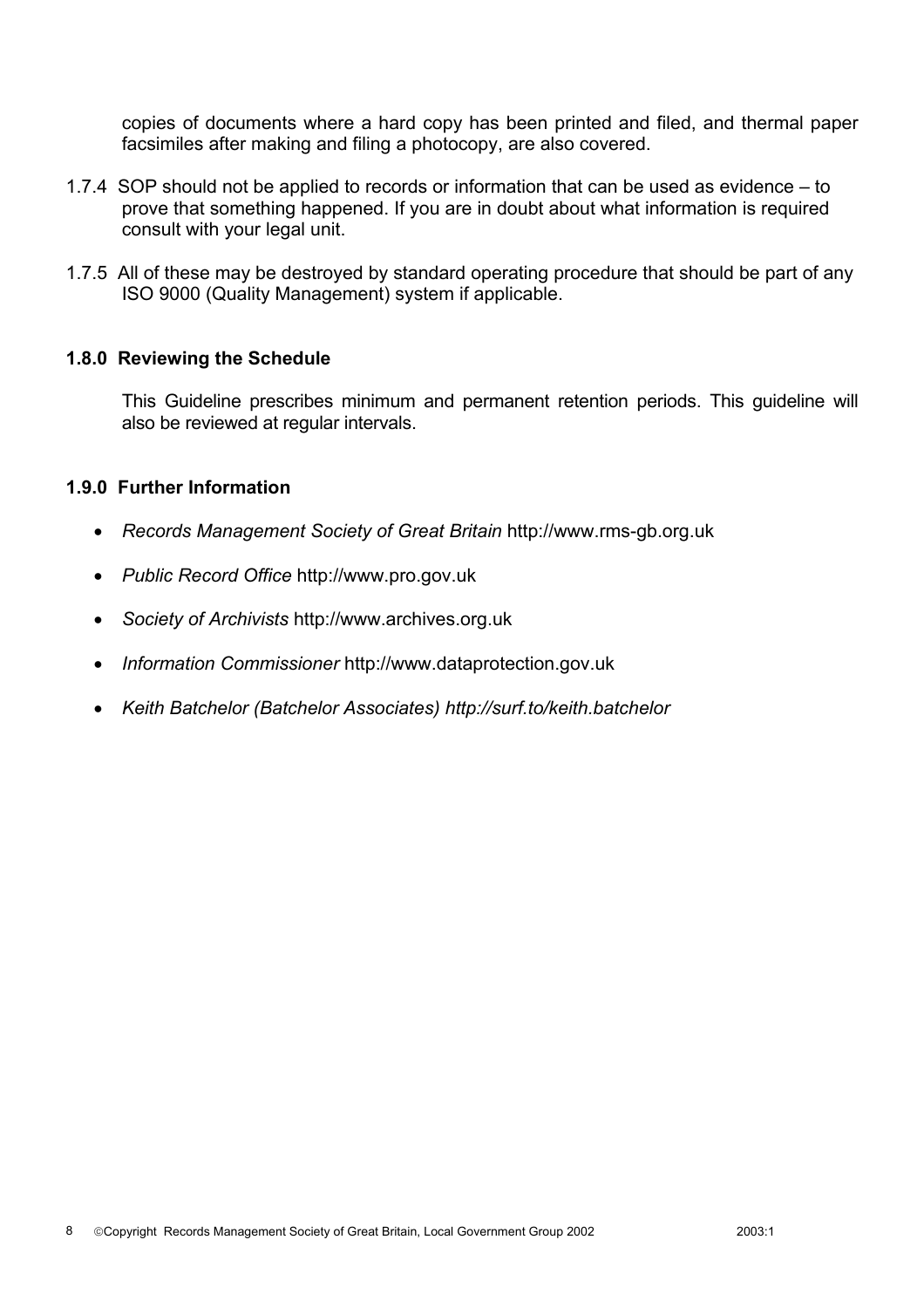copies of documents where a hard copy has been printed and filed, and thermal paper facsimiles after making and filing a photocopy, are also covered.

1.7.4 SOP should not be applied to records or information that can be used as evidence – to prove that something happened. If you are in doubt about what information is required consult with your legal unit.

1.7.5 All of these may be destroyed by standard operating procedure that should be part of any ISO 9000 (Quality Management) system if applicable.

### 1.8.0 Reviewing the Schedule

This Guideline prescribes minimum and permanent retention periods. This guideline will also be reviewed at regular intervals.

### 1.9.0 Further Information

- *Records Management Society of Great Britain* http://www.rms-gb.org.uk
- *Public Record Office* http://www.pro.gov.uk
- *Society of Archivists* http://www.archives.org.uk
- *Information Commissioner* http://www.dataprotection.gov.uk
- *Keith Batchelor (Batchelor Associates) http://surf.to/keith.batchelor*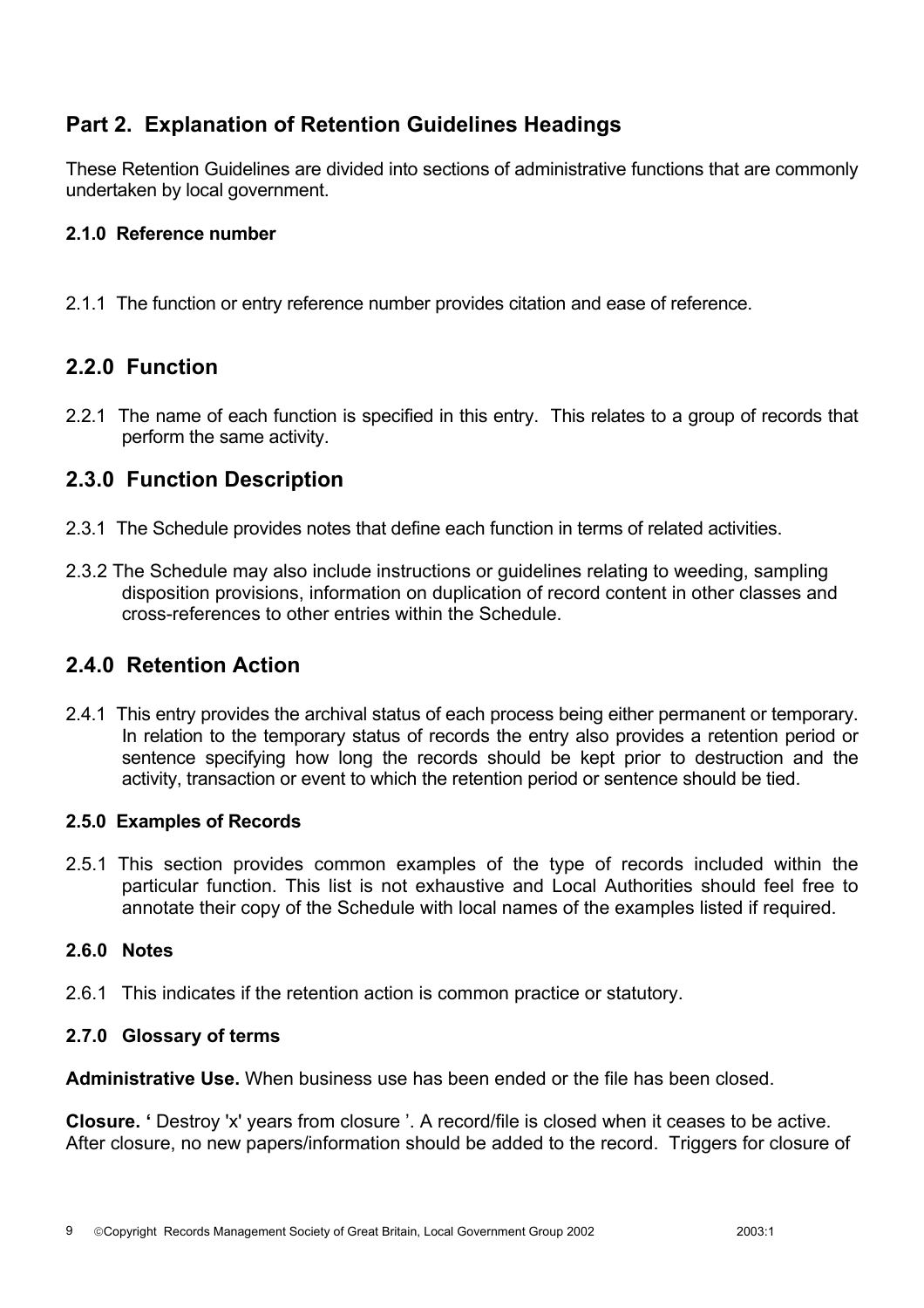## Part 2. Explanation of Retention Guidelines Headings

These Retention Guidelines are divided into sections of administrative functions that are commonly undertaken by local government.

#### 2.1.0 Reference number

2.1.1 The function or entry reference number provides citation and ease of reference.

### 2.2.0 Function

2.2.1 The name of each function is specified in this entry. This relates to a group of records that perform the same activity.

### 2.3.0 Function Description

2.3.1 The Schedule provides notes that define each function in terms of related activities.

2.3.2 The Schedule may also include instructions or guidelines relating to weeding, sampling disposition provisions, information on duplication of record content in other classes and cross-references to other entries within the Schedule.

### 2.4.0 Retention Action

2.4.1 This entry provides the archival status of each process being either permanent or temporary. In relation to the temporary status of records the entry also provides a retention period or sentence specifying how long the records should be kept prior to destruction and the activity, transaction or event to which the retention period or sentence should be tied.

#### 2.5.0 Examples of Records

2.5.1 This section provides common examples of the type of records included within the particular function. This list is not exhaustive and Local Authorities should feel free to annotate their copy of the Schedule with local names of the examples listed if required.

#### 2.6.0 Notes

2.6.1 This indicates if the retention action is common practice or statutory.

#### 2.7.0 Glossary of terms

**Administrative Use.** When business use has been ended or the file has been closed.

**Closure. '** Destroy 'x' years from closure '. A record/file is closed when it ceases to be active. After closure, no new papers/information should be added to the record. Triggers for closure of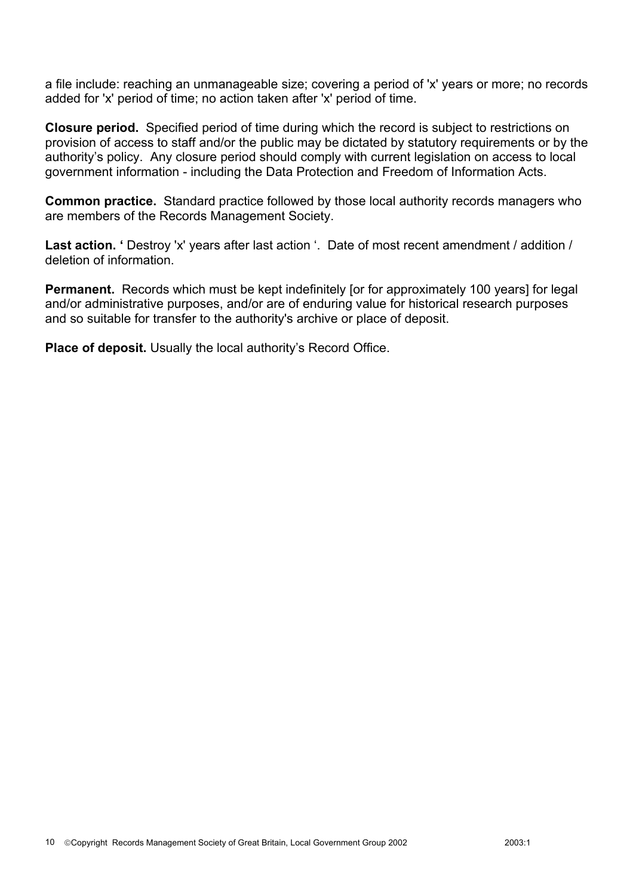a file include: reaching an unmanageable size; covering a period of 'x' years or more; no records added for 'x' period of time; no action taken after 'x' period of time.

**Closure period.** Specified period of time during which the record is subject to restrictions on provision of access to staff and/or the public may be dictated by statutory requirements or by the authority's policy. Any closure period should comply with current legislation on access to local government information - including the Data Protection and Freedom of Information Acts.

**Common practice.** Standard practice followed by those local authority records managers who are members of the Records Management Society.

**Last action. '** Destroy 'x' years after last action '. Date of most recent amendment / addition / deletion of information.

**Permanent.** Records which must be kept indefinitely [or for approximately 100 years] for legal and/or administrative purposes, and/or are of enduring value for historical research purposes and so suitable for transfer to the authority's archive or place of deposit.

**Place of deposit.** Usually the local authority's Record Office.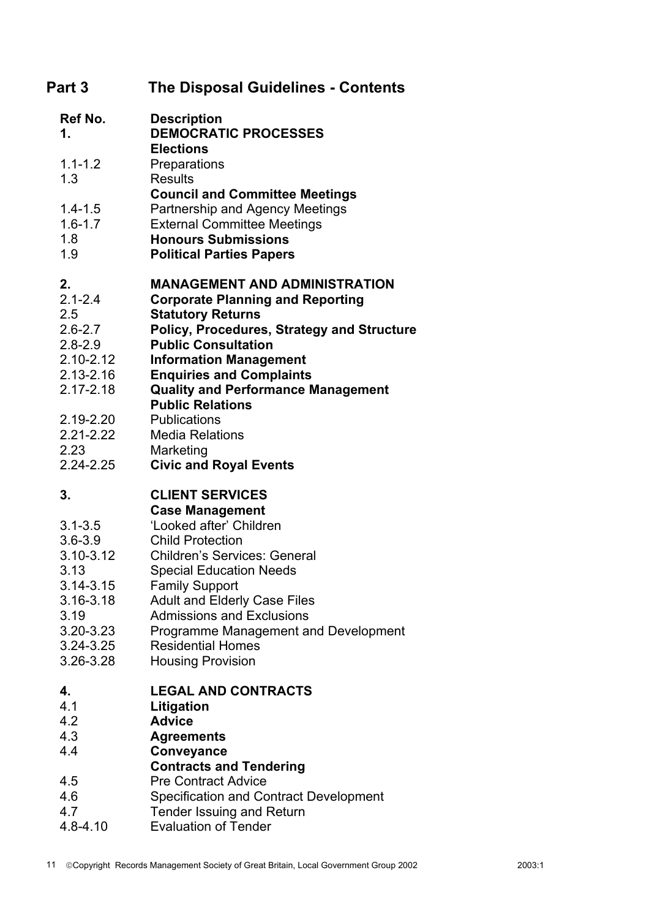# Part 3 The Disposal Guidelines - Contents

| Ref No. | Description |
|---|---|
| **1.** | **DEMOCRATIC PROCESSES** |
| | **Elections** |
| 1.1-1.2 | Preparations |
| 1.3 | Results |
| | **Council and Committee Meetings** |
| 1.4-1.5 | Partnership and Agency Meetings |
| 1.6-1.7 | External Committee Meetings |
| 1.8 | **Honours Submissions** |
| 1.9 | **Political Parties Papers** |
| | |
| **2.** | **MANAGEMENT AND ADMINISTRATION** |
| 2.1-2.4 | **Corporate Planning and Reporting** |
| 2.5 | **Statutory Returns** |
| 2.6-2.7 | **Policy, Procedures, Strategy and Structure** |
| 2.8-2.9 | **Public Consultation** |
| 2.10-2.12 | **Information Management** |
| 2.13-2.16 | **Enquiries and Complaints** |
| 2.17-2.18 | **Quality and Performance Management** |
| | **Public Relations** |
| 2.19-2.20 | Publications |
| 2.21-2.22 | Media Relations |
| 2.23 | Marketing |
| 2.24-2.25 | **Civic and Royal Events** |
| | |
| **3.** | **CLIENT SERVICES** |
| | **Case Management** |
| 3.1-3.5 | 'Looked after' Children |
| 3.6-3.9 | Child Protection |
| 3.10-3.12 | Children's Services: General |
| 3.13 | Special Education Needs |
| 3.14-3.15 | Family Support |
| 3.16-3.18 | Adult and Elderly Case Files |
| 3.19 | Admissions and Exclusions |
| 3.20-3.23 | Programme Management and Development |
| 3.24-3.25 | Residential Homes |
| 3.26-3.28 | Housing Provision |
| | |
| **4.** | **LEGAL AND CONTRACTS** |
| 4.1 | **Litigation** |
| 4.2 | **Advice** |
| 4.3 | **Agreements** |
| 4.4 | **Conveyance** |
| | **Contracts and Tendering** |
| 4.5 | Pre Contract Advice |
| 4.6 | Specification and Contract Development |
| 4.7 | Tender Issuing and Return |
| 4.8-4.10 | Evaluation of Tender |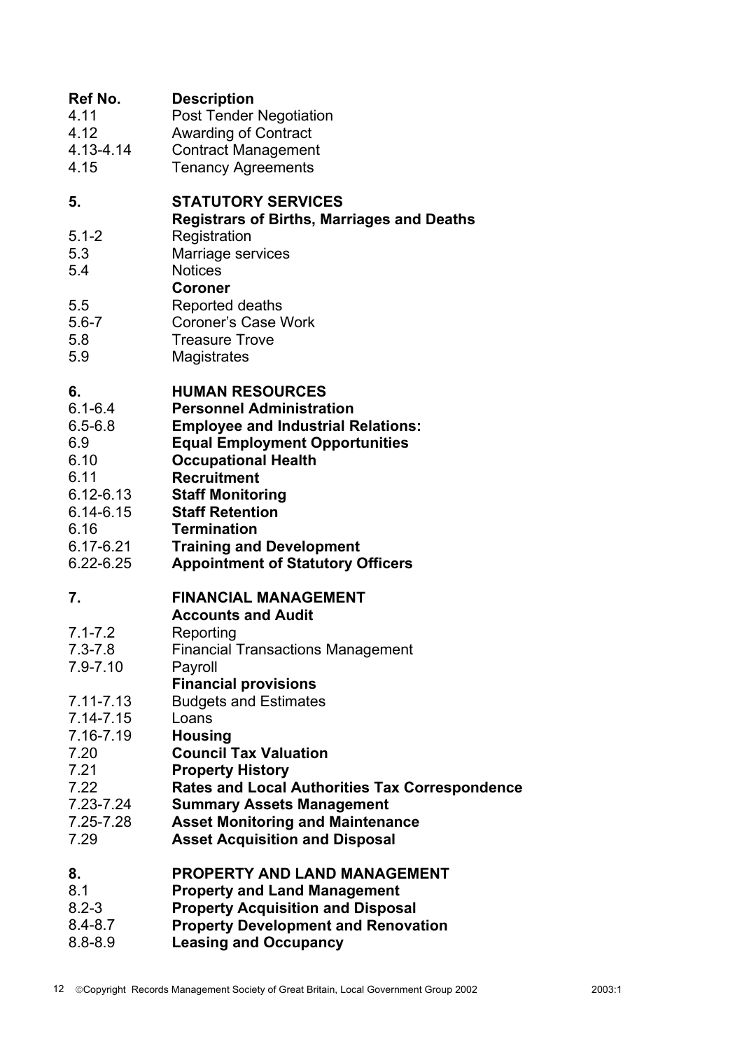| Ref No. | Description |
|---|---|
| 4.11 | Post Tender Negotiation |
| 4.12 | Awarding of Contract |
| 4.13-4.14 | Contract Management |
| 4.15 | Tenancy Agreements |
| | |
| **5.** | **STATUTORY SERVICES** |
| | **Registrars of Births, Marriages and Deaths** |
| 5.1-2 | Registration |
| 5.3 | Marriage services |
| 5.4 | Notices |
| | **Coroner** |
| 5.5 | Reported deaths |
| 5.6-7 | Coroner's Case Work |
| 5.8 | Treasure Trove |
| 5.9 | Magistrates |
| | |
| **6.** | **HUMAN RESOURCES** |
| 6.1-6.4 | **Personnel Administration** |
| 6.5-6.8 | **Employee and Industrial Relations:** |
| 6.9 | **Equal Employment Opportunities** |
| 6.10 | **Occupational Health** |
| 6.11 | **Recruitment** |
| 6.12-6.13 | **Staff Monitoring** |
| 6.14-6.15 | **Staff Retention** |
| 6.16 | **Termination** |
| 6.17-6.21 | **Training and Development** |
| 6.22-6.25 | **Appointment of Statutory Officers** |
| | |
| **7.** | **FINANCIAL MANAGEMENT** |
| | **Accounts and Audit** |
| 7.1-7.2 | Reporting |
| 7.3-7.8 | Financial Transactions Management |
| 7.9-7.10 | Payroll |
| | **Financial provisions** |
| 7.11-7.13 | Budgets and Estimates |
| 7.14-7.15 | Loans |
| 7.16-7.19 | **Housing** |
| 7.20 | **Council Tax Valuation** |
| 7.21 | **Property History** |
| 7.22 | **Rates and Local Authorities Tax Correspondence** |
| 7.23-7.24 | **Summary Assets Management** |
| 7.25-7.28 | **Asset Monitoring and Maintenance** |
| 7.29 | **Asset Acquisition and Disposal** |
| | |
| **8.** | **PROPERTY AND LAND MANAGEMENT** |
| 8.1 | **Property and Land Management** |
| 8.2-3 | **Property Acquisition and Disposal** |
| 8.4-8.7 | **Property Development and Renovation** |
| 8.8-8.9 | **Leasing and Occupancy** |

©Copyright Records Management Society of Great Britain, Local Government Group 2002 2003:1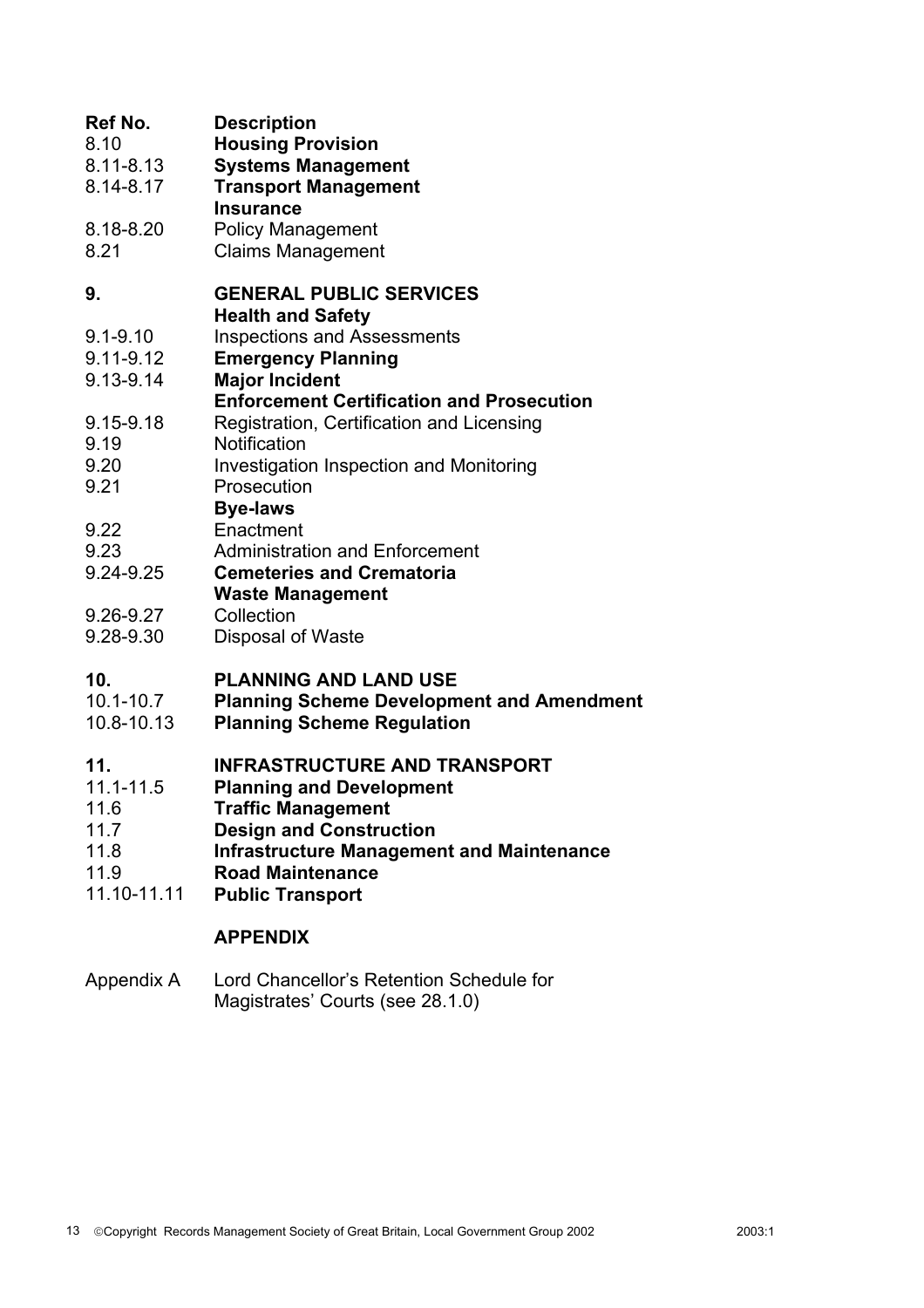| Ref No. | Description |
|---|---|
| 8.10 | **Housing Provision** |
| 8.11-8.13 | **Systems Management** |
| 8.14-8.17 | **Transport Management** |
| | **Insurance** |
| 8.18-8.20 | Policy Management |
| 8.21 | Claims Management |
| | |
| **9.** | **GENERAL PUBLIC SERVICES** |
| | **Health and Safety** |
| 9.1-9.10 | Inspections and Assessments |
| 9.11-9.12 | **Emergency Planning** |
| 9.13-9.14 | **Major Incident** |
| | **Enforcement Certification and Prosecution** |
| 9.15-9.18 | Registration, Certification and Licensing |
| 9.19 | Notification |
| 9.20 | Investigation Inspection and Monitoring |
| 9.21 | Prosecution |
| | **Bye-laws** |
| 9.22 | Enactment |
| 9.23 | Administration and Enforcement |
| 9.24-9.25 | **Cemeteries and Crematoria** |
| | **Waste Management** |
| 9.26-9.27 | Collection |
| 9.28-9.30 | Disposal of Waste |
| | |
| **10.** | **PLANNING AND LAND USE** |
| 10.1-10.7 | **Planning Scheme Development and Amendment** |
| 10.8-10.13 | **Planning Scheme Regulation** |
| | |
| **11.** | **INFRASTRUCTURE AND TRANSPORT** |
| 11.1-11.5 | **Planning and Development** |
| 11.6 | **Traffic Management** |
| 11.7 | **Design and Construction** |
| 11.8 | **Infrastructure Management and Maintenance** |
| 11.9 | **Road Maintenance** |
| 11.10-11.11 | **Public Transport** |
| | |
| | **APPENDIX** |
| | |
| Appendix A | Lord Chancellor's Retention Schedule for Magistrates' Courts (see 28.1.0) |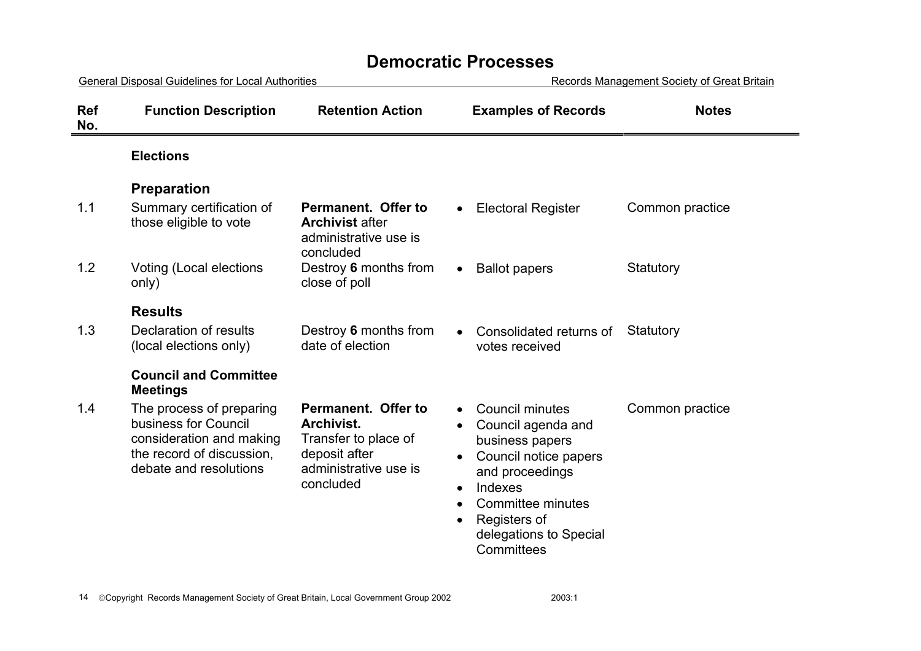# Democratic Processes

| Ref No. | Function Description | Retention Action | Examples of Records | Notes |
|---|---|---|---|---|
| | **Elections** | | | |
| | **Preparation** | | | |
| 1.1 | Summary certification of those eligible to vote | **Permanent. Offer to Archivist** after administrative use is concluded | • Electoral Register | Common practice |
| 1.2 | Voting (Local elections only) | Destroy **6** months from close of poll | • Ballot papers | Statutory |
| | **Results** | | | |
| 1.3 | Declaration of results (local elections only) | Destroy **6** months from date of election | • Consolidated returns of votes received | Statutory |
| | **Council and Committee Meetings** | | | |
| 1.4 | The process of preparing business for Council consideration and making the record of discussion, debate and resolutions | **Permanent. Offer to Archivist.** Transfer to place of deposit after administrative use is concluded | • Council minutes<br>• Council agenda and business papers<br>• Council notice papers and proceedings<br>• Indexes<br>• Committee minutes<br>• Registers of delegations to Special Committees | Common practice |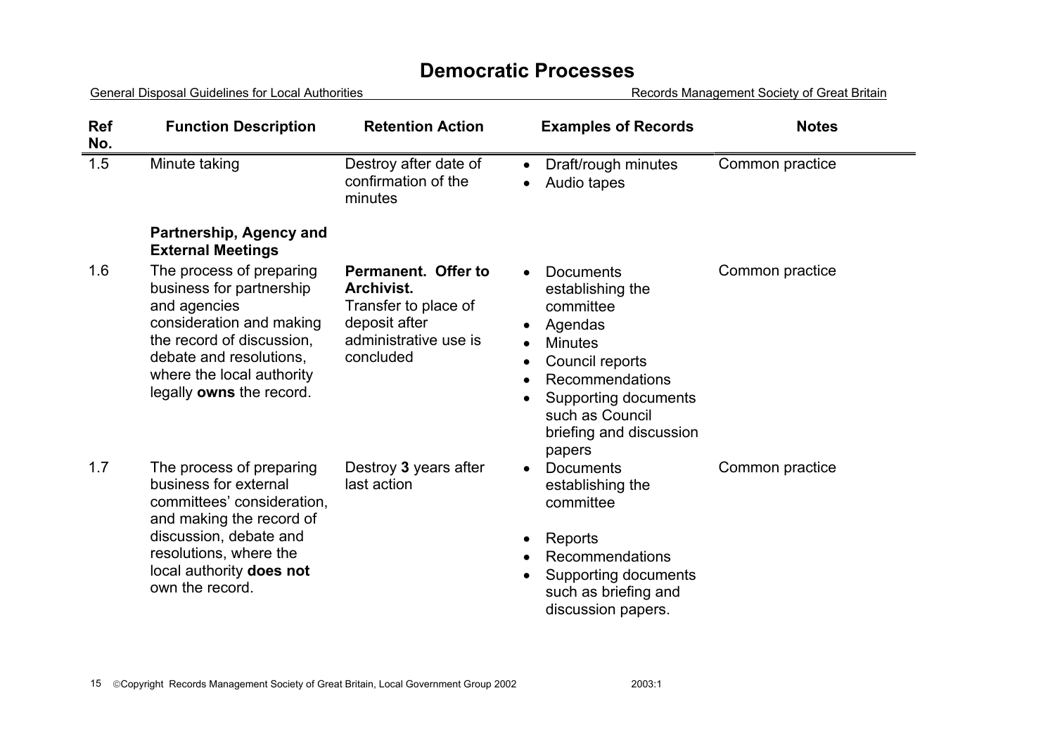# Democratic Processes

General Disposal Guidelines for Local Authorities — Records Management Society of Great Britain

| Ref No. | Function Description | Retention Action | Examples of Records | Notes |
|---|---|---|---|---|
| 1.5 | Minute taking | Destroy after date of confirmation of the minutes | • Draft/rough minutes<br>• Audio tapes | Common practice |
| | **Partnership, Agency and External Meetings** | | | |
| 1.6 | The process of preparing business for partnership and agencies consideration and making the record of discussion, debate and resolutions, where the local authority legally **owns** the record. | **Permanent. Offer to Archivist.**<br>Transfer to place of deposit after administrative use is concluded | • Documents establishing the committee<br>• Agendas<br>• Minutes<br>• Council reports<br>• Recommendations<br>• Supporting documents such as Council briefing and discussion papers | Common practice |
| 1.7 | The process of preparing business for external committees' consideration, and making the record of discussion, debate and resolutions, where the local authority **does not** own the record. | Destroy **3** years after last action | • Documents establishing the committee<br>• Reports<br>• Recommendations<br>• Supporting documents such as briefing and discussion papers. | Common practice |

©Copyright Records Management Society of Great Britain, Local Government Group 2002 — 2003:1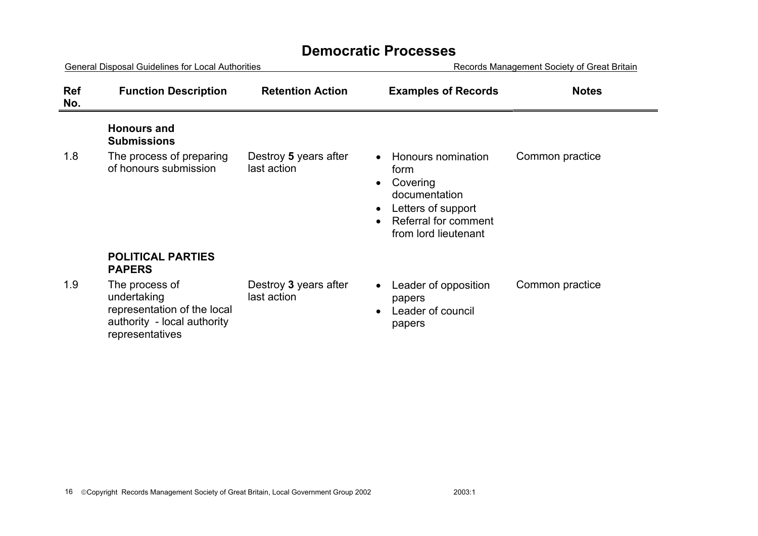# Democratic Processes

| Ref No. | Function Description | Retention Action | Examples of Records | Notes |
|---|---|---|---|---|
| | **Honours and Submissions** | | | |
| 1.8 | The process of preparing of honours submission | Destroy **5** years after last action | • Honours nomination form<br>• Covering documentation<br>• Letters of support<br>• Referral for comment from lord lieutenant | Common practice |
| | **POLITICAL PARTIES PAPERS** | | | |
| 1.9 | The process of undertaking representation of the local authority - local authority representatives | Destroy **3** years after last action | • Leader of opposition papers<br>• Leader of council papers | Common practice |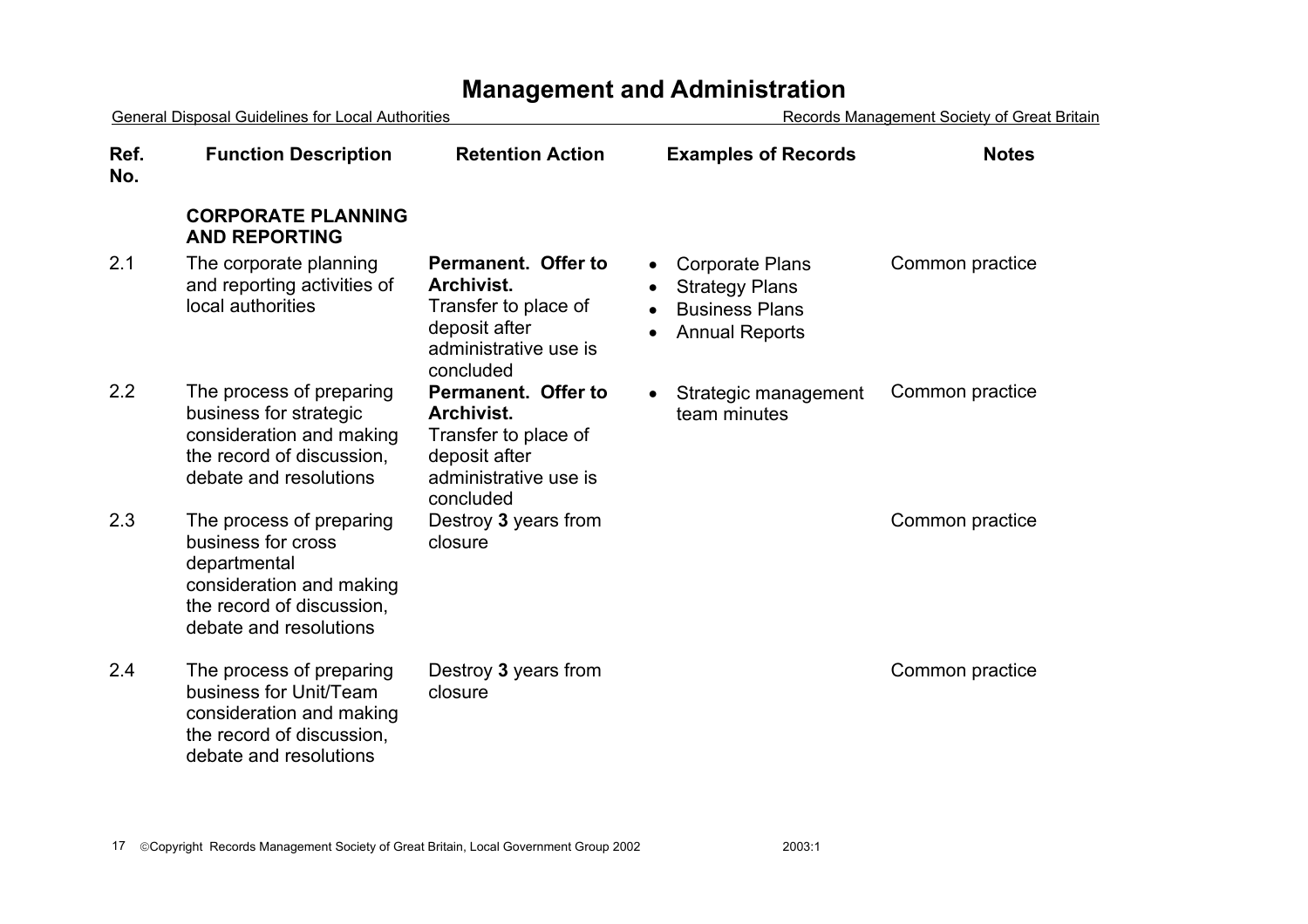# Management and Administration

| Ref. No. | Function Description | Retention Action | Examples of Records | Notes |
|---|---|---|---|---|
| | **CORPORATE PLANNING AND REPORTING** | | | |
| 2.1 | The corporate planning and reporting activities of local authorities | **Permanent. Offer to Archivist.** Transfer to place of deposit after administrative use is concluded | • Corporate Plans<br>• Strategy Plans<br>• Business Plans<br>• Annual Reports | Common practice |
| 2.2 | The process of preparing business for strategic consideration and making the record of discussion, debate and resolutions | **Permanent. Offer to Archivist.** Transfer to place of deposit after administrative use is concluded | • Strategic management team minutes | Common practice |
| 2.3 | The process of preparing business for cross departmental consideration and making the record of discussion, debate and resolutions | Destroy **3** years from closure | | Common practice |
| 2.4 | The process of preparing business for Unit/Team consideration and making the record of discussion, debate and resolutions | Destroy **3** years from closure | | Common practice |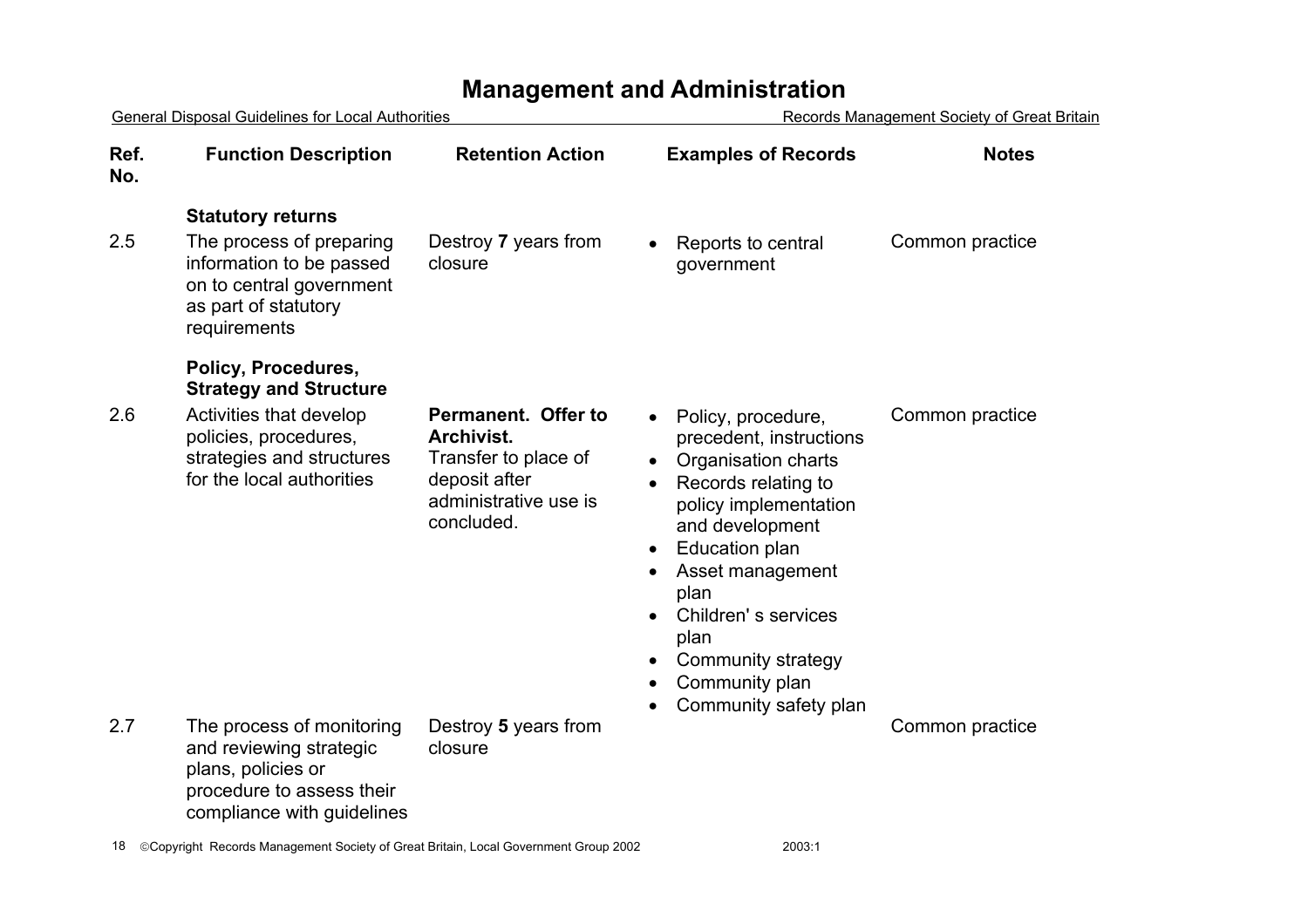# Management and Administration

| Ref. No. | Function Description | Retention Action | Examples of Records | Notes |
|---|---|---|---|---|
| | **Statutory returns** | | | |
| 2.5 | The process of preparing information to be passed on to central government as part of statutory requirements | Destroy **7** years from closure | • Reports to central government | Common practice |
| | **Policy, Procedures, Strategy and Structure** | | | |
| 2.6 | Activities that develop policies, procedures, strategies and structures for the local authorities | **Permanent. Offer to Archivist.** Transfer to place of deposit after administrative use is concluded. | • Policy, procedure, precedent, instructions<br>• Organisation charts<br>• Records relating to policy implementation and development<br>• Education plan<br>• Asset management plan<br>• Children' s services plan<br>• Community strategy<br>• Community plan<br>• Community safety plan | Common practice |
| 2.7 | The process of monitoring and reviewing strategic plans, policies or procedure to assess their compliance with guidelines | Destroy **5** years from closure | | Common practice |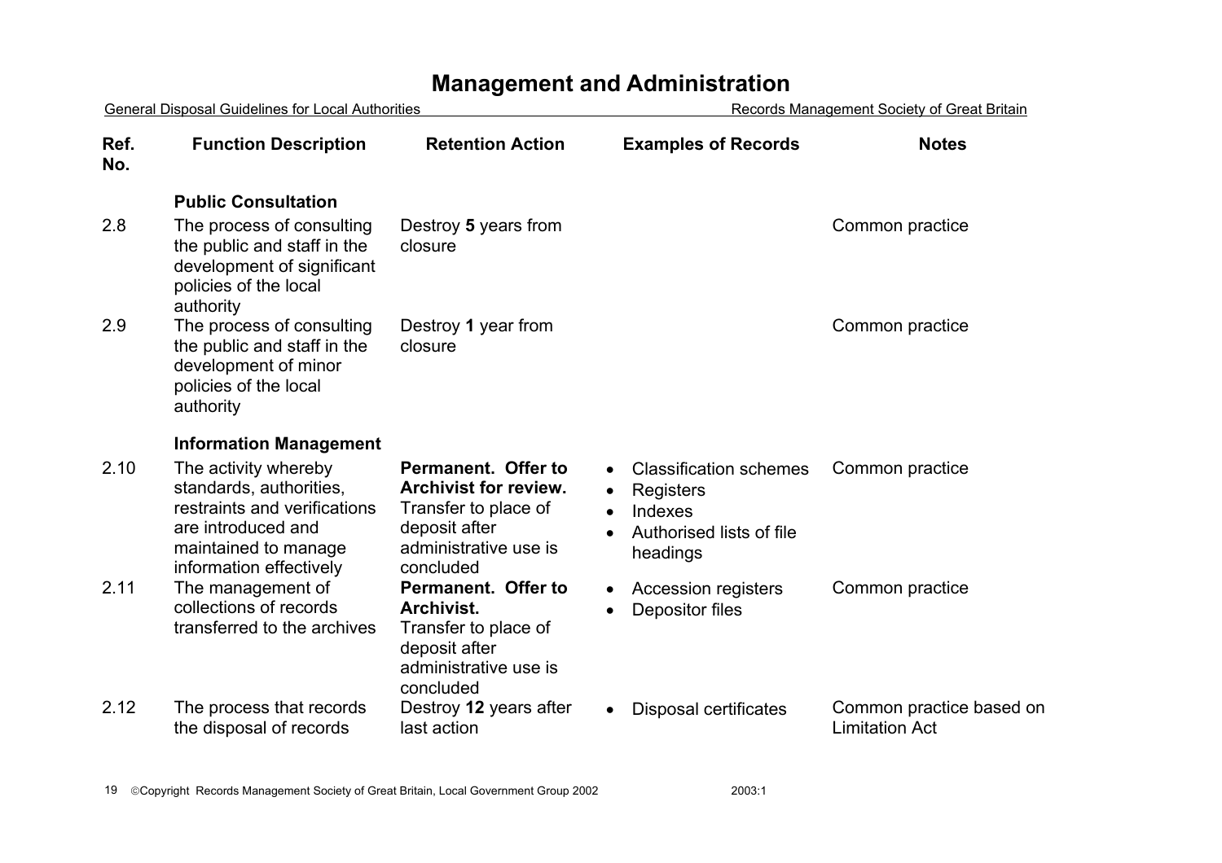# Management and Administration

General Disposal Guidelines for Local Authorities — Records Management Society of Great Britain

| Ref. No. | Function Description | Retention Action | Examples of Records | Notes |
|---|---|---|---|---|
| | **Public Consultation** | | | |
| 2.8 | The process of consulting the public and staff in the development of significant policies of the local authority | Destroy **5** years from closure | | Common practice |
| 2.9 | The process of consulting the public and staff in the development of minor policies of the local authority | Destroy **1** year from closure | | Common practice |
| | **Information Management** | | | |
| 2.10 | The activity whereby standards, authorities, restraints and verifications are introduced and maintained to manage information effectively | **Permanent. Offer to Archivist for review.** Transfer to place of deposit after administrative use is concluded | • Classification schemes<br>• Registers<br>• Indexes<br>• Authorised lists of file headings | Common practice |
| 2.11 | The management of collections of records transferred to the archives | **Permanent. Offer to Archivist.** Transfer to place of deposit after administrative use is concluded | • Accession registers<br>• Depositor files | Common practice |
| 2.12 | The process that records the disposal of records | Destroy **12** years after last action | • Disposal certificates | Common practice based on Limitation Act |

©Copyright Records Management Society of Great Britain, Local Government Group 2002 2003:1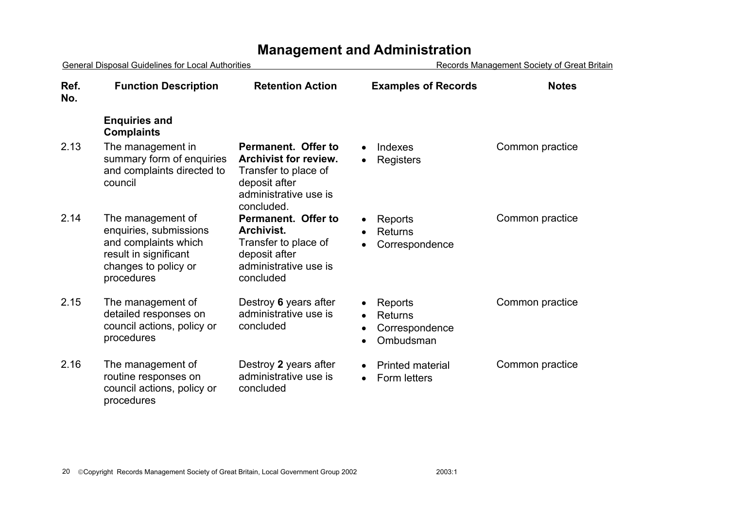# Management and Administration

General Disposal Guidelines for Local Authorities — Records Management Society of Great Britain

| Ref. No. | Function Description | Retention Action | Examples of Records | Notes |
|---|---|---|---|---|
| | **Enquiries and Complaints** | | | |
| 2.13 | The management in summary form of enquiries and complaints directed to council | **Permanent. Offer to Archivist for review.** Transfer to place of deposit after administrative use is concluded. | • Indexes<br>• Registers | Common practice |
| 2.14 | The management of enquiries, submissions and complaints which result in significant changes to policy or procedures | **Permanent. Offer to Archivist.** Transfer to place of deposit after administrative use is concluded | • Reports<br>• Returns<br>• Correspondence | Common practice |
| 2.15 | The management of detailed responses on council actions, policy or procedures | Destroy **6** years after administrative use is concluded | • Reports<br>• Returns<br>• Correspondence<br>• Ombudsman | Common practice |
| 2.16 | The management of routine responses on council actions, policy or procedures | Destroy **2** years after administrative use is concluded | • Printed material<br>• Form letters | Common practice |

©Copyright Records Management Society of Great Britain, Local Government Group 2002 2003:1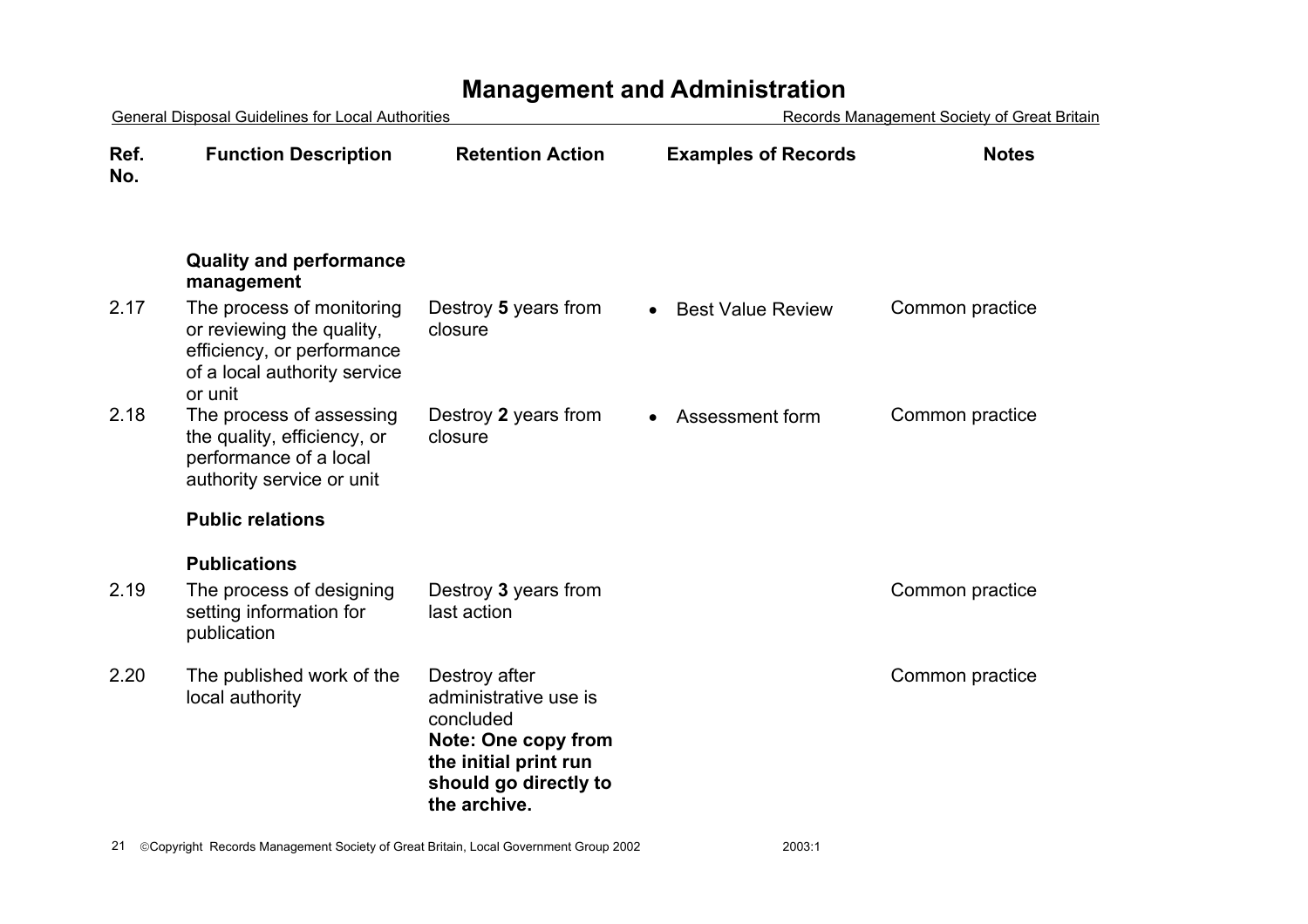# Management and Administration

| Ref. No. | Function Description | Retention Action | Examples of Records | Notes |
|---|---|---|---|---|
| | **Quality and performance management** | | | |
| 2.17 | The process of monitoring or reviewing the quality, efficiency, or performance of a local authority service or unit | Destroy **5** years from closure | • Best Value Review | Common practice |
| 2.18 | The process of assessing the quality, efficiency, or performance of a local authority service or unit | Destroy **2** years from closure | • Assessment form | Common practice |
| | **Public relations** | | | |
| | **Publications** | | | |
| 2.19 | The process of designing setting information for publication | Destroy **3** years from last action | | Common practice |
| 2.20 | The published work of the local authority | Destroy after administrative use is concluded **Note: One copy from the initial print run should go directly to the archive.** | | Common practice |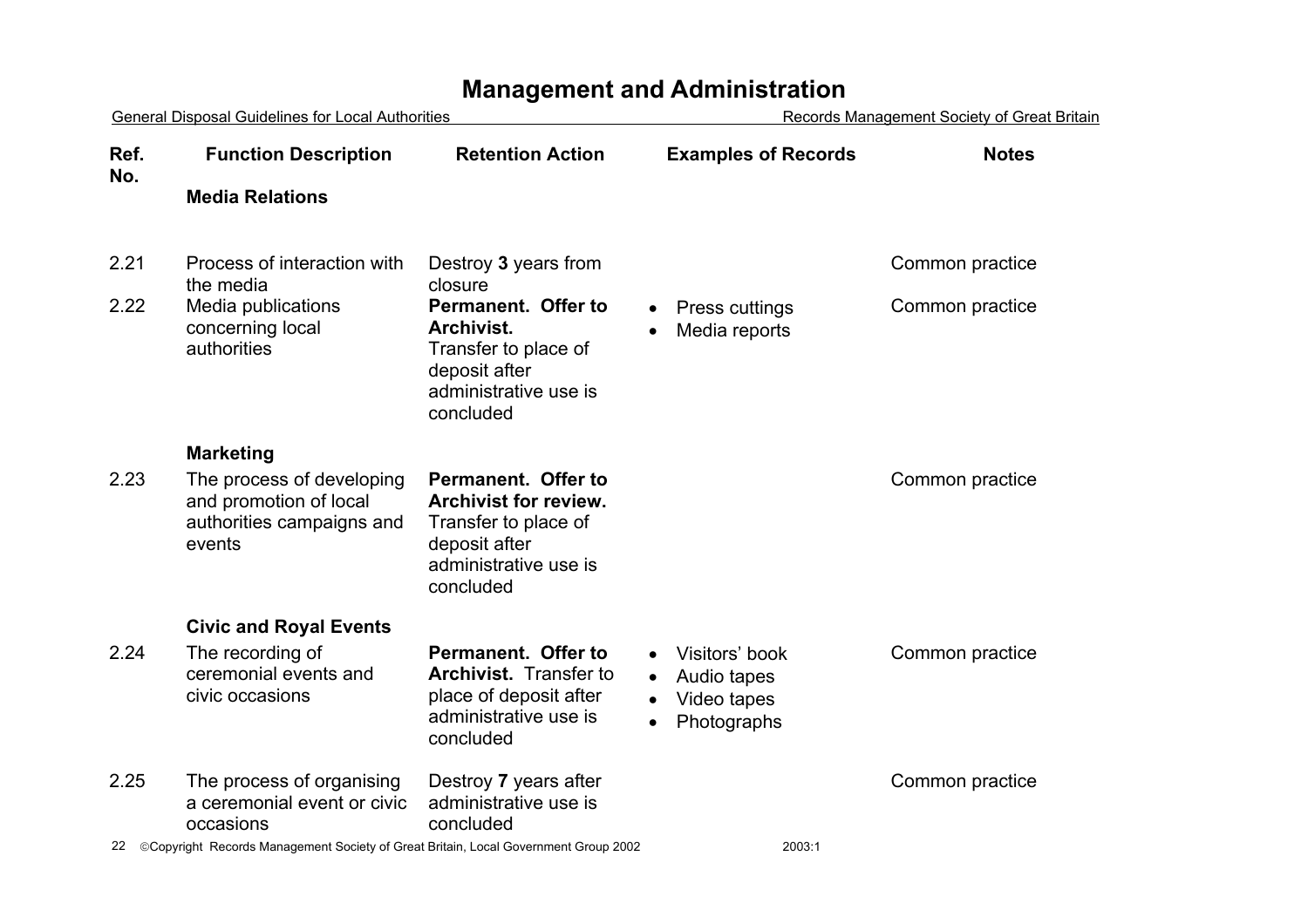# Management and Administration

| Ref. No. | Function Description | Retention Action | Examples of Records | Notes |
|---|---|---|---|---|
| | **Media Relations** | | | |
| 2.21 | Process of interaction with the media | Destroy **3** years from closure | | Common practice |
| 2.22 | Media publications concerning local authorities | **Permanent. Offer to Archivist.** Transfer to place of deposit after administrative use is concluded | • Press cuttings<br>• Media reports | Common practice |
| | **Marketing** | | | |
| 2.23 | The process of developing and promotion of local authorities campaigns and events | **Permanent. Offer to Archivist for review.** Transfer to place of deposit after administrative use is concluded | | Common practice |
| | **Civic and Royal Events** | | | |
| 2.24 | The recording of ceremonial events and civic occasions | **Permanent. Offer to Archivist.** Transfer to place of deposit after administrative use is concluded | • Visitors' book<br>• Audio tapes<br>• Video tapes<br>• Photographs | Common practice |
| 2.25 | The process of organising a ceremonial event or civic occasions | Destroy **7** years after administrative use is concluded | | Common practice |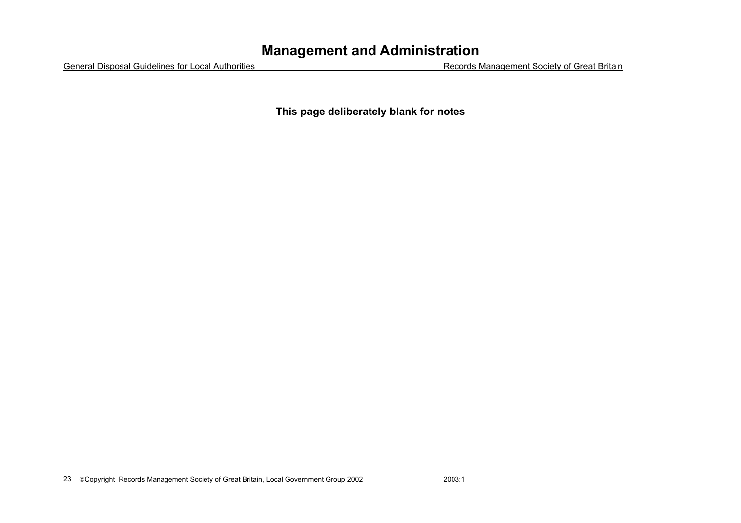**This page deliberately blank for notes**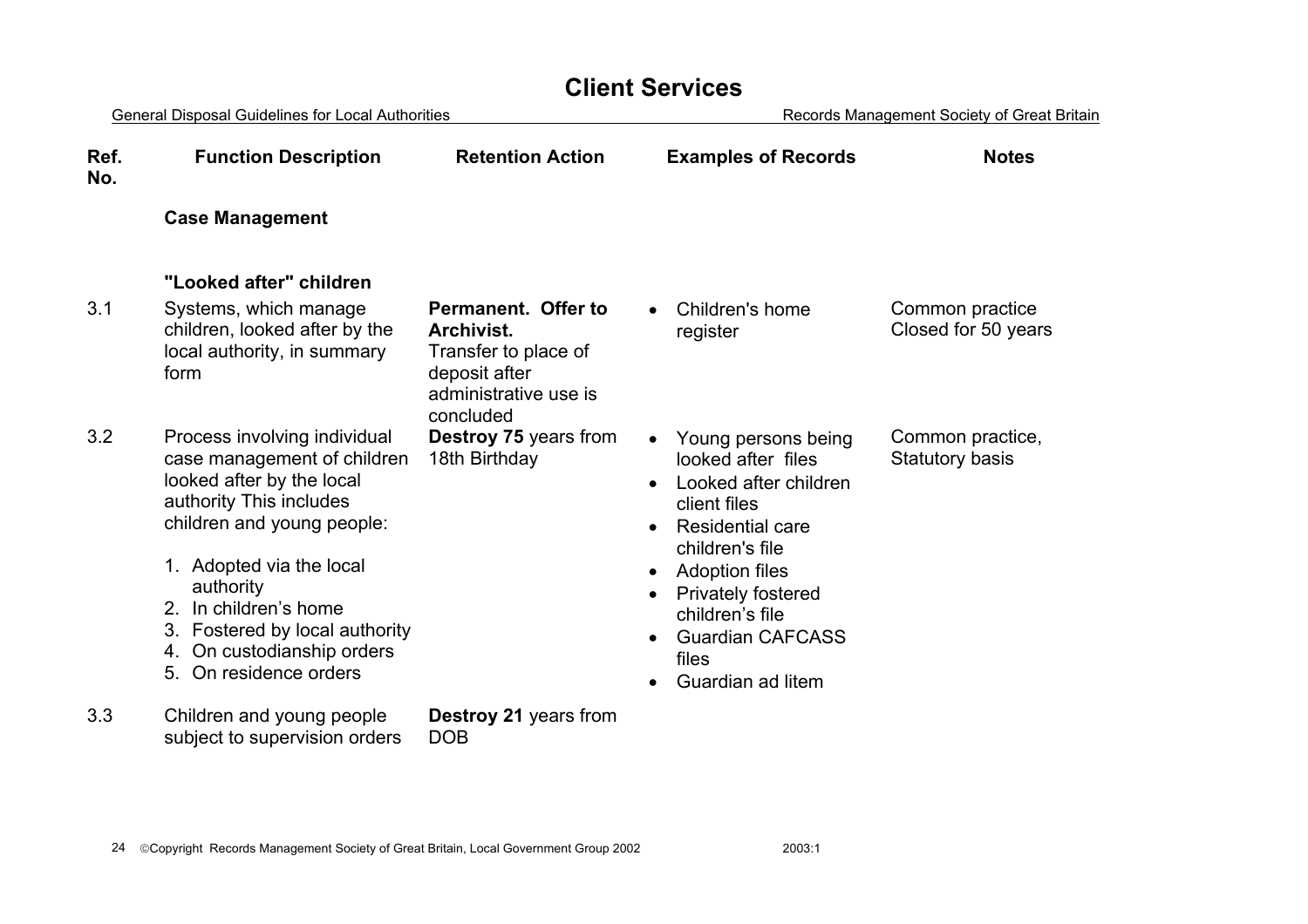# Client Services

| Ref. No. | Function Description | Retention Action | Examples of Records | Notes |
|---|---|---|---|---|
| | **Case Management** | | | |
| | **"Looked after" children** | | | |
| 3.1 | Systems, which manage children, looked after by the local authority, in summary form | **Permanent. Offer to Archivist.** Transfer to place of deposit after administrative use is concluded | • Children's home register | Common practice Closed for 50 years |
| 3.2 | Process involving individual case management of children looked after by the local authority This includes children and young people: 1. Adopted via the local authority 2. In children's home 3. Fostered by local authority 4. On custodianship orders 5. On residence orders | **Destroy 75** years from 18th Birthday | • Young persons being looked after files • Looked after children client files • Residential care children's file • Adoption files • Privately fostered children's file • Guardian CAFCASS files • Guardian ad litem | Common practice, Statutory basis |
| 3.3 | Children and young people subject to supervision orders | **Destroy 21** years from DOB | | |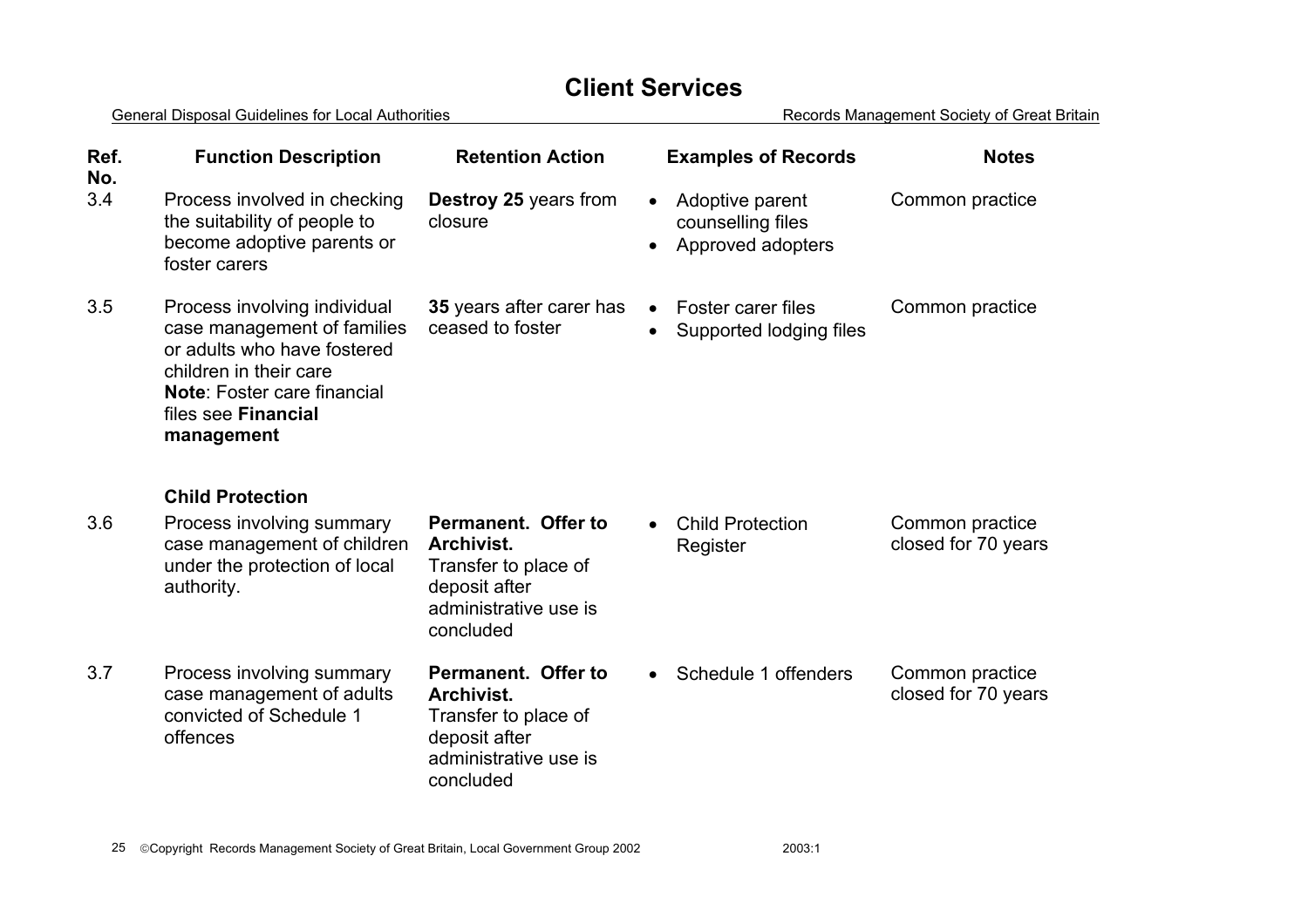# Client Services

| Ref. No. | Function Description | Retention Action | Examples of Records | Notes |
|---|---|---|---|---|
| 3.4 | Process involved in checking the suitability of people to become adoptive parents or foster carers | **Destroy 25** years from closure | • Adoptive parent counselling files<br>• Approved adopters | Common practice |
| 3.5 | Process involving individual case management of families or adults who have fostered children in their care<br>**Note**: Foster care financial files see **Financial management** | **35** years after carer has ceased to foster | • Foster carer files<br>• Supported lodging files | Common practice |
| | **Child Protection** | | | |
| 3.6 | Process involving summary case management of children under the protection of local authority. | **Permanent. Offer to Archivist.**<br>Transfer to place of deposit after administrative use is concluded | • Child Protection Register | Common practice closed for 70 years |
| 3.7 | Process involving summary case management of adults convicted of Schedule 1 offences | **Permanent. Offer to Archivist.**<br>Transfer to place of deposit after administrative use is concluded | • Schedule 1 offenders | Common practice closed for 70 years |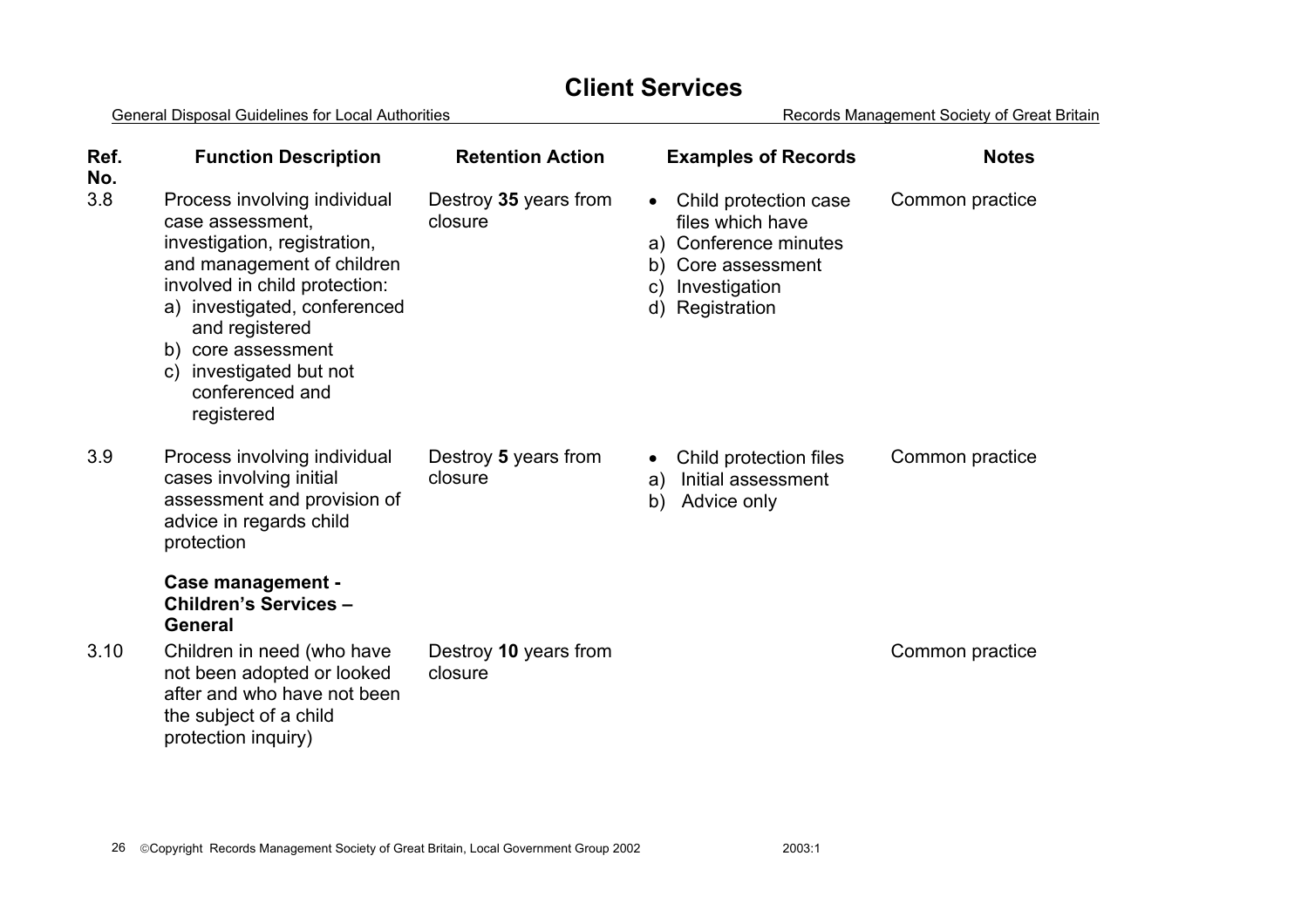# Client Services

| Ref. No. | Function Description | Retention Action | Examples of Records | Notes |
|---|---|---|---|---|
| 3.8 | Process involving individual case assessment, investigation, registration, and management of children involved in child protection: a) investigated, conferenced and registered b) core assessment c) investigated but not conferenced and registered | Destroy **35** years from closure | • Child protection case files which have a) Conference minutes b) Core assessment c) Investigation d) Registration | Common practice |
| 3.9 | Process involving individual cases involving initial assessment and provision of advice in regards child protection | Destroy **5** years from closure | • Child protection files a) Initial assessment b) Advice only | Common practice |
| | **Case management - Children's Services – General** | | | |
| 3.10 | Children in need (who have not been adopted or looked after and who have not been the subject of a child protection inquiry) | Destroy **10** years from closure | | Common practice |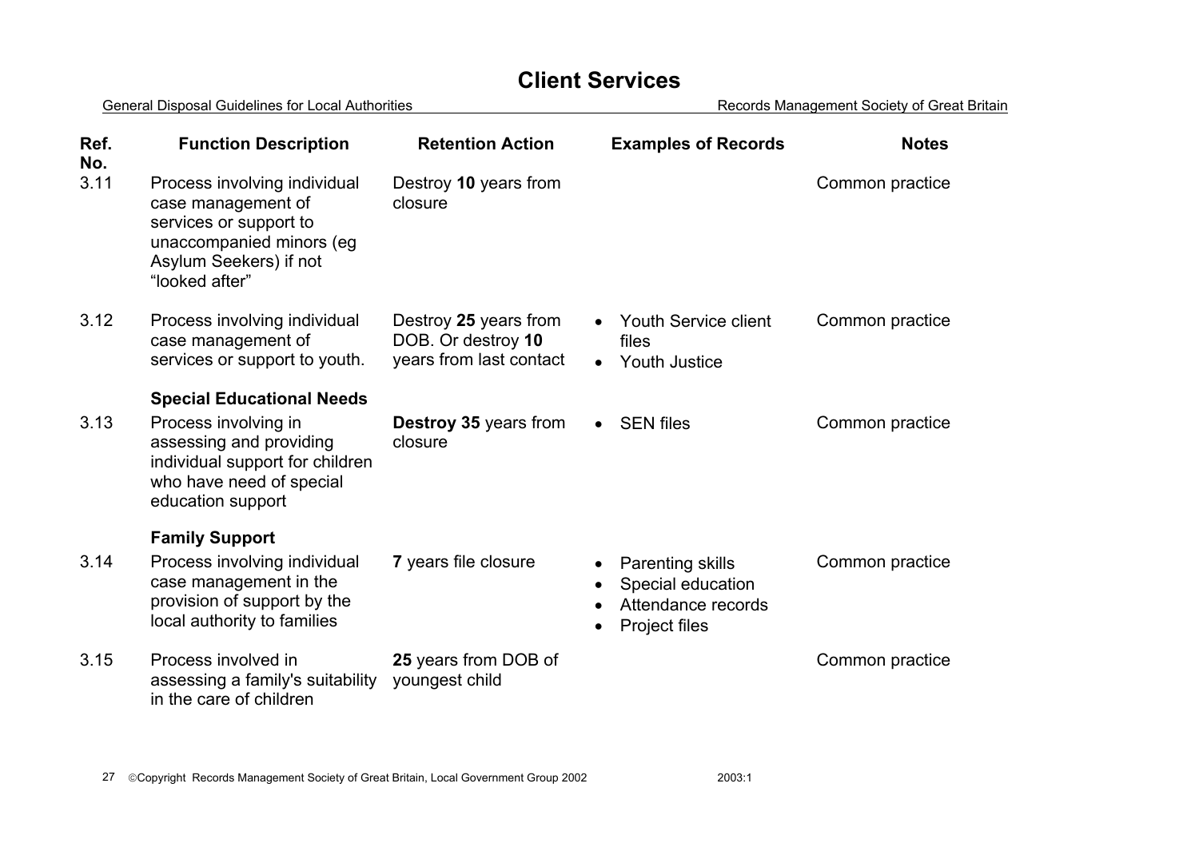# Client Services

General Disposal Guidelines for Local Authorities — Records Management Society of Great Britain

| Ref. No. | Function Description | Retention Action | Examples of Records | Notes |
|---|---|---|---|---|
| 3.11 | Process involving individual case management of services or support to unaccompanied minors (eg Asylum Seekers) if not "looked after" | Destroy **10** years from closure | | Common practice |
| 3.12 | Process involving individual case management of services or support to youth. | Destroy **25** years from DOB. Or destroy **10** years from last contact | • Youth Service client files<br>• Youth Justice | Common practice |
| | **Special Educational Needs** | | | |
| 3.13 | Process involving in assessing and providing individual support for children who have need of special education support | **Destroy 35** years from closure | • SEN files | Common practice |
| | **Family Support** | | | |
| 3.14 | Process involving individual case management in the provision of support by the local authority to families | **7** years file closure | • Parenting skills<br>• Special education<br>• Attendance records<br>• Project files | Common practice |
| 3.15 | Process involved in assessing a family's suitability in the care of children | **25** years from DOB of youngest child | | Common practice |

©Copyright Records Management Society of Great Britain, Local Government Group 2002 2003:1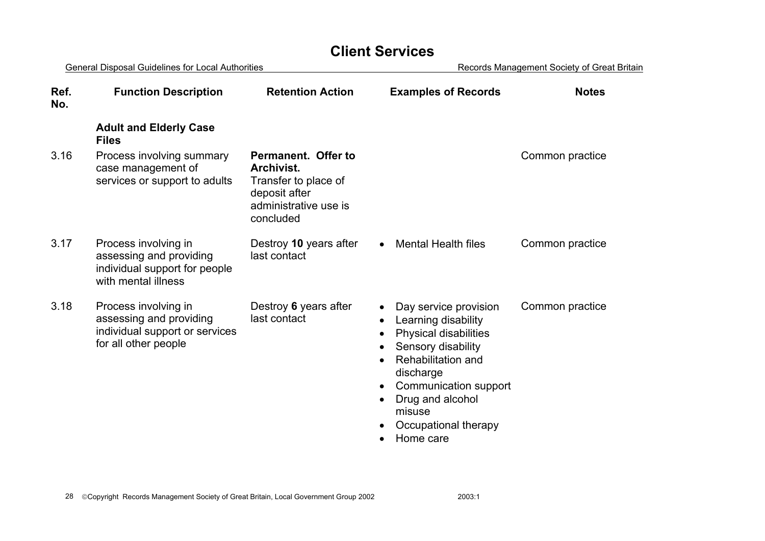# Client Services

| Ref. No. | Function Description | Retention Action | Examples of Records | Notes |
|---|---|---|---|---|
| | **Adult and Elderly Case Files** | | | |
| 3.16 | Process involving summary case management of services or support to adults | **Permanent. Offer to Archivist.** Transfer to place of deposit after administrative use is concluded | | Common practice |
| 3.17 | Process involving in assessing and providing individual support for people with mental illness | Destroy **10** years after last contact | • Mental Health files | Common practice |
| 3.18 | Process involving in assessing and providing individual support or services for all other people | Destroy **6** years after last contact | • Day service provision<br>• Learning disability<br>• Physical disabilities<br>• Sensory disability<br>• Rehabilitation and discharge<br>• Communication support<br>• Drug and alcohol misuse<br>• Occupational therapy<br>• Home care | Common practice |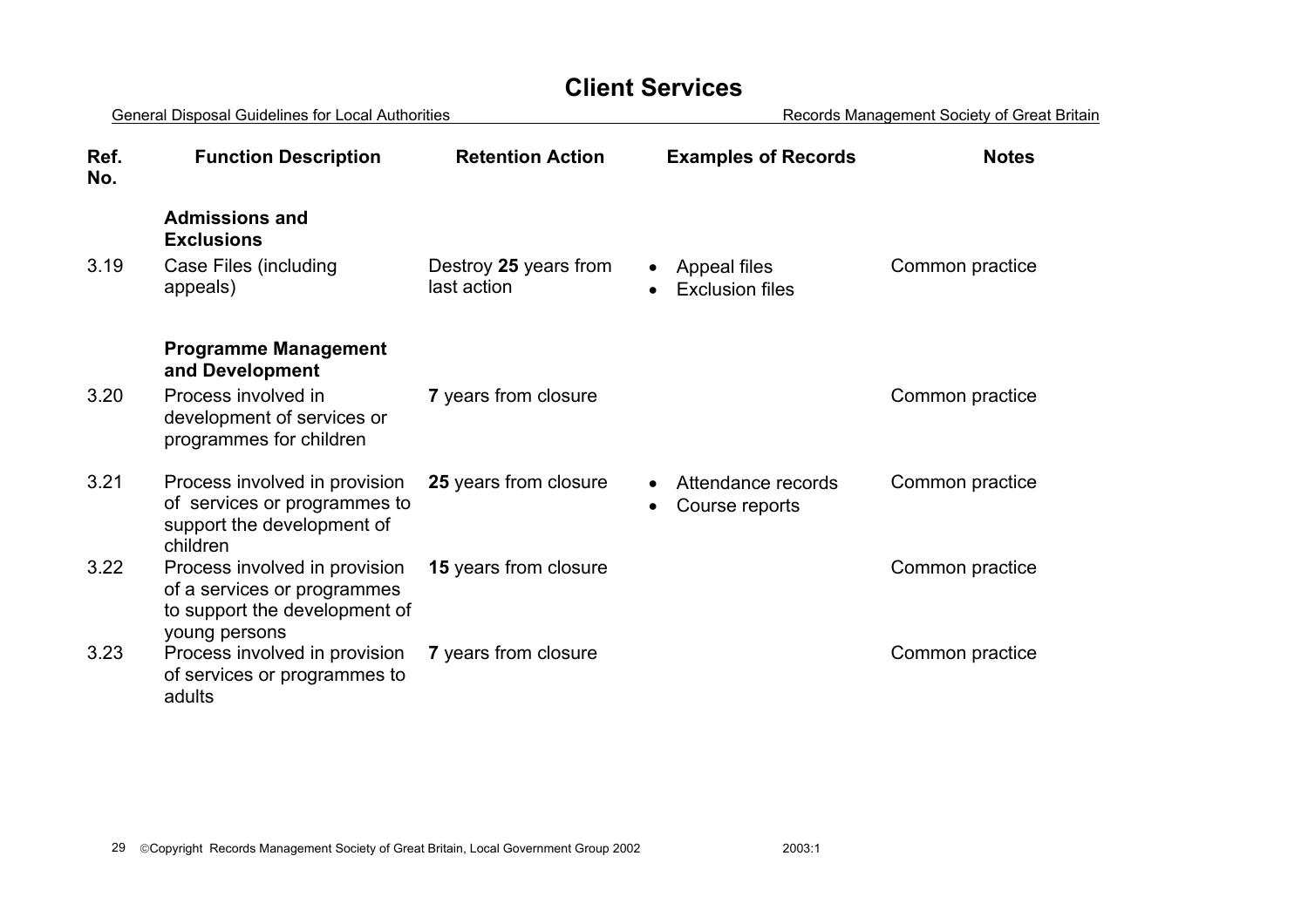# Client Services

General Disposal Guidelines for Local Authorities — Records Management Society of Great Britain

| Ref. No. | Function Description | Retention Action | Examples of Records | Notes |
|---|---|---|---|---|
| | **Admissions and Exclusions** | | | |
| 3.19 | Case Files (including appeals) | Destroy **25** years from last action | • Appeal files<br>• Exclusion files | Common practice |
| | **Programme Management and Development** | | | |
| 3.20 | Process involved in development of services or programmes for children | **7** years from closure | | Common practice |
| 3.21 | Process involved in provision of services or programmes to support the development of children | **25** years from closure | • Attendance records<br>• Course reports | Common practice |
| 3.22 | Process involved in provision of a services or programmes to support the development of young persons | **15** years from closure | | Common practice |
| 3.23 | Process involved in provision of services or programmes to adults | **7** years from closure | | Common practice |

©Copyright Records Management Society of Great Britain, Local Government Group 2002 2003:1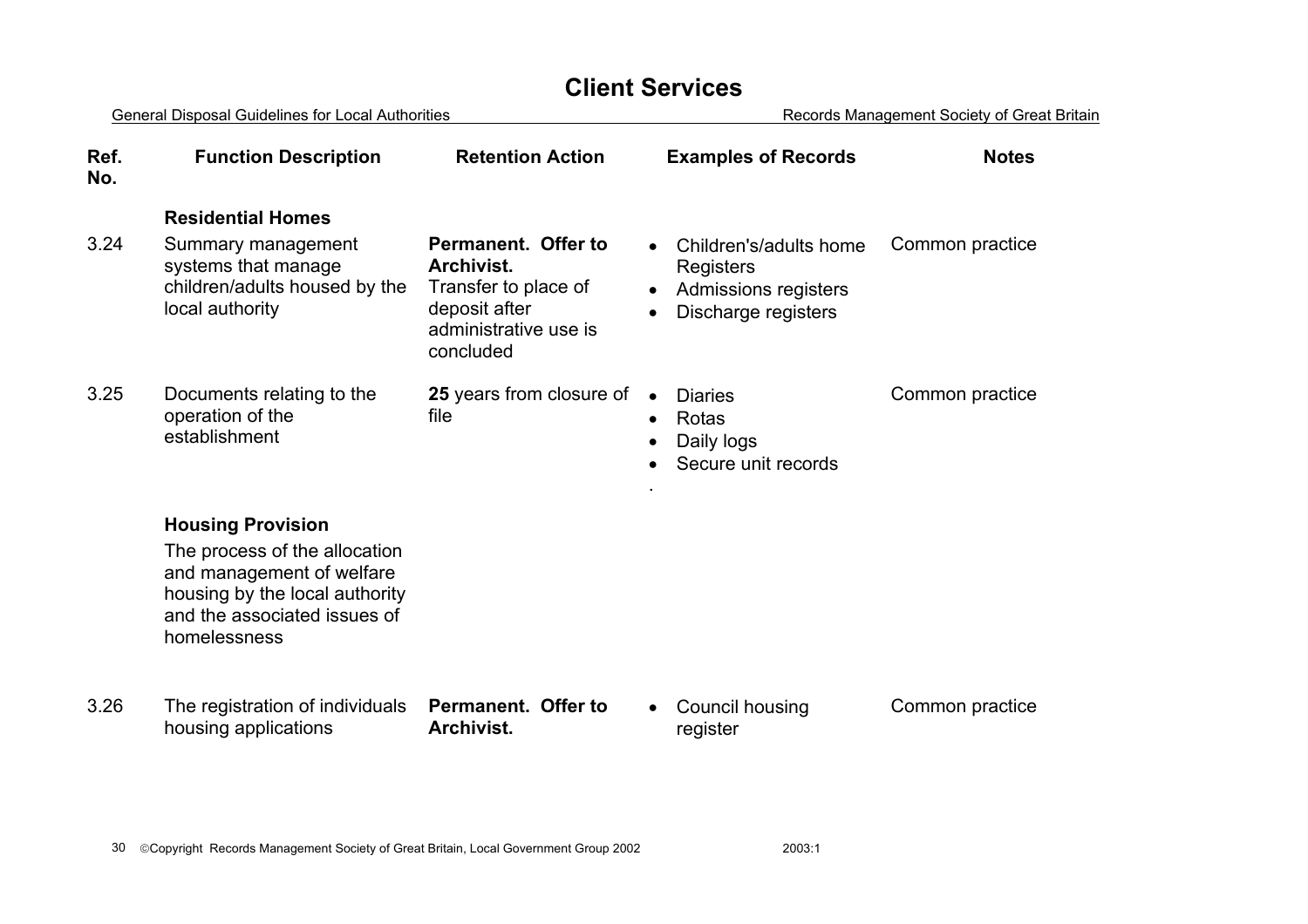# Client Services

| Ref. No. | Function Description | Retention Action | Examples of Records | Notes |
|---|---|---|---|---|
| | **Residential Homes** | | | |
| 3.24 | Summary management systems that manage children/adults housed by the local authority | **Permanent. Offer to Archivist.** Transfer to place of deposit after administrative use is concluded | • Children's/adults home Registers<br>• Admissions registers<br>• Discharge registers | Common practice |
| 3.25 | Documents relating to the operation of the establishment | **25** years from closure of file | • Diaries<br>• Rotas<br>• Daily logs<br>• Secure unit records<br>. | Common practice |
| | **Housing Provision**<br>The process of the allocation and management of welfare housing by the local authority and the associated issues of homelessness | | | |
| 3.26 | The registration of individuals housing applications | **Permanent. Offer to Archivist.** | • Council housing register | Common practice |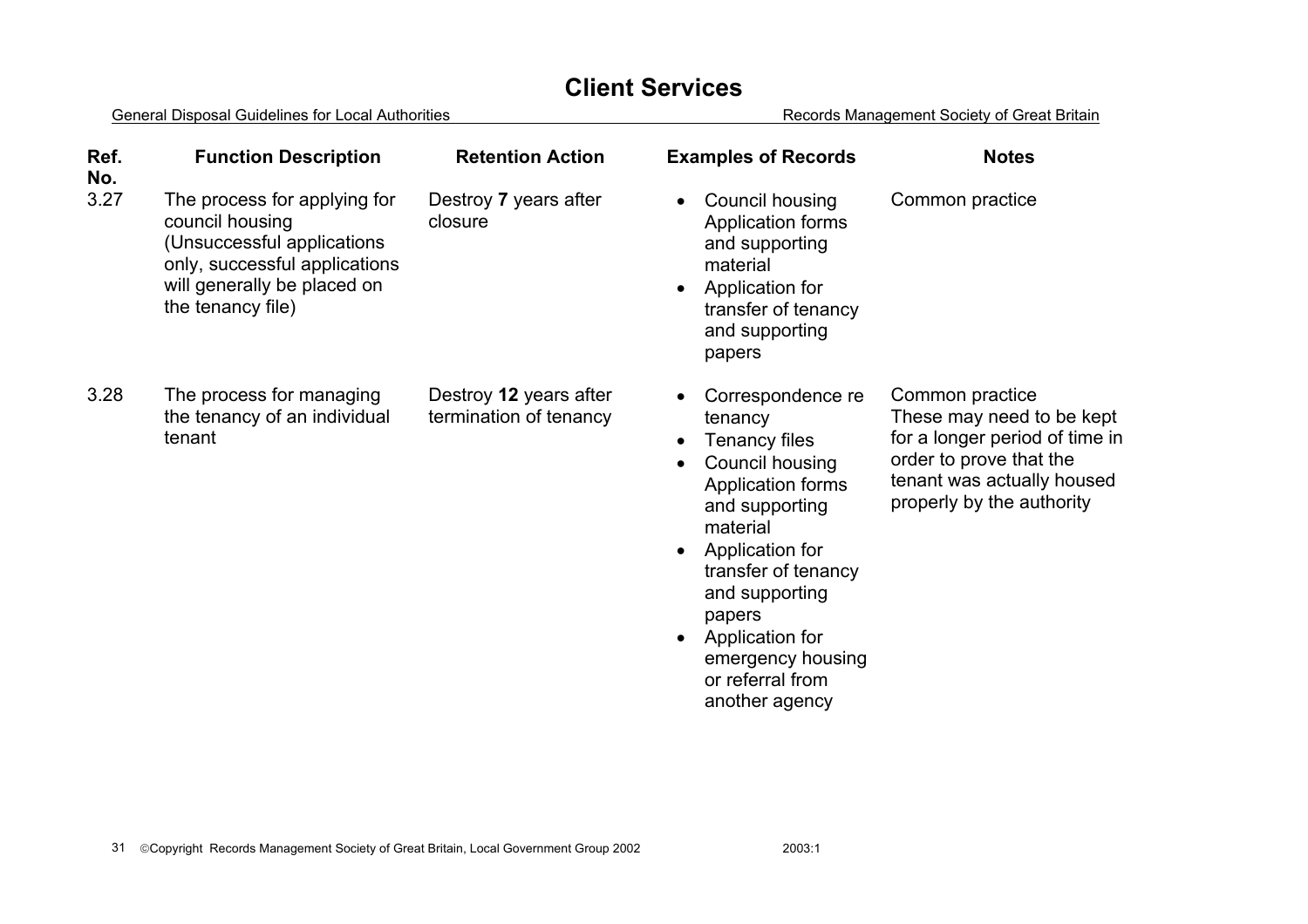# Client Services

| Ref. No. | Function Description | Retention Action | Examples of Records | Notes |
|---|---|---|---|---|
| 3.27 | The process for applying for council housing (Unsuccessful applications only, successful applications will generally be placed on the tenancy file) | Destroy **7** years after closure | • Council housing Application forms and supporting material<br>• Application for transfer of tenancy and supporting papers | Common practice |
| 3.28 | The process for managing the tenancy of an individual tenant | Destroy **12** years after termination of tenancy | • Correspondence re tenancy<br>• Tenancy files<br>• Council housing Application forms and supporting material<br>• Application for transfer of tenancy and supporting papers<br>• Application for emergency housing or referral from another agency | Common practice<br>These may need to be kept for a longer period of time in order to prove that the tenant was actually housed properly by the authority |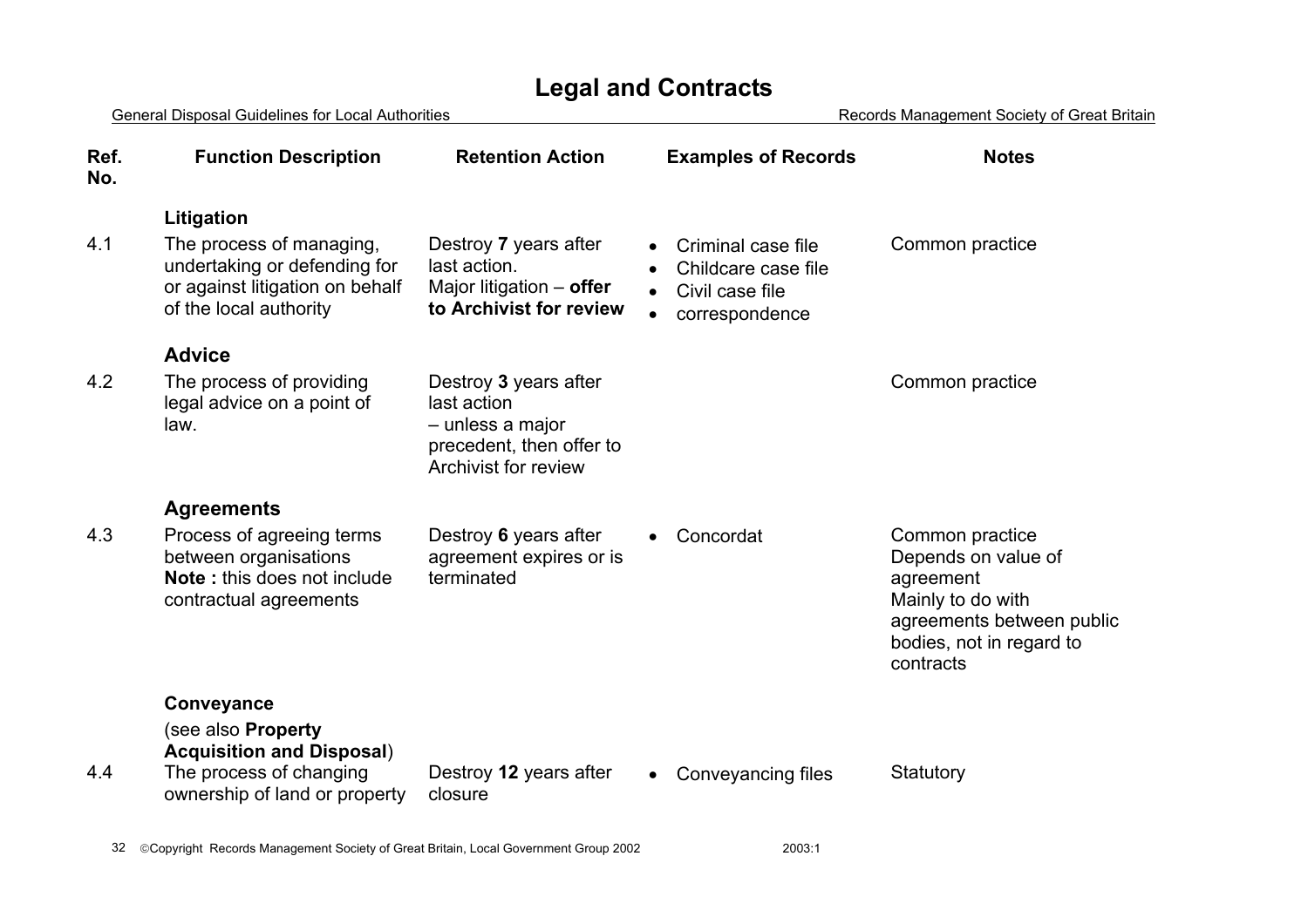# Legal and Contracts

General Disposal Guidelines for Local Authorities — Records Management Society of Great Britain

| Ref. No. | Function Description | Retention Action | Examples of Records | Notes |
|---|---|---|---|---|
| | **Litigation** | | | |
| 4.1 | The process of managing, undertaking or defending for or against litigation on behalf of the local authority | Destroy **7** years after last action. Major litigation – **offer to Archivist for review** | • Criminal case file<br>• Childcare case file<br>• Civil case file<br>• correspondence | Common practice |
| | **Advice** | | | |
| 4.2 | The process of providing legal advice on a point of law. | Destroy **3** years after last action – unless a major precedent, then offer to Archivist for review | | Common practice |
| | **Agreements** | | | |
| 4.3 | Process of agreeing terms between organisations **Note :** this does not include contractual agreements | Destroy **6** years after agreement expires or is terminated | • Concordat | Common practice Depends on value of agreement Mainly to do with agreements between public bodies, not in regard to contracts |
| | **Conveyance** (see also **Property Acquisition and Disposal**) | | | |
| 4.4 | The process of changing ownership of land or property | Destroy **12** years after closure | • Conveyancing files | Statutory |

©Copyright Records Management Society of Great Britain, Local Government Group 2002 2003:1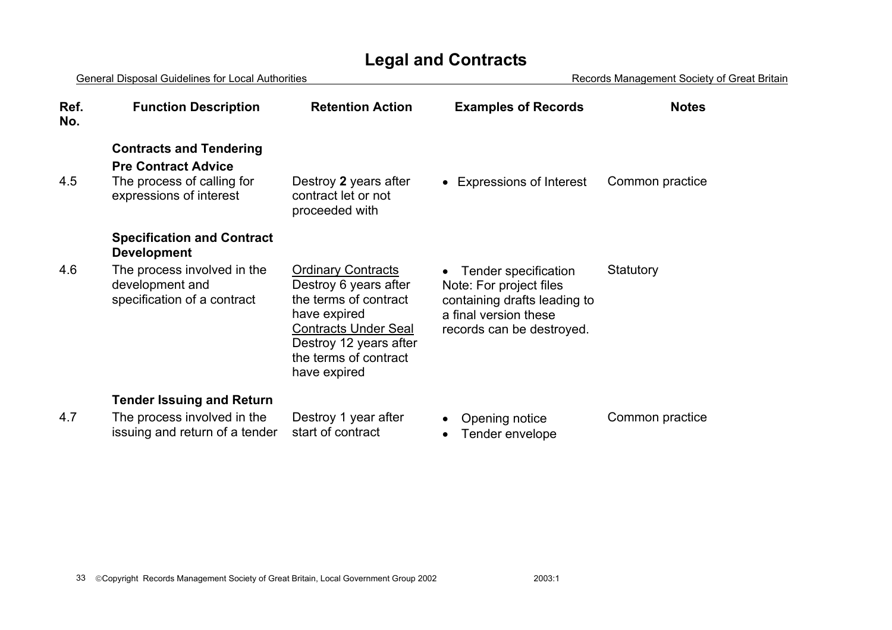# Legal and Contracts

General Disposal Guidelines for Local Authorities — Records Management Society of Great Britain

| Ref. No. | Function Description | Retention Action | Examples of Records | Notes |
|---|---|---|---|---|
| | **Contracts and Tendering** | | | |
| | **Pre Contract Advice** | | | |
| 4.5 | The process of calling for expressions of interest | Destroy **2** years after contract let or not proceeded with | • Expressions of Interest | Common practice |
| | **Specification and Contract Development** | | | |
| 4.6 | The process involved in the development and specification of a contract | Ordinary Contracts<br>Destroy 6 years after the terms of contract have expired<br>Contracts Under Seal<br>Destroy 12 years after the terms of contract have expired | • Tender specification<br>Note: For project files containing drafts leading to a final version these records can be destroyed. | Statutory |
| | **Tender Issuing and Return** | | | |
| 4.7 | The process involved in the issuing and return of a tender | Destroy 1 year after start of contract | • Opening notice<br>• Tender envelope | Common practice |

©Copyright Records Management Society of Great Britain, Local Government Group 2002 2003:1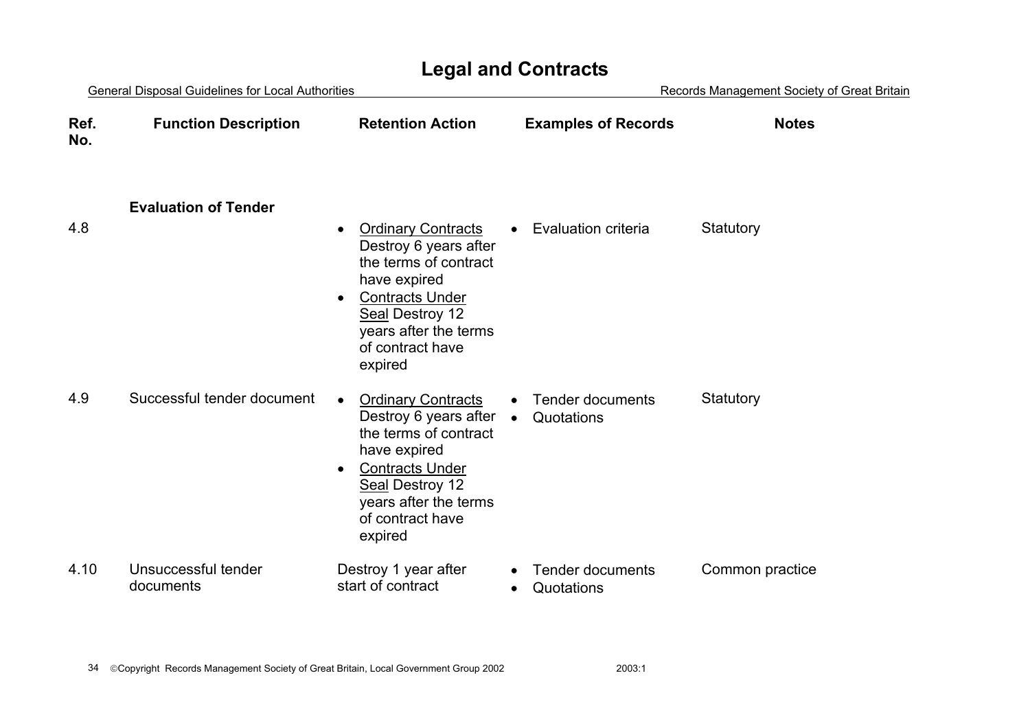# Legal and Contracts

| Ref. No. | Function Description | Retention Action | Examples of Records | Notes |
|---|---|---|---|---|
| | **Evaluation of Tender** | | | |
| 4.8 | | • Ordinary Contracts Destroy 6 years after the terms of contract have expired<br>• Contracts Under Seal Destroy 12 years after the terms of contract have expired | • Evaluation criteria | Statutory |
| 4.9 | Successful tender document | • Ordinary Contracts Destroy 6 years after the terms of contract have expired<br>• Contracts Under Seal Destroy 12 years after the terms of contract have expired | • Tender documents<br>• Quotations | Statutory |
| 4.10 | Unsuccessful tender documents | Destroy 1 year after start of contract | • Tender documents<br>• Quotations | Common practice |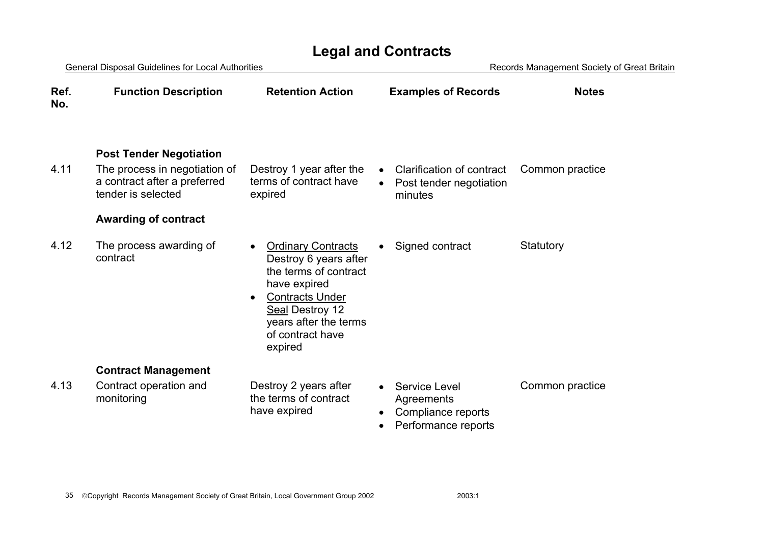# Legal and Contracts

General Disposal Guidelines for Local Authorities — Records Management Society of Great Britain

| Ref. No. | Function Description | Retention Action | Examples of Records | Notes |
|---|---|---|---|---|
| | **Post Tender Negotiation** | | | |
| 4.11 | The process in negotiation of a contract after a preferred tender is selected | Destroy 1 year after the terms of contract have expired | • Clarification of contract<br>• Post tender negotiation minutes | Common practice |
| | **Awarding of contract** | | | |
| 4.12 | The process awarding of contract | • Ordinary Contracts Destroy 6 years after the terms of contract have expired<br>• Contracts Under Seal Destroy 12 years after the terms of contract have expired | • Signed contract | Statutory |
| | **Contract Management** | | | |
| 4.13 | Contract operation and monitoring | Destroy 2 years after the terms of contract have expired | • Service Level Agreements<br>• Compliance reports<br>• Performance reports | Common practice |

©Copyright Records Management Society of Great Britain, Local Government Group 2002 — 2003:1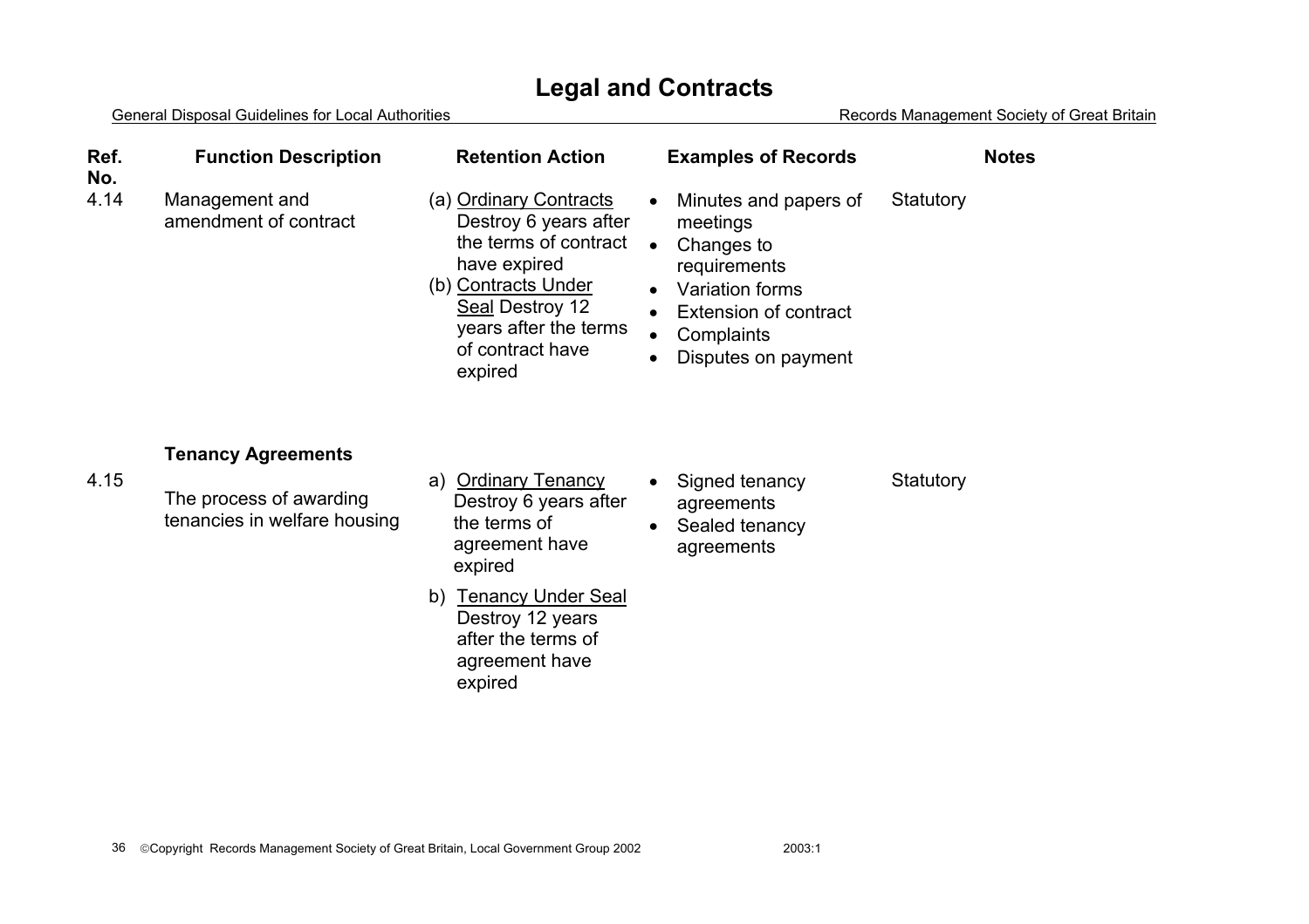# Legal and Contracts

| Ref. No. | Function Description | Retention Action | Examples of Records | Notes |
|---|---|---|---|---|
| 4.14 | Management and amendment of contract | (a) <u>Ordinary Contracts</u> Destroy 6 years after the terms of contract have expired<br>(b) <u>Contracts Under Seal</u> Destroy 12 years after the terms of contract have expired | • Minutes and papers of meetings<br>• Changes to requirements<br>• Variation forms<br>• Extension of contract<br>• Complaints<br>• Disputes on payment | Statutory |
| | **Tenancy Agreements** | | | |
| 4.15 | The process of awarding tenancies in welfare housing | a) <u>Ordinary Tenancy</u> Destroy 6 years after the terms of agreement have expired<br>b) <u>Tenancy Under Seal</u> Destroy 12 years after the terms of agreement have expired | • Signed tenancy agreements<br>• Sealed tenancy agreements | Statutory |

©Copyright Records Management Society of Great Britain, Local Government Group 2002 2003:1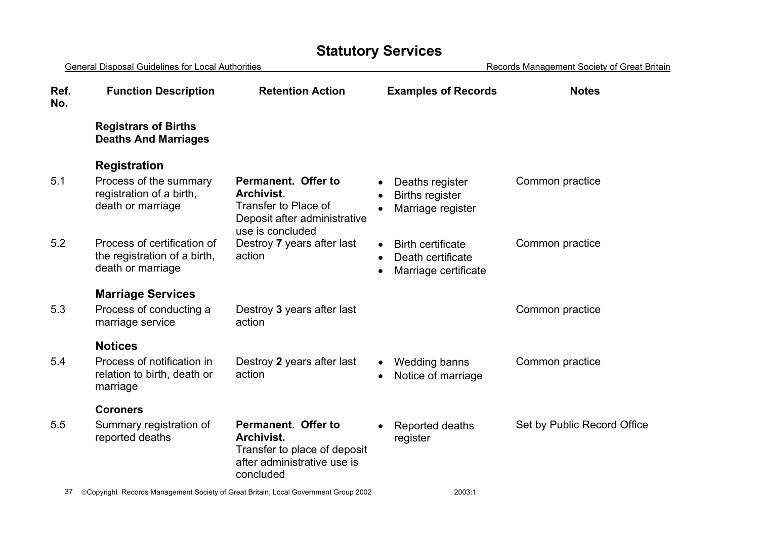# Statistory Services

# Statutory Services

| Ref. No. | Function Description | Retention Action | Examples of Records | Notes |
|---|---|---|---|---|
| | **Registrars of Births Deaths And Marriages** | | | |
| | **Registration** | | | |
| 5.1 | Process of the summary registration of a birth, death or marriage | **Permanent. Offer to Archivist.** Transfer to Place of Deposit after administrative use is concluded | • Deaths register<br>• Births register<br>• Marriage register | Common practice |
| 5.2 | Process of certification of the registration of a birth, death or marriage | Destroy **7** years after last action | • Birth certificate<br>• Death certificate<br>• Marriage certificate | Common practice |
| | **Marriage Services** | | | |
| 5.3 | Process of conducting a marriage service | Destroy **3** years after last action | | Common practice |
| | **Notices** | | | |
| 5.4 | Process of notification in relation to birth, death or marriage | Destroy **2** years after last action | • Wedding banns<br>• Notice of marriage | Common practice |
| | **Coroners** | | | |
| 5.5 | Summary registration of reported deaths | **Permanent. Offer to Archivist.** Transfer to place of deposit after administrative use is concluded | • Reported deaths register | Set by Public Record Office |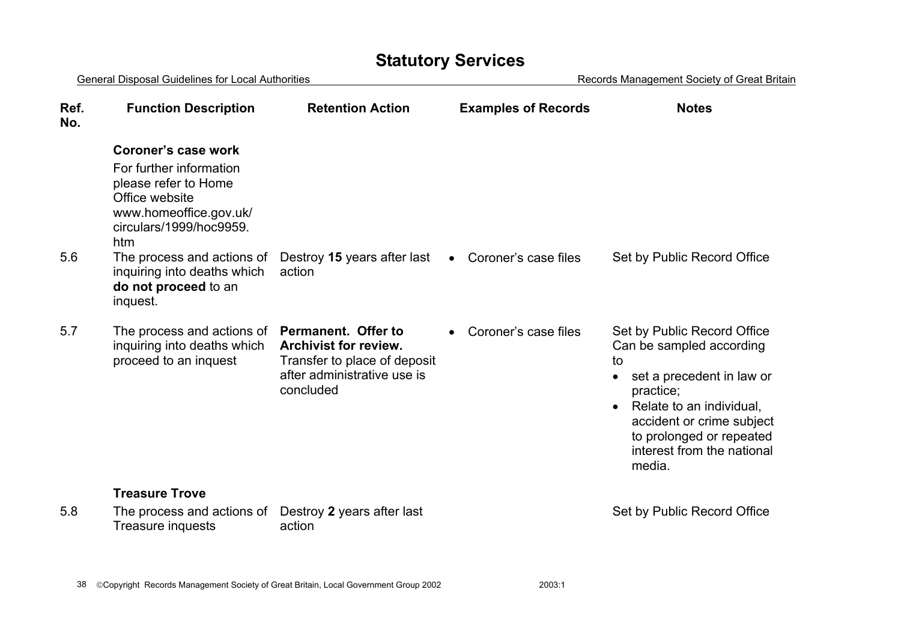# Statistical Services

| Ref. No. | Function Description | Retention Action | Examples of Records | Notes |
|---|---|---|---|---|
| | **Coroner's case work**<br>For further information please refer to Home Office website www.homeoffice.gov.uk/circulars/1999/hoc9959.htm | | | |
| 5.6 | The process and actions of inquiring into deaths which **do not proceed** to an inquest. | Destroy **15** years after last action | • Coroner's case files | Set by Public Record Office |
| 5.7 | The process and actions of inquiring into deaths which proceed to an inquest | **Permanent. Offer to Archivist for review.** Transfer to place of deposit after administrative use is concluded | • Coroner's case files | Set by Public Record Office Can be sampled according to<br>• set a precedent in law or practice;<br>• Relate to an individual, accident or crime subject to prolonged or repeated interest from the national media. |
| | **Treasure Trove** | | | |
| 5.8 | The process and actions of Treasure inquests | Destroy **2** years after last action | | Set by Public Record Office |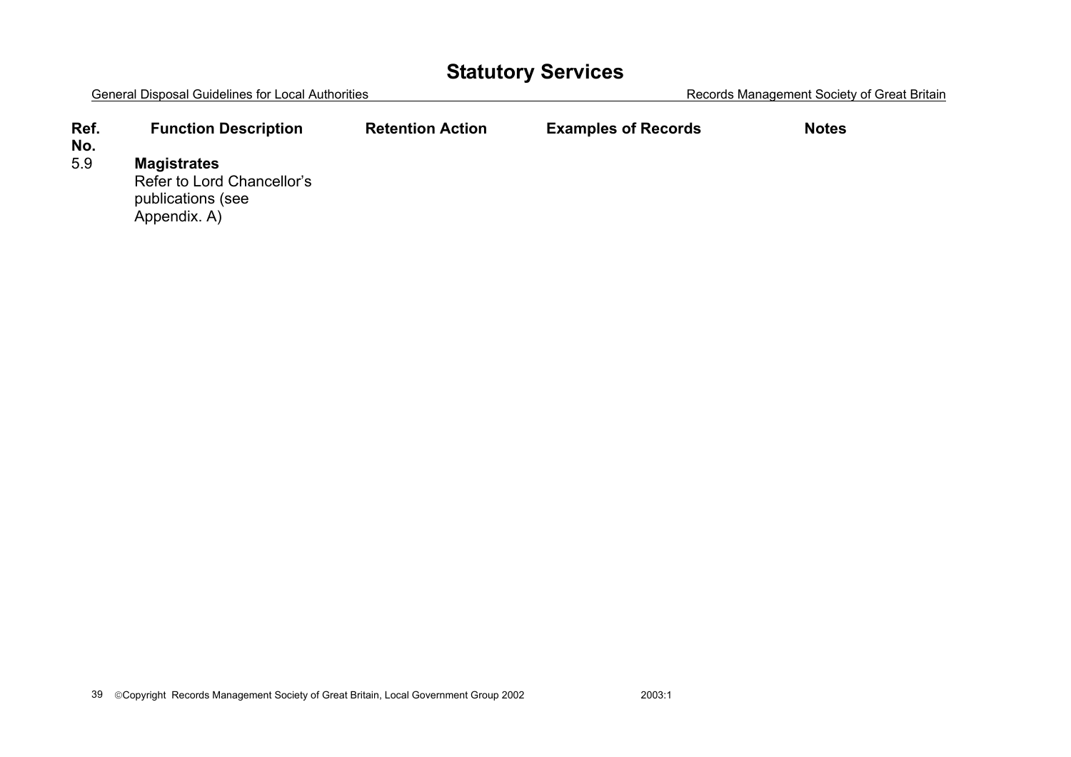# Statutory Services

| Ref. No. | Function Description | Retention Action | Examples of Records | Notes |
|---|---|---|---|---|
| 5.9 | **Magistrates** Refer to Lord Chancellor's publications (see Appendix. A) | | | |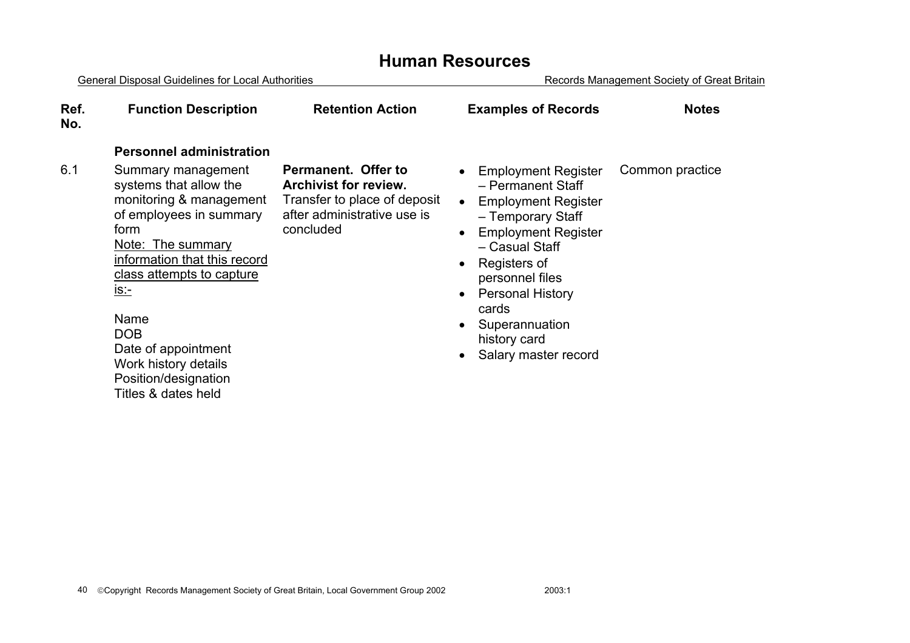# Human Resources

General Disposal Guidelines for Local Authorities — Records Management Society of Great Britain

| Ref. No. | Function Description | Retention Action | Examples of Records | Notes |
|---|---|---|---|---|
| | **Personnel administration** | | | |
| 6.1 | Summary management systems that allow the monitoring & management of employees in summary form<br>Note: The summary information that this record class attempts to capture is:-<br><br>Name<br>DOB<br>Date of appointment<br>Work history details<br>Position/designation<br>Titles & dates held | **Permanent. Offer to Archivist for review.** Transfer to place of deposit after administrative use is concluded | • Employment Register – Permanent Staff<br>• Employment Register – Temporary Staff<br>• Employment Register – Casual Staff<br>• Registers of personnel files<br>• Personal History cards<br>• Superannuation history card<br>• Salary master record | Common practice |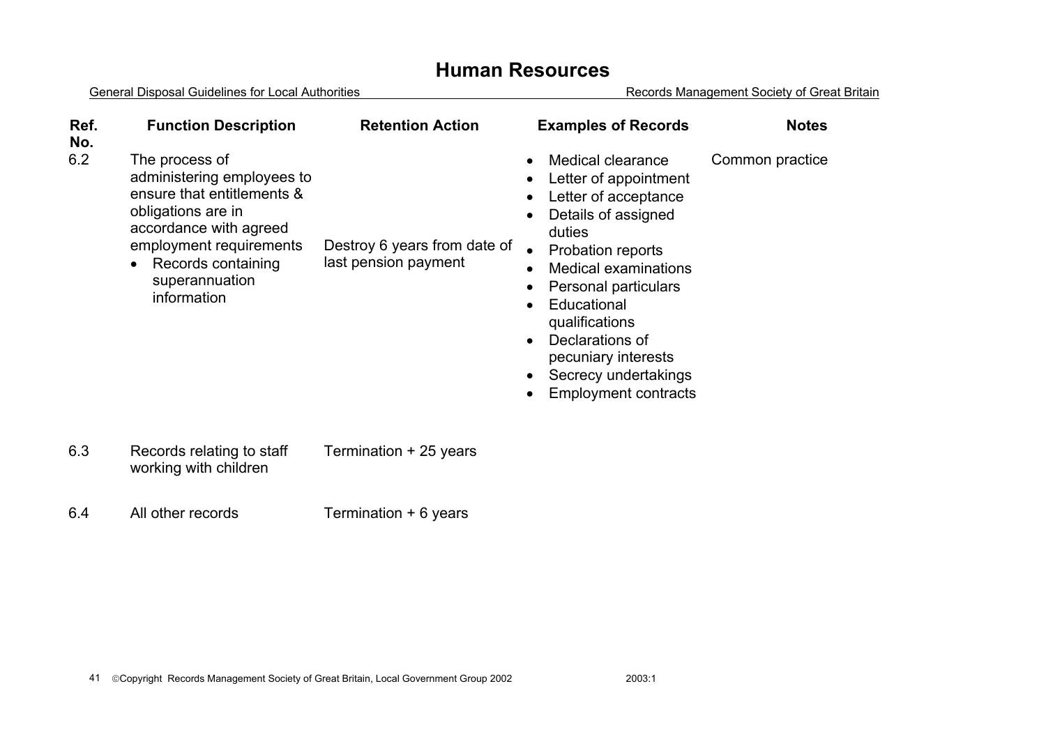# Human Resources

General Disposal Guidelines for Local Authorities — Records Management Society of Great Britain

| Ref. No. | Function Description | Retention Action | Examples of Records | Notes |
|---|---|---|---|---|
| 6.2 | The process of administering employees to ensure that entitlements & obligations are in accordance with agreed employment requirements<br>• Records containing superannuation information | Destroy 6 years from date of last pension payment | • Medical clearance<br>• Letter of appointment<br>• Letter of acceptance<br>• Details of assigned duties<br>• Probation reports<br>• Medical examinations<br>• Personal particulars<br>• Educational qualifications<br>• Declarations of pecuniary interests<br>• Secrecy undertakings<br>• Employment contracts | Common practice |
| 6.3 | Records relating to staff working with children | Termination + 25 years | | |
| 6.4 | All other records | Termination + 6 years | | |

©Copyright Records Management Society of Great Britain, Local Government Group 2002 2003:1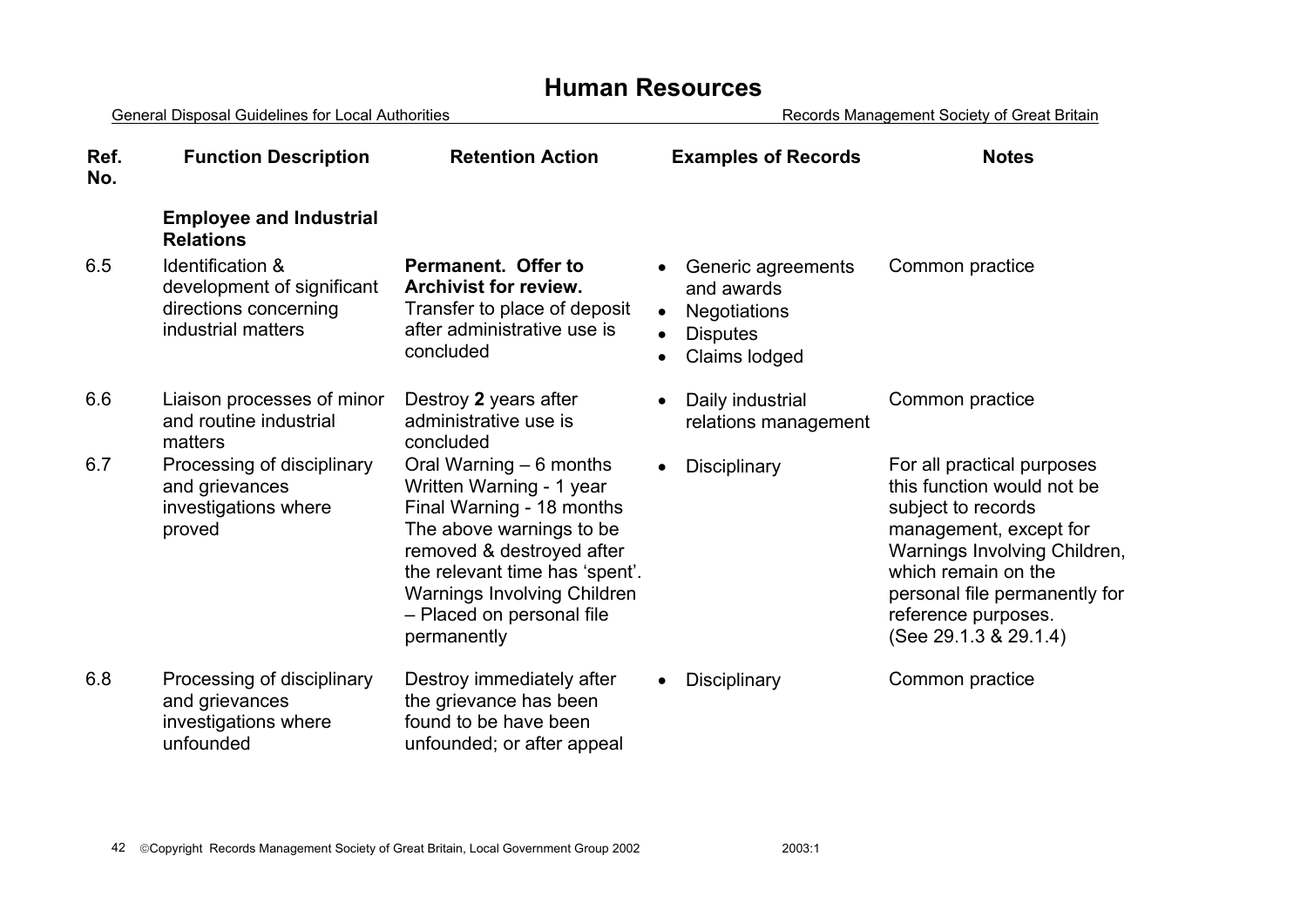# Human Resources

| Ref. No. | Function Description | Retention Action | Examples of Records | Notes |
|---|---|---|---|---|
| | **Employee and Industrial Relations** | | | |
| 6.5 | Identification & development of significant directions concerning industrial matters | **Permanent. Offer to Archivist for review.** Transfer to place of deposit after administrative use is concluded | • Generic agreements and awards<br>• Negotiations<br>• Disputes<br>• Claims lodged | Common practice |
| 6.6 | Liaison processes of minor and routine industrial matters | Destroy **2** years after administrative use is concluded | • Daily industrial relations management | Common practice |
| 6.7 | Processing of disciplinary and grievances investigations where proved | Oral Warning – 6 months<br>Written Warning - 1 year<br>Final Warning - 18 months<br>The above warnings to be removed & destroyed after the relevant time has 'spent'.<br>Warnings Involving Children – Placed on personal file permanently | • Disciplinary | For all practical purposes this function would not be subject to records management, except for Warnings Involving Children, which remain on the personal file permanently for reference purposes. (See 29.1.3 & 29.1.4) |
| 6.8 | Processing of disciplinary and grievances investigations where unfounded | Destroy immediately after the grievance has been found to be have been unfounded; or after appeal | • Disciplinary | Common practice |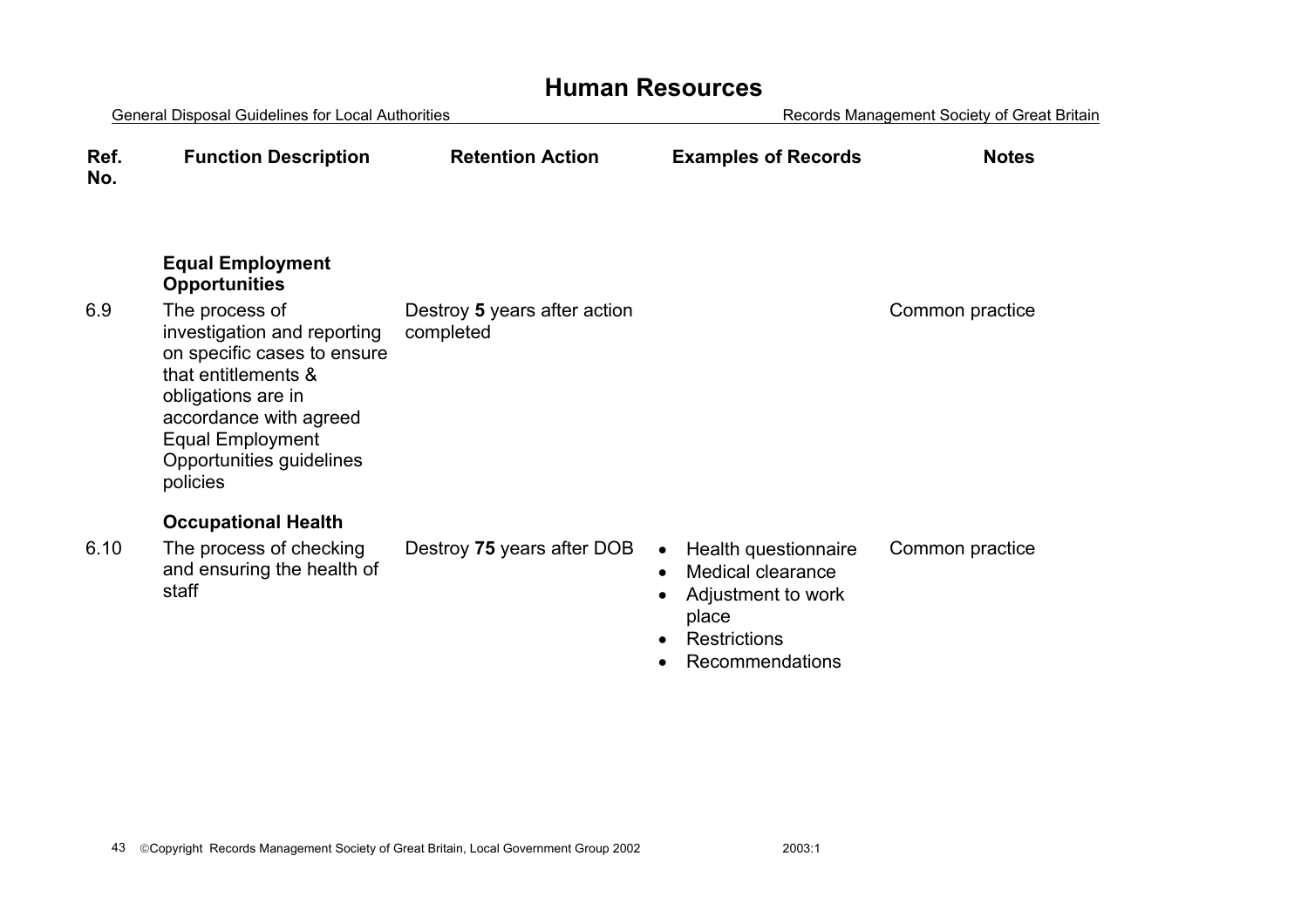# Human Resources

| Ref. No. | Function Description | Retention Action | Examples of Records | Notes |
|---|---|---|---|---|
| | **Equal Employment Opportunities** | | | |
| 6.9 | The process of investigation and reporting on specific cases to ensure that entitlements & obligations are in accordance with agreed Equal Employment Opportunities guidelines policies | Destroy **5** years after action completed | | Common practice |
| | **Occupational Health** | | | |
| 6.10 | The process of checking and ensuring the health of staff | Destroy **75** years after DOB | • Health questionnaire<br>• Medical clearance<br>• Adjustment to work place<br>• Restrictions<br>• Recommendations | Common practice |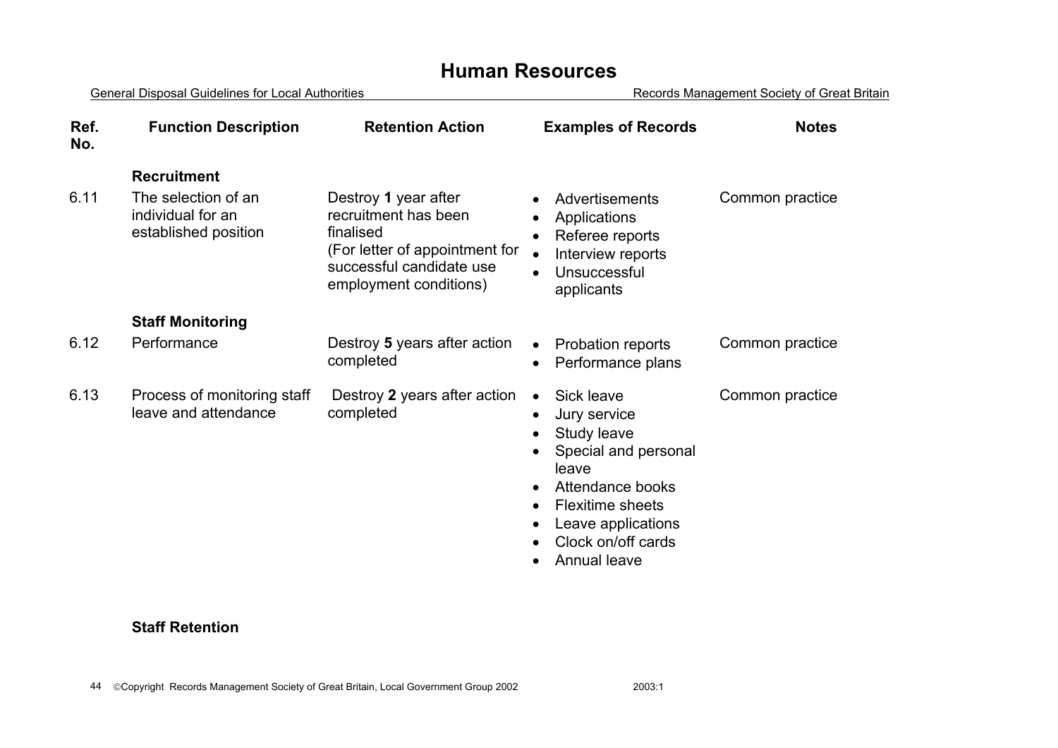# Human Resources

| Ref. No. | Function Description | Retention Action | Examples of Records | Notes |
|---|---|---|---|---|
| | **Recruitment** | | | |
| 6.11 | The selection of an individual for an established position | Destroy **1** year after recruitment has been finalised (For letter of appointment for successful candidate use employment conditions) | • Advertisements<br>• Applications<br>• Referee reports<br>• Interview reports<br>• Unsuccessful applicants | Common practice |
| | **Staff Monitoring** | | | |
| 6.12 | Performance | Destroy **5** years after action completed | • Probation reports<br>• Performance plans | Common practice |
| 6.13 | Process of monitoring staff leave and attendance | Destroy **2** years after action completed | • Sick leave<br>• Jury service<br>• Study leave<br>• Special and personal leave<br>• Attendance books<br>• Flexitime sheets<br>• Leave applications<br>• Clock on/off cards<br>• Annual leave | Common practice |
| | **Staff Retention** | | | |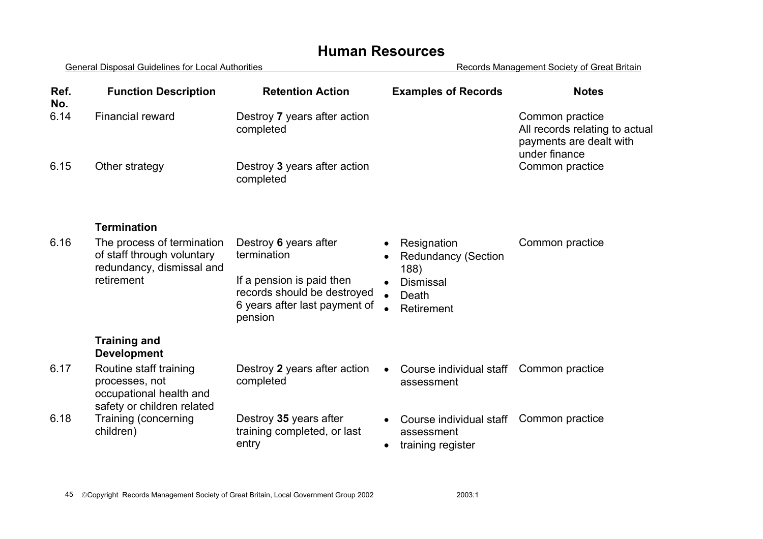# Human Resources

General Disposal Guidelines for Local Authorities — Records Management Society of Great Britain

| Ref. No. | Function Description | Retention Action | Examples of Records | Notes |
|---|---|---|---|---|
| 6.14 | Financial reward | Destroy **7** years after action completed | | Common practice<br>All records relating to actual payments are dealt with under finance |
| 6.15 | Other strategy | Destroy **3** years after action completed | | Common practice |
| | **Termination** | | | |
| 6.16 | The process of termination of staff through voluntary redundancy, dismissal and retirement | Destroy **6** years after termination<br><br>If a pension is paid then records should be destroyed 6 years after last payment of pension | • Resignation<br>• Redundancy (Section 188)<br>• Dismissal<br>• Death<br>• Retirement | Common practice |
| | **Training and Development** | | | |
| 6.17 | Routine staff training processes, not occupational health and safety or children related | Destroy **2** years after action completed | • Course individual staff assessment | Common practice |
| 6.18 | Training (concerning children) | Destroy **35** years after training completed, or last entry | • Course individual staff assessment<br>• training register | Common practice |

©Copyright Records Management Society of Great Britain, Local Government Group 2002 — 2003:1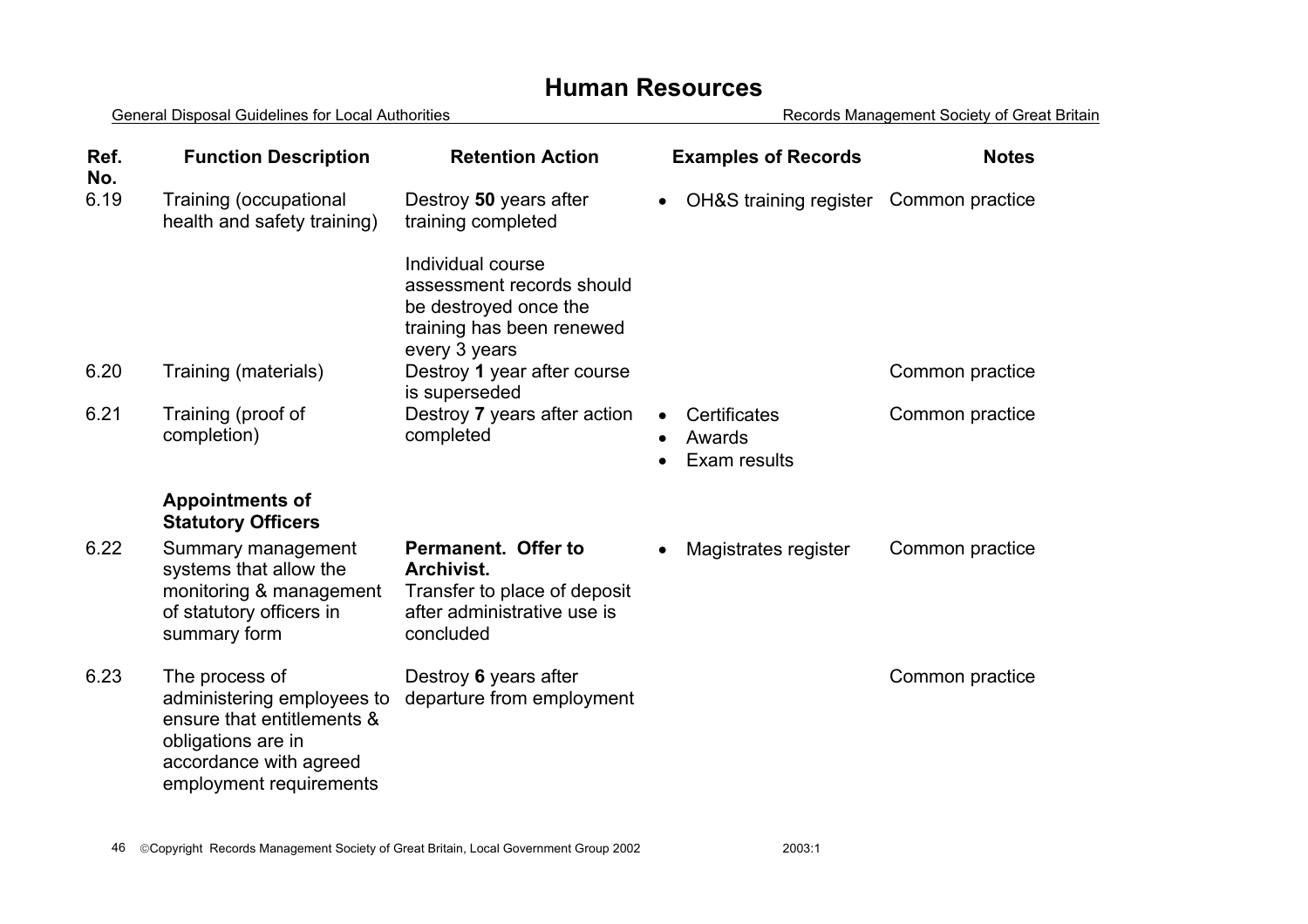# Human Resources

General Disposal Guidelines for Local Authorities — Records Management Society of Great Britain

| Ref. No. | Function Description | Retention Action | Examples of Records | Notes |
|---|---|---|---|---|
| 6.19 | Training (occupational health and safety training) | Destroy **50** years after training completed<br><br>Individual course assessment records should be destroyed once the training has been renewed every 3 years | • OH&S training register | Common practice |
| 6.20 | Training (materials) | Destroy **1** year after course is superseded | | Common practice |
| 6.21 | Training (proof of completion) | Destroy **7** years after action completed | • Certificates<br>• Awards<br>• Exam results | Common practice |
| | **Appointments of Statutory Officers** | | | |
| 6.22 | Summary management systems that allow the monitoring & management of statutory officers in summary form | **Permanent. Offer to Archivist.**<br>Transfer to place of deposit after administrative use is concluded | • Magistrates register | Common practice |
| 6.23 | The process of administering employees to ensure that entitlements & obligations are in accordance with agreed employment requirements | Destroy **6** years after departure from employment | | Common practice |

©Copyright Records Management Society of Great Britain, Local Government Group 2002 — 2003:1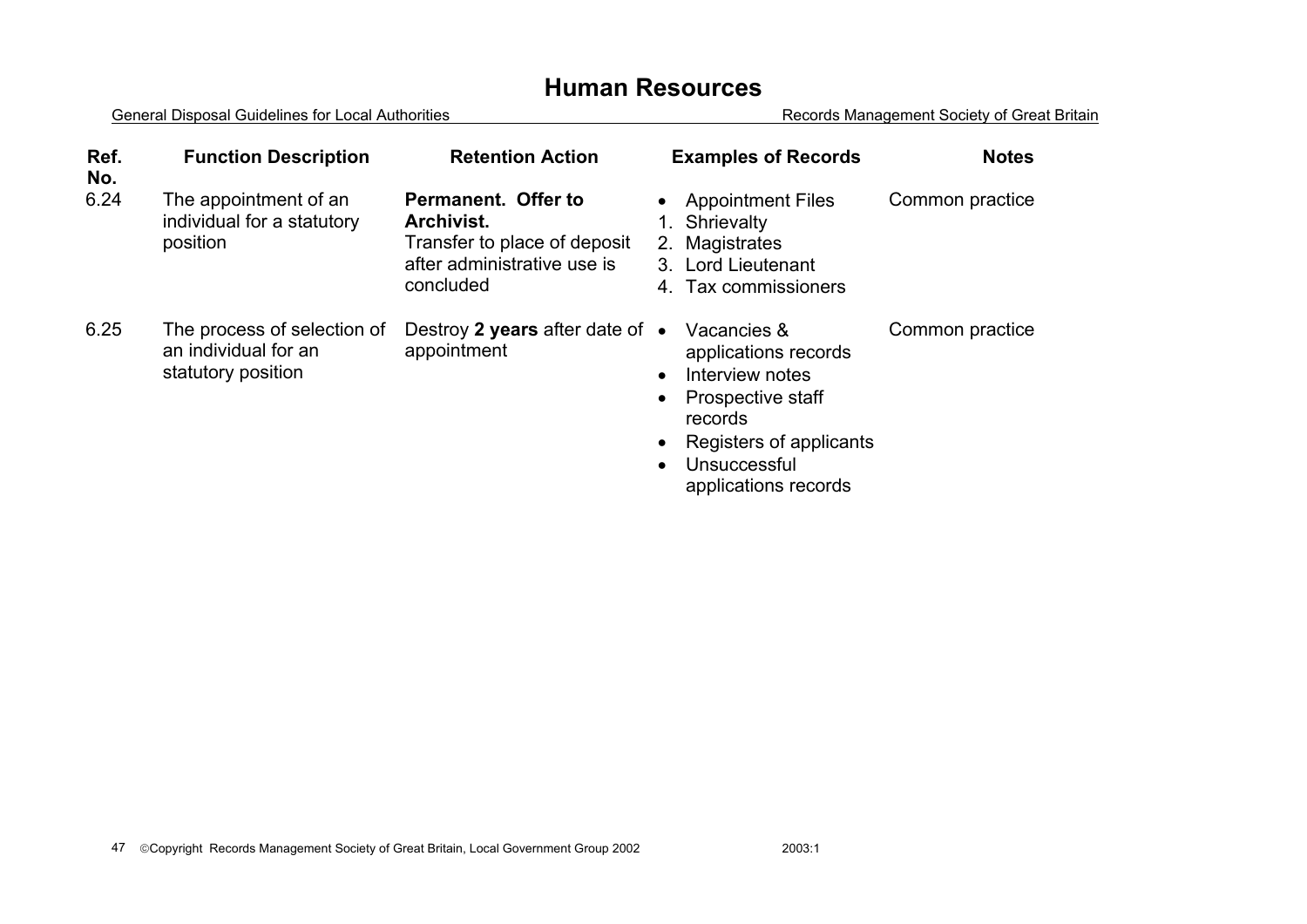# Human Resources

| Ref. No. | Function Description | Retention Action | Examples of Records | Notes |
|---|---|---|---|---|
| 6.24 | The appointment of an individual for a statutory position | **Permanent. Offer to Archivist.** Transfer to place of deposit after administrative use is concluded | • Appointment Files<br>1. Shrievalty<br>2. Magistrates<br>3. Lord Lieutenant<br>4. Tax commissioners | Common practice |
| 6.25 | The process of selection of an individual for an statutory position | Destroy **2 years** after date of appointment | • Vacancies & applications records<br>• Interview notes<br>• Prospective staff records<br>• Registers of applicants<br>• Unsuccessful applications records | Common practice |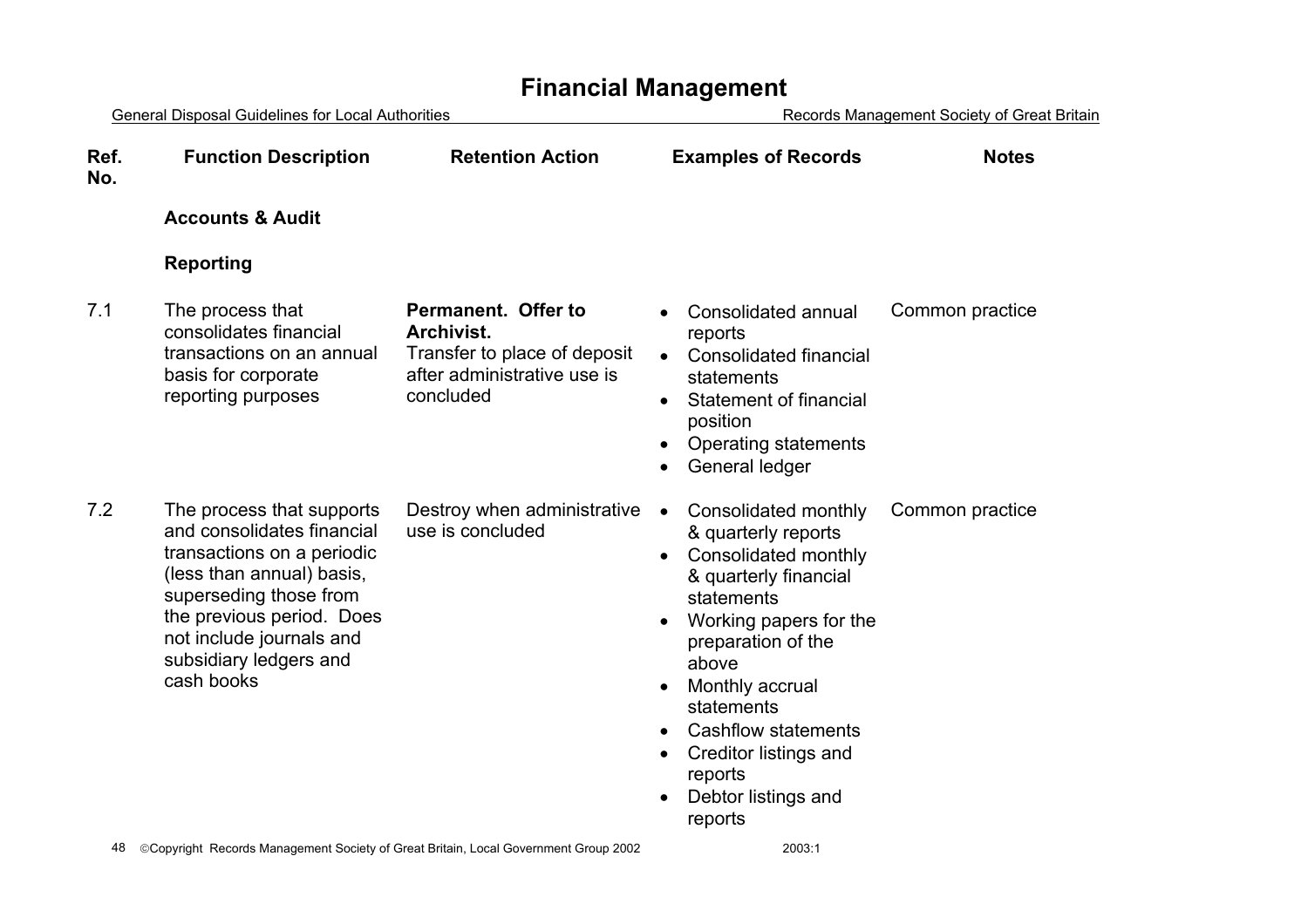# Financial Management

| Ref. No. | Function Description | Retention Action | Examples of Records | Notes |
|---|---|---|---|---|
| | **Accounts & Audit** | | | |
| | **Reporting** | | | |
| 7.1 | The process that consolidates financial transactions on an annual basis for corporate reporting purposes | **Permanent. Offer to Archivist.** Transfer to place of deposit after administrative use is concluded | • Consolidated annual reports<br>• Consolidated financial statements<br>• Statement of financial position<br>• Operating statements<br>• General ledger | Common practice |
| 7.2 | The process that supports and consolidates financial transactions on a periodic (less than annual) basis, superseding those from the previous period. Does not include journals and subsidiary ledgers and cash books | Destroy when administrative use is concluded | • Consolidated monthly & quarterly reports<br>• Consolidated monthly & quarterly financial statements<br>• Working papers for the preparation of the above<br>• Monthly accrual statements<br>• Cashflow statements<br>• Creditor listings and reports<br>• Debtor listings and reports | Common practice |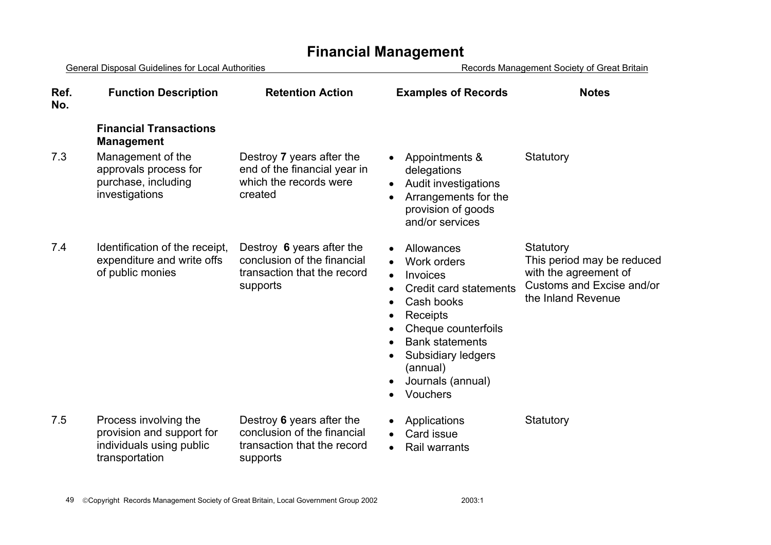# Financial Management

| Ref. No. | Function Description | Retention Action | Examples of Records | Notes |
|---|---|---|---|---|
| | **Financial Transactions Management** | | | |
| 7.3 | Management of the approvals process for purchase, including investigations | Destroy **7** years after the end of the financial year in which the records were created | • Appointments & delegations<br>• Audit investigations<br>• Arrangements for the provision of goods and/or services | Statutory |
| 7.4 | Identification of the receipt, expenditure and write offs of public monies | Destroy **6** years after the conclusion of the financial transaction that the record supports | • Allowances<br>• Work orders<br>• Invoices<br>• Credit card statements<br>• Cash books<br>• Receipts<br>• Cheque counterfoils<br>• Bank statements<br>• Subsidiary ledgers (annual)<br>• Journals (annual)<br>• Vouchers | Statutory<br>This period may be reduced with the agreement of Customs and Excise and/or the Inland Revenue |
| 7.5 | Process involving the provision and support for individuals using public transportation | Destroy **6** years after the conclusion of the financial transaction that the record supports | • Applications<br>• Card issue<br>• Rail warrants | Statutory |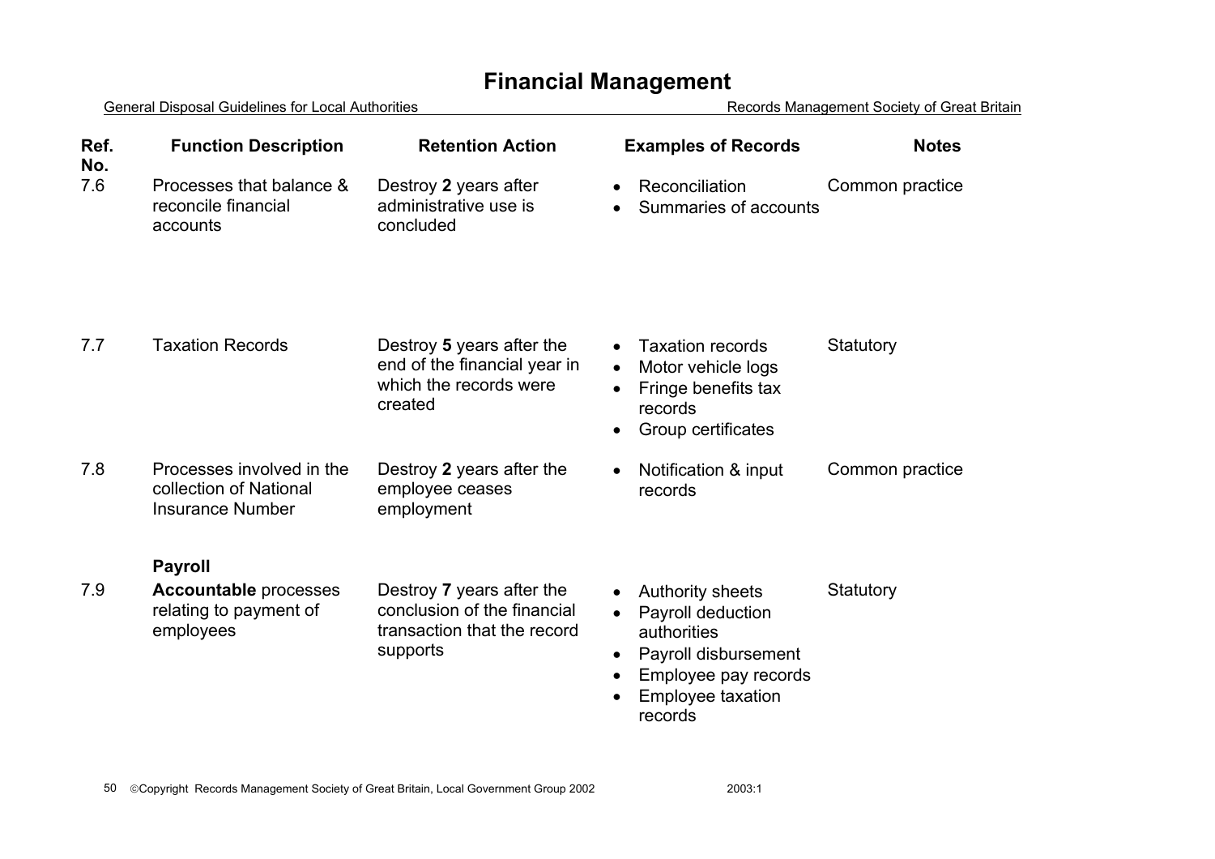# Financial Management

| Ref. No. | Function Description | Retention Action | Examples of Records | Notes |
|---|---|---|---|---|
| 7.6 | Processes that balance & reconcile financial accounts | Destroy **2** years after administrative use is concluded | • Reconciliation<br>• Summaries of accounts | Common practice |
| 7.7 | Taxation Records | Destroy **5** years after the end of the financial year in which the records were created | • Taxation records<br>• Motor vehicle logs<br>• Fringe benefits tax records<br>• Group certificates | Statutory |
| 7.8 | Processes involved in the collection of National Insurance Number | Destroy **2** years after the employee ceases employment | • Notification & input records | Common practice |
| | **Payroll** | | | |
| 7.9 | **Accountable** processes relating to payment of employees | Destroy **7** years after the conclusion of the financial transaction that the record supports | • Authority sheets<br>• Payroll deduction authorities<br>• Payroll disbursement<br>• Employee pay records<br>• Employee taxation records | Statutory |

©Copyright Records Management Society of Great Britain, Local Government Group 2002 2003:1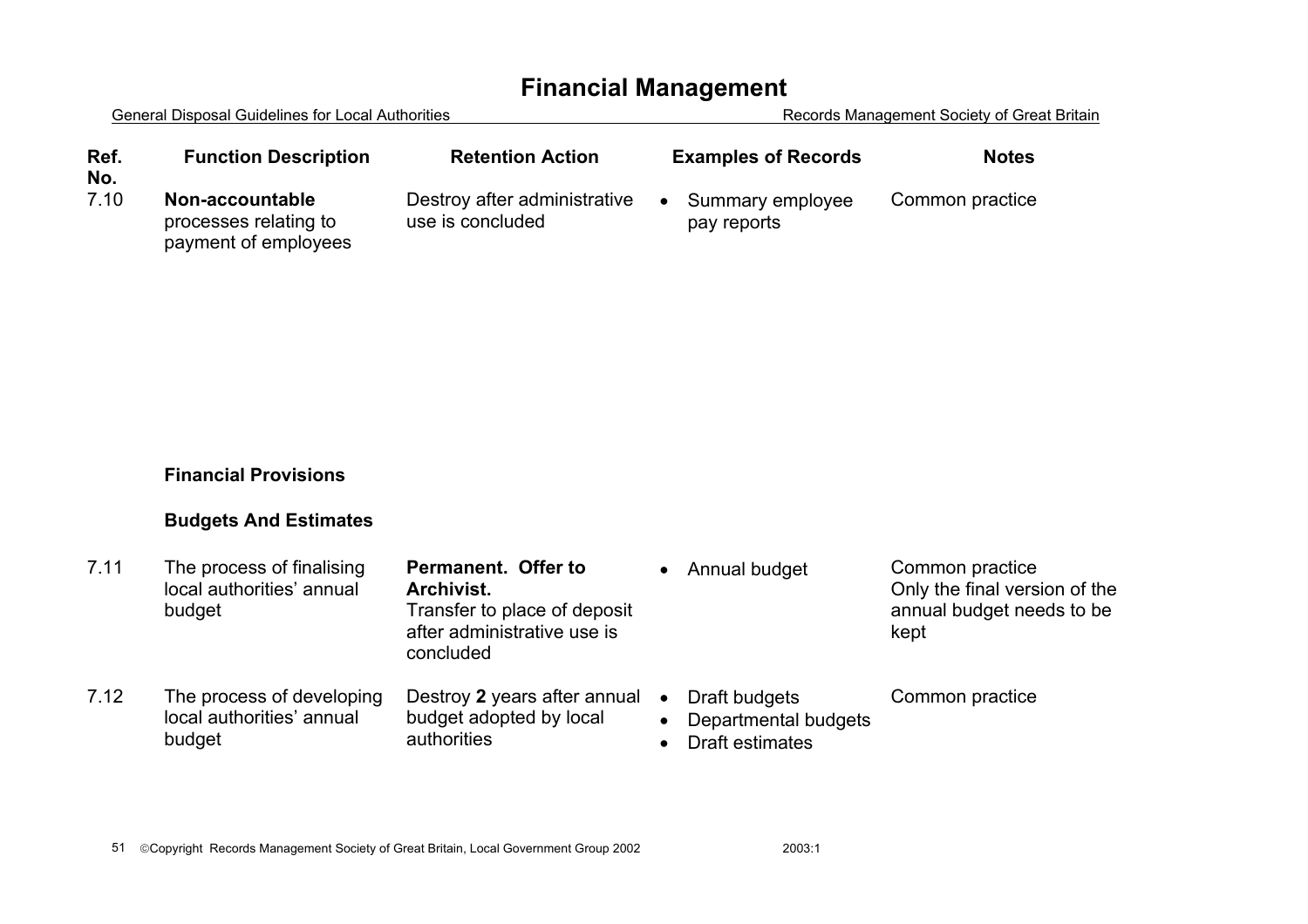# Financial Management

| Ref. No. | Function Description | Retention Action | Examples of Records | Notes |
|---|---|---|---|---|
| 7.10 | **Non-accountable** processes relating to payment of employees | Destroy after administrative use is concluded | • Summary employee pay reports | Common practice |
| | **Financial Provisions** | | | |
| | **Budgets And Estimates** | | | |
| 7.11 | The process of finalising local authorities' annual budget | **Permanent. Offer to Archivist.** Transfer to place of deposit after administrative use is concluded | • Annual budget | Common practice Only the final version of the annual budget needs to be kept |
| 7.12 | The process of developing local authorities' annual budget | Destroy **2** years after annual budget adopted by local authorities | • Draft budgets • Departmental budgets • Draft estimates | Common practice |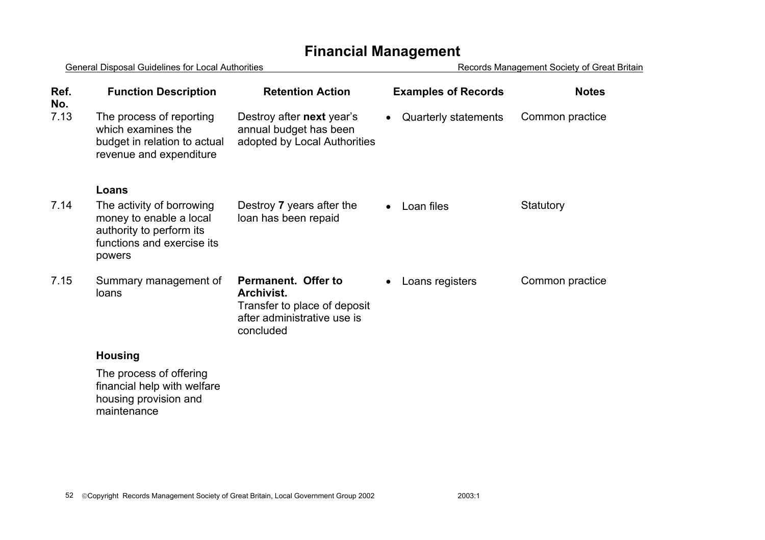# Financial Management

General Disposal Guidelines for Local Authorities — Records Management Society of Great Britain

| Ref. No. | Function Description | Retention Action | Examples of Records | Notes |
|---|---|---|---|---|
| 7.13 | The process of reporting which examines the budget in relation to actual revenue and expenditure | Destroy after **next** year's annual budget has been adopted by Local Authorities | • Quarterly statements | Common practice |
| | **Loans** | | | |
| 7.14 | The activity of borrowing money to enable a local authority to perform its functions and exercise its powers | Destroy **7** years after the loan has been repaid | • Loan files | Statutory |
| 7.15 | Summary management of loans | **Permanent. Offer to Archivist.** Transfer to place of deposit after administrative use is concluded | • Loans registers | Common practice |
| | **Housing** | | | |
| | The process of offering financial help with welfare housing provision and maintenance | | | |

©Copyright Records Management Society of Great Britain, Local Government Group 2002 2003:1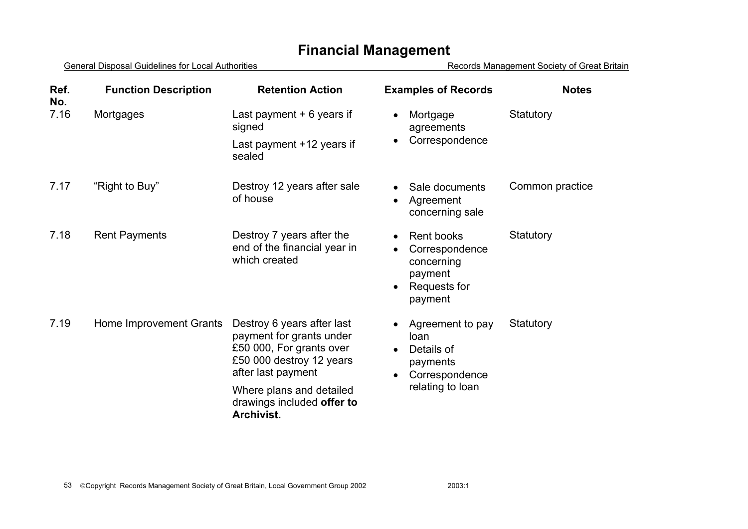# Financial Management

| Ref. No. | Function Description | Retention Action | Examples of Records | Notes |
|---|---|---|---|---|
| 7.16 | Mortgages | Last payment + 6 years if signed<br>Last payment +12 years if sealed | • Mortgage agreements<br>• Correspondence | Statutory |
| 7.17 | "Right to Buy" | Destroy 12 years after sale of house | • Sale documents<br>• Agreement concerning sale | Common practice |
| 7.18 | Rent Payments | Destroy 7 years after the end of the financial year in which created | • Rent books<br>• Correspondence concerning payment<br>• Requests for payment | Statutory |
| 7.19 | Home Improvement Grants | Destroy 6 years after last payment for grants under £50 000, For grants over £50 000 destroy 12 years after last payment<br>Where plans and detailed drawings included **offer to Archivist.** | • Agreement to pay loan<br>• Details of payments<br>• Correspondence relating to loan | Statutory |

©Copyright Records Management Society of Great Britain, Local Government Group 2002 2003:1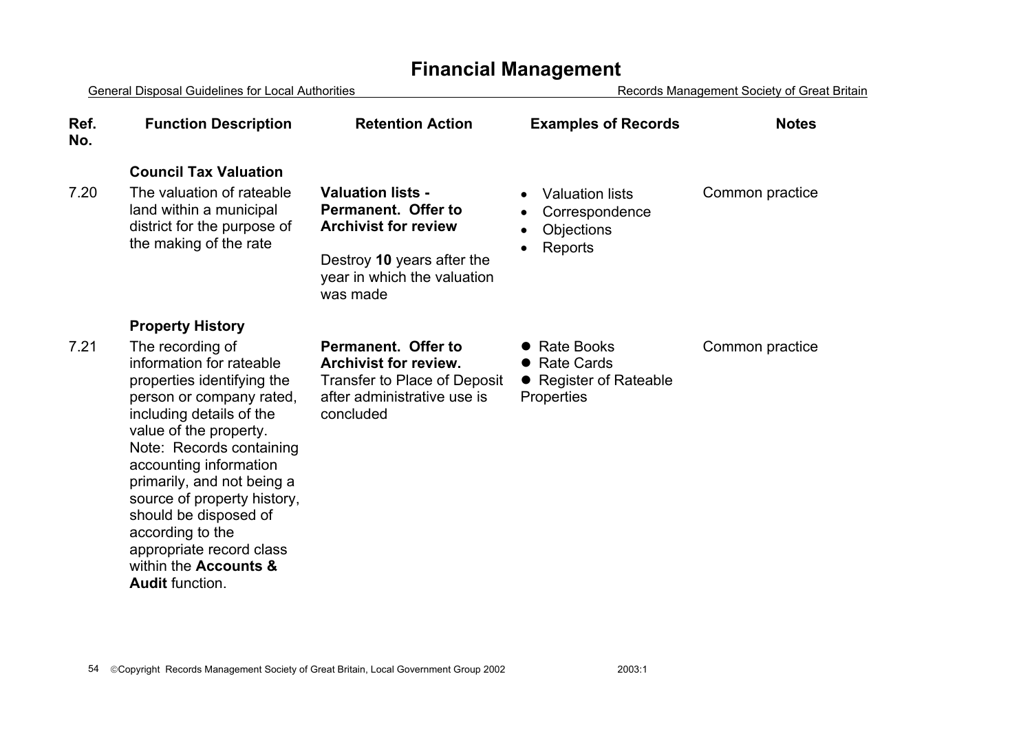# Financial Management

| Ref. No. | Function Description | Retention Action | Examples of Records | Notes |
|---|---|---|---|---|
| | **Council Tax Valuation** | | | |
| 7.20 | The valuation of rateable land within a municipal district for the purpose of the making of the rate | **Valuation lists - Permanent. Offer to Archivist for review**<br><br>Destroy **10** years after the year in which the valuation was made | • Valuation lists<br>• Correspondence<br>• Objections<br>• Reports | Common practice |
| | **Property History** | | | |
| 7.21 | The recording of information for rateable properties identifying the person or company rated, including details of the value of the property. Note: Records containing accounting information primarily, and not being a source of property history, should be disposed of according to the appropriate record class within the **Accounts & Audit** function. | **Permanent. Offer to Archivist for review.** Transfer to Place of Deposit after administrative use is concluded | • Rate Books<br>• Rate Cards<br>• Register of Rateable Properties | Common practice |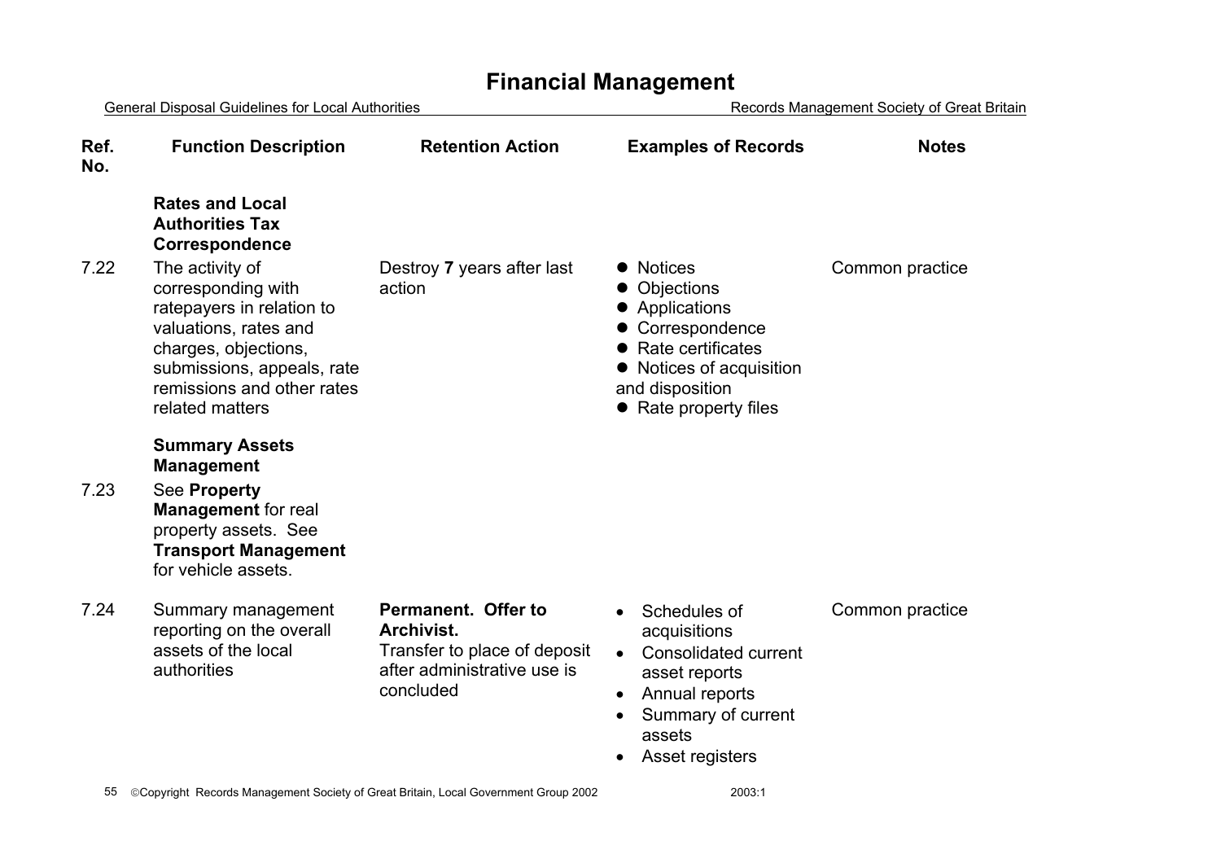# Financial Management

| Ref. No. | Function Description | Retention Action | Examples of Records | Notes |
|---|---|---|---|---|
| | **Rates and Local Authorities Tax Correspondence** | | | |
| 7.22 | The activity of corresponding with ratepayers in relation to valuations, rates and charges, objections, submissions, appeals, rate remissions and other rates related matters | Destroy **7** years after last action | • Notices<br>• Objections<br>• Applications<br>• Correspondence<br>• Rate certificates<br>• Notices of acquisition and disposition<br>• Rate property files | Common practice |
| | **Summary Assets Management** | | | |
| 7.23 | See **Property Management** for real property assets. See **Transport Management** for vehicle assets. | | | |
| 7.24 | Summary management reporting on the overall assets of the local authorities | **Permanent. Offer to Archivist.**<br>Transfer to place of deposit after administrative use is concluded | • Schedules of acquisitions<br>• Consolidated current asset reports<br>• Annual reports<br>• Summary of current assets<br>• Asset registers | Common practice |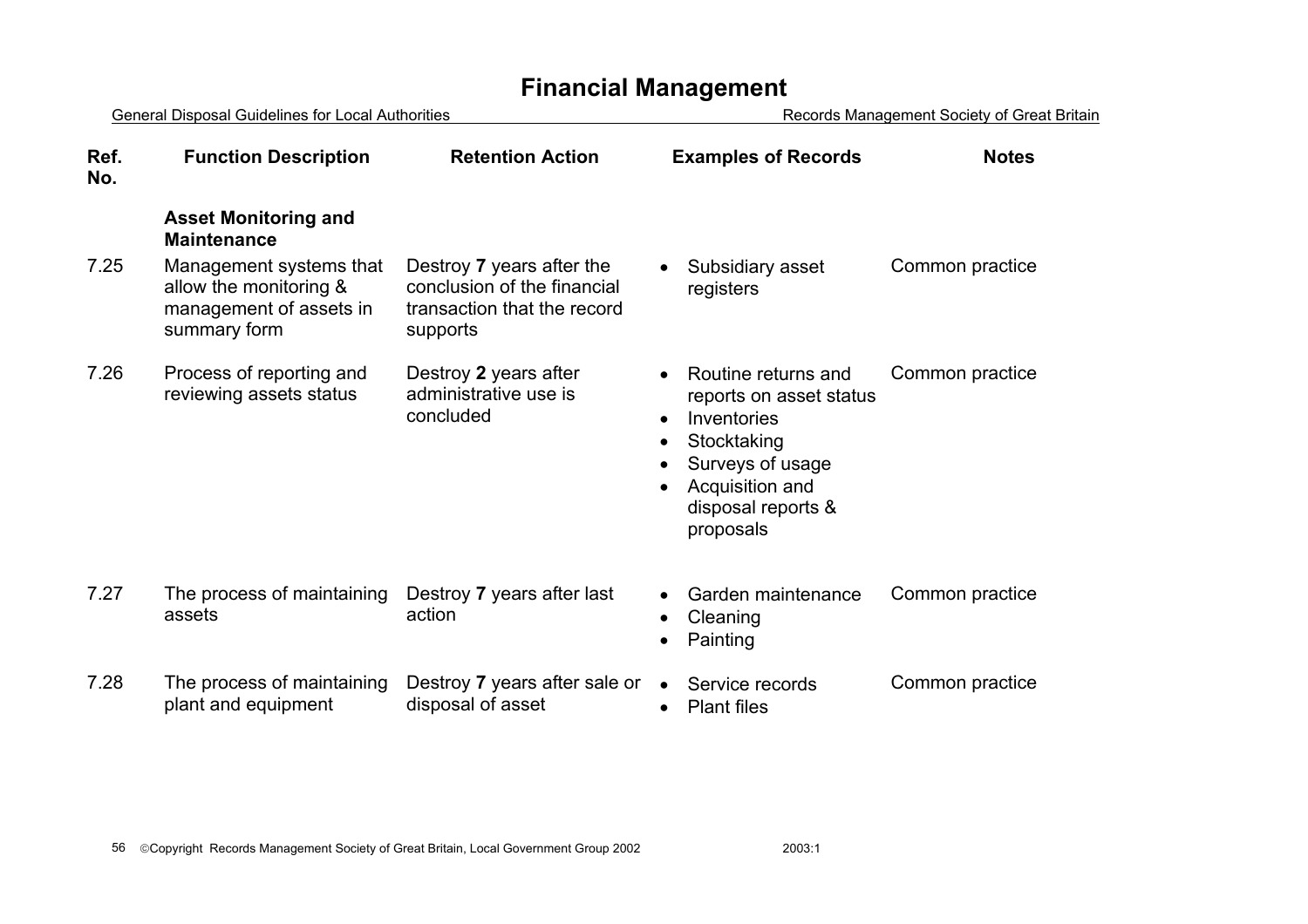# Financial Management

| Ref. No. | Function Description | Retention Action | Examples of Records | Notes |
|---|---|---|---|---|
| | **Asset Monitoring and Maintenance** | | | |
| 7.25 | Management systems that allow the monitoring & management of assets in summary form | Destroy **7** years after the conclusion of the financial transaction that the record supports | • Subsidiary asset registers | Common practice |
| 7.26 | Process of reporting and reviewing assets status | Destroy **2** years after administrative use is concluded | • Routine returns and reports on asset status<br>• Inventories<br>• Stocktaking<br>• Surveys of usage<br>• Acquisition and disposal reports & proposals | Common practice |
| 7.27 | The process of maintaining assets | Destroy **7** years after last action | • Garden maintenance<br>• Cleaning<br>• Painting | Common practice |
| 7.28 | The process of maintaining plant and equipment | Destroy **7** years after sale or disposal of asset | • Service records<br>• Plant files | Common practice |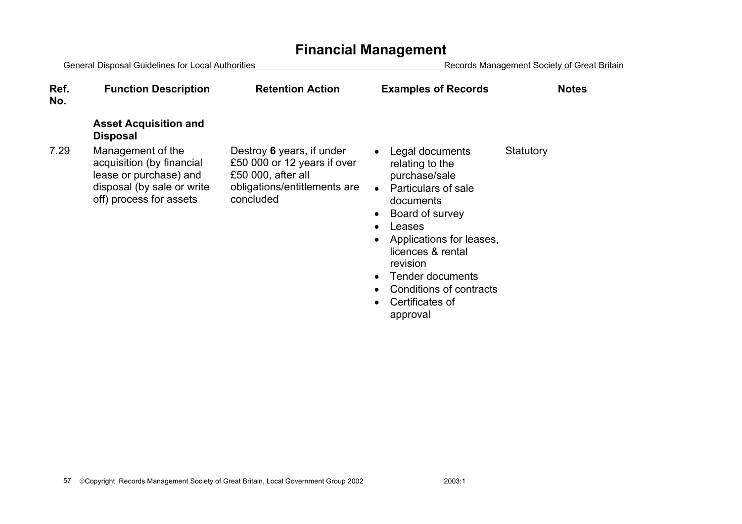# Financial Management

| Ref. No. | Function Description | Retention Action | Examples of Records | Notes |
|---|---|---|---|---|
| | **Asset Acquisition and Disposal** | | | |
| 7.29 | Management of the acquisition (by financial lease or purchase) and disposal (by sale or write off) process for assets | Destroy **6** years, if under £50 000 or 12 years if over £50 000, after all obligations/entitlements are concluded | • Legal documents relating to the purchase/sale<br>• Particulars of sale documents<br>• Board of survey<br>• Leases<br>• Applications for leases, licences & rental revision<br>• Tender documents<br>• Conditions of contracts<br>• Certificates of approval | Statutory |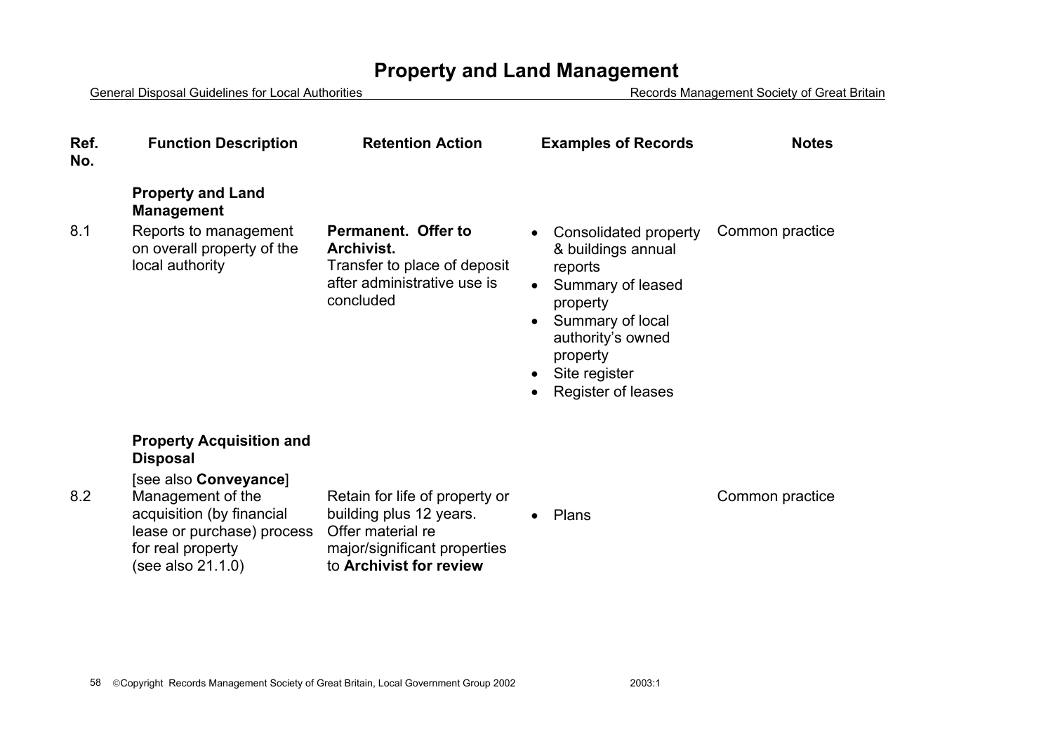# Property and Land Management

| Ref. No. | Function Description | Retention Action | Examples of Records | Notes |
|---|---|---|---|---|
| | **Property and Land Management** | | | |
| 8.1 | Reports to management on overall property of the local authority | **Permanent. Offer to Archivist.** Transfer to place of deposit after administrative use is concluded | • Consolidated property & buildings annual reports<br>• Summary of leased property<br>• Summary of local authority's owned property<br>• Site register<br>• Register of leases | Common practice |
| | **Property Acquisition and Disposal** [see also **Conveyance**] | | | |
| 8.2 | Management of the acquisition (by financial lease or purchase) process for real property (see also 21.1.0) | Retain for life of property or building plus 12 years. Offer material re major/significant properties to **Archivist for review** | • Plans | Common practice |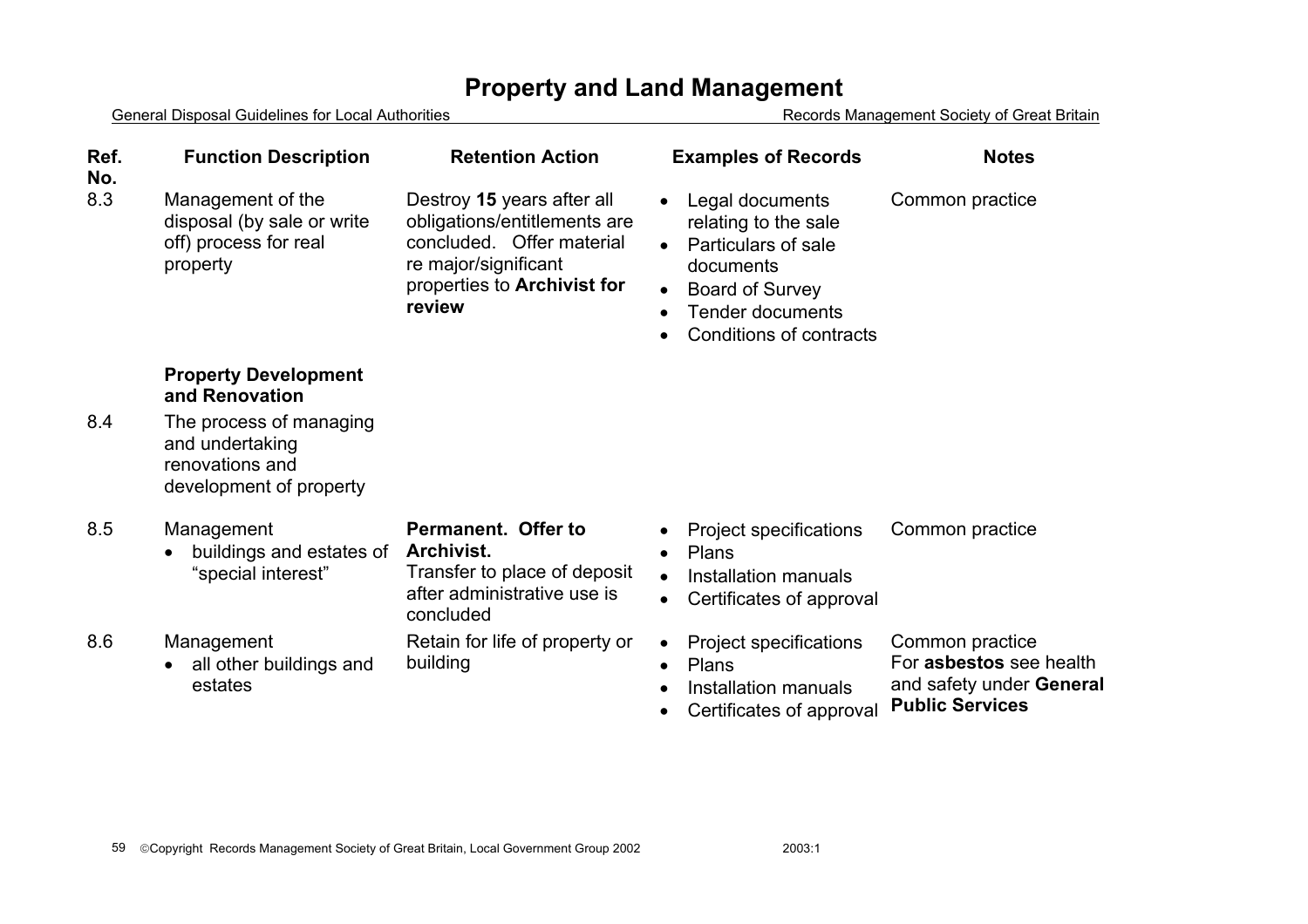# Property and Land Management

| Ref. No. | Function Description | Retention Action | Examples of Records | Notes |
|---|---|---|---|---|
| 8.3 | Management of the disposal (by sale or write off) process for real property | Destroy **15** years after all obligations/entitlements are concluded. Offer material re major/significant properties to **Archivist for review** | • Legal documents relating to the sale<br>• Particulars of sale documents<br>• Board of Survey<br>• Tender documents<br>• Conditions of contracts | Common practice |
| | **Property Development and Renovation** | | | |
| 8.4 | The process of managing and undertaking renovations and development of property | | | |
| 8.5 | Management<br>• buildings and estates of "special interest" | **Permanent. Offer to Archivist.**<br>Transfer to place of deposit after administrative use is concluded | • Project specifications<br>• Plans<br>• Installation manuals<br>• Certificates of approval | Common practice |
| 8.6 | Management<br>• all other buildings and estates | Retain for life of property or building | • Project specifications<br>• Plans<br>• Installation manuals<br>• Certificates of approval | Common practice<br>For **asbestos** see health and safety under **General Public Services** |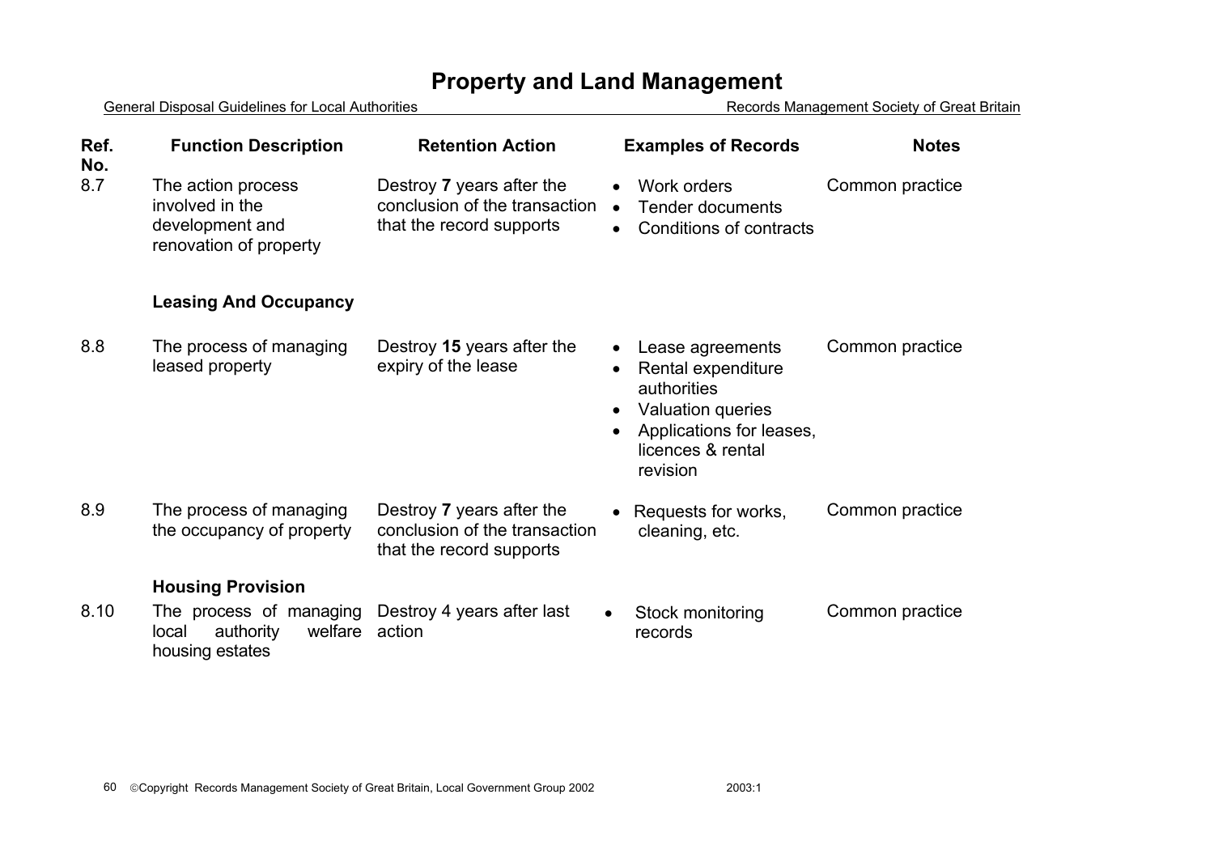# Property and Land Management

| Ref. No. | Function Description | Retention Action | Examples of Records | Notes |
|---|---|---|---|---|
| 8.7 | The action process involved in the development and renovation of property | Destroy **7** years after the conclusion of the transaction that the record supports | • Work orders<br>• Tender documents<br>• Conditions of contracts | Common practice |
| | **Leasing And Occupancy** | | | |
| 8.8 | The process of managing leased property | Destroy **15** years after the expiry of the lease | • Lease agreements<br>• Rental expenditure authorities<br>• Valuation queries<br>• Applications for leases, licences & rental revision | Common practice |
| 8.9 | The process of managing the occupancy of property | Destroy **7** years after the conclusion of the transaction that the record supports | • Requests for works, cleaning, etc. | Common practice |
| | **Housing Provision** | | | |
| 8.10 | The process of managing local authority welfare housing estates | Destroy 4 years after last action | • Stock monitoring records | Common practice |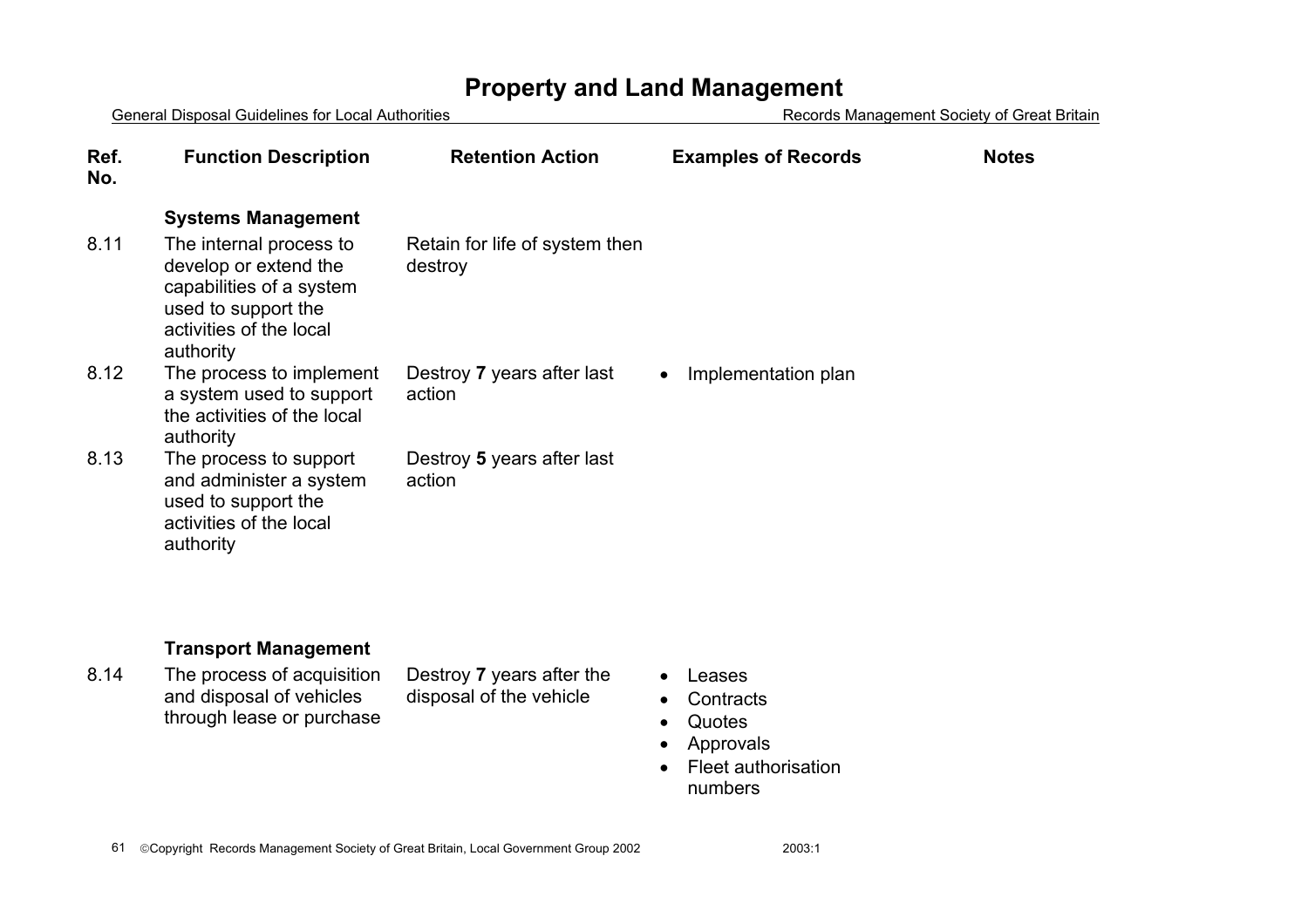# Property and Land Management

| Ref. No. | Function Description | Retention Action | Examples of Records | Notes |
|---|---|---|---|---|
| | **Systems Management** | | | |
| 8.11 | The internal process to develop or extend the capabilities of a system used to support the activities of the local authority | Retain for life of system then destroy | | |
| 8.12 | The process to implement a system used to support the activities of the local authority | Destroy **7** years after last action | • Implementation plan | |
| 8.13 | The process to support and administer a system used to support the activities of the local authority | Destroy **5** years after last action | | |
| | **Transport Management** | | | |
| 8.14 | The process of acquisition and disposal of vehicles through lease or purchase | Destroy **7** years after the disposal of the vehicle | • Leases<br>• Contracts<br>• Quotes<br>• Approvals<br>• Fleet authorisation numbers | |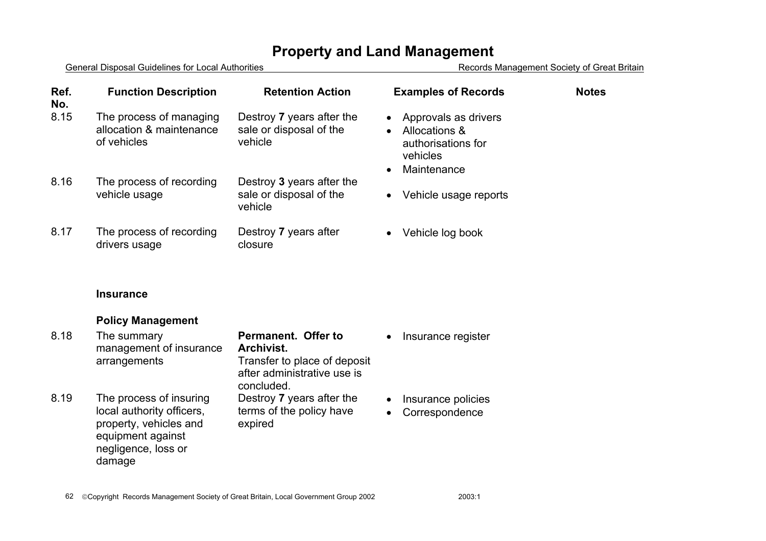# Property and Land Management

| Ref. No. | Function Description | Retention Action | Examples of Records | Notes |
|---|---|---|---|---|
| 8.15 | The process of managing allocation & maintenance of vehicles | Destroy **7** years after the sale or disposal of the vehicle | • Approvals as drivers<br>• Allocations & authorisations for vehicles<br>• Maintenance | |
| 8.16 | The process of recording vehicle usage | Destroy **3** years after the sale or disposal of the vehicle | • Vehicle usage reports | |
| 8.17 | The process of recording drivers usage | Destroy **7** years after closure | • Vehicle log book | |
| | **Insurance** | | | |
| | **Policy Management** | | | |
| 8.18 | The summary management of insurance arrangements | **Permanent. Offer to Archivist.** Transfer to place of deposit after administrative use is concluded. | • Insurance register | |
| 8.19 | The process of insuring local authority officers, property, vehicles and equipment against negligence, loss or damage | Destroy **7** years after the terms of the policy have expired | • Insurance policies<br>• Correspondence | |

©Copyright Records Management Society of Great Britain, Local Government Group 2002 2003:1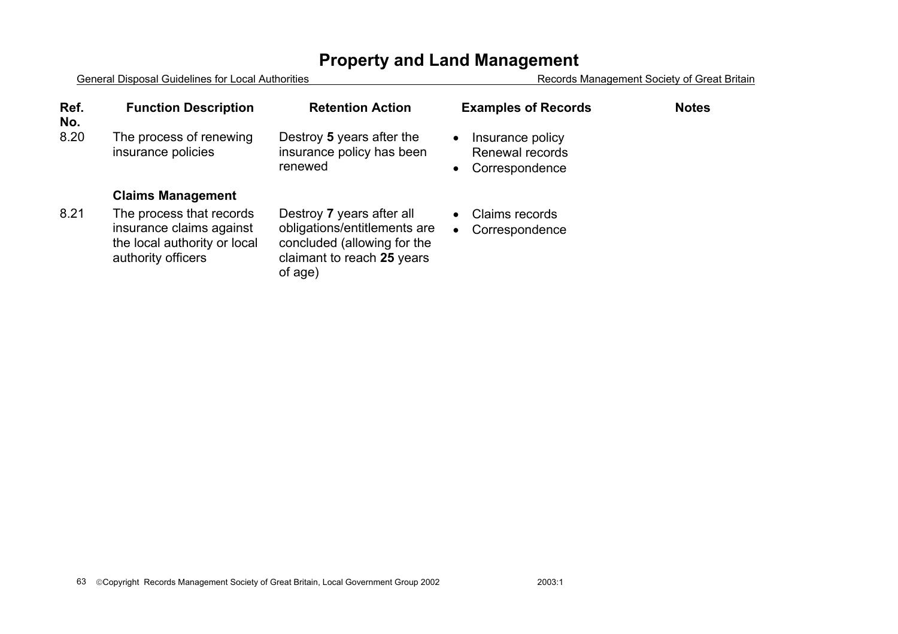# Property and Land Management

General Disposal Guidelines for Local Authorities — Records Management Society of Great Britain

| Ref. No. | Function Description | Retention Action | Examples of Records | Notes |
|---|---|---|---|---|
| 8.20 | The process of renewing insurance policies | Destroy **5** years after the insurance policy has been renewed | • Insurance policy Renewal records<br>• Correspondence | |
| | **Claims Management** | | | |
| 8.21 | The process that records insurance claims against the local authority or local authority officers | Destroy **7** years after all obligations/entitlements are concluded (allowing for the claimant to reach **25** years of age) | • Claims records<br>• Correspondence | |

©Copyright Records Management Society of Great Britain, Local Government Group 2002 — 2003:1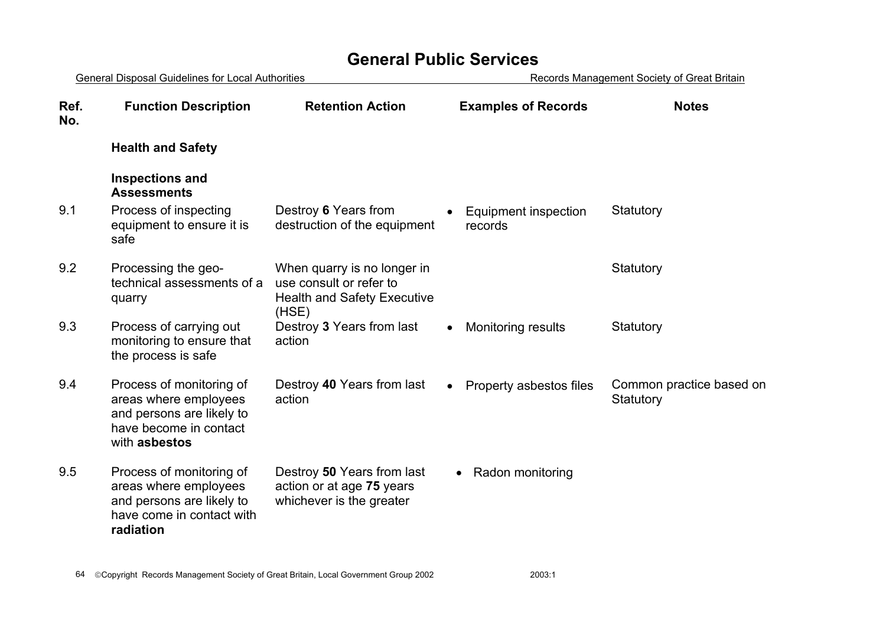# General Public Services

| Ref. No. | Function Description | Retention Action | Examples of Records | Notes |
|---|---|---|---|---|
| | **Health and Safety** | | | |
| | **Inspections and Assessments** | | | |
| 9.1 | Process of inspecting equipment to ensure it is safe | Destroy **6** Years from destruction of the equipment | • Equipment inspection records | Statutory |
| 9.2 | Processing the geo-technical assessments of a quarry | When quarry is no longer in use consult or refer to Health and Safety Executive (HSE) | | Statutory |
| 9.3 | Process of carrying out monitoring to ensure that the process is safe | Destroy **3** Years from last action | • Monitoring results | Statutory |
| 9.4 | Process of monitoring of areas where employees and persons are likely to have become in contact with **asbestos** | Destroy **40** Years from last action | • Property asbestos files | Common practice based on Statutory |
| 9.5 | Process of monitoring of areas where employees and persons are likely to have come in contact with **radiation** | Destroy **50** Years from last action or at age **75** years whichever is the greater | • Radon monitoring | |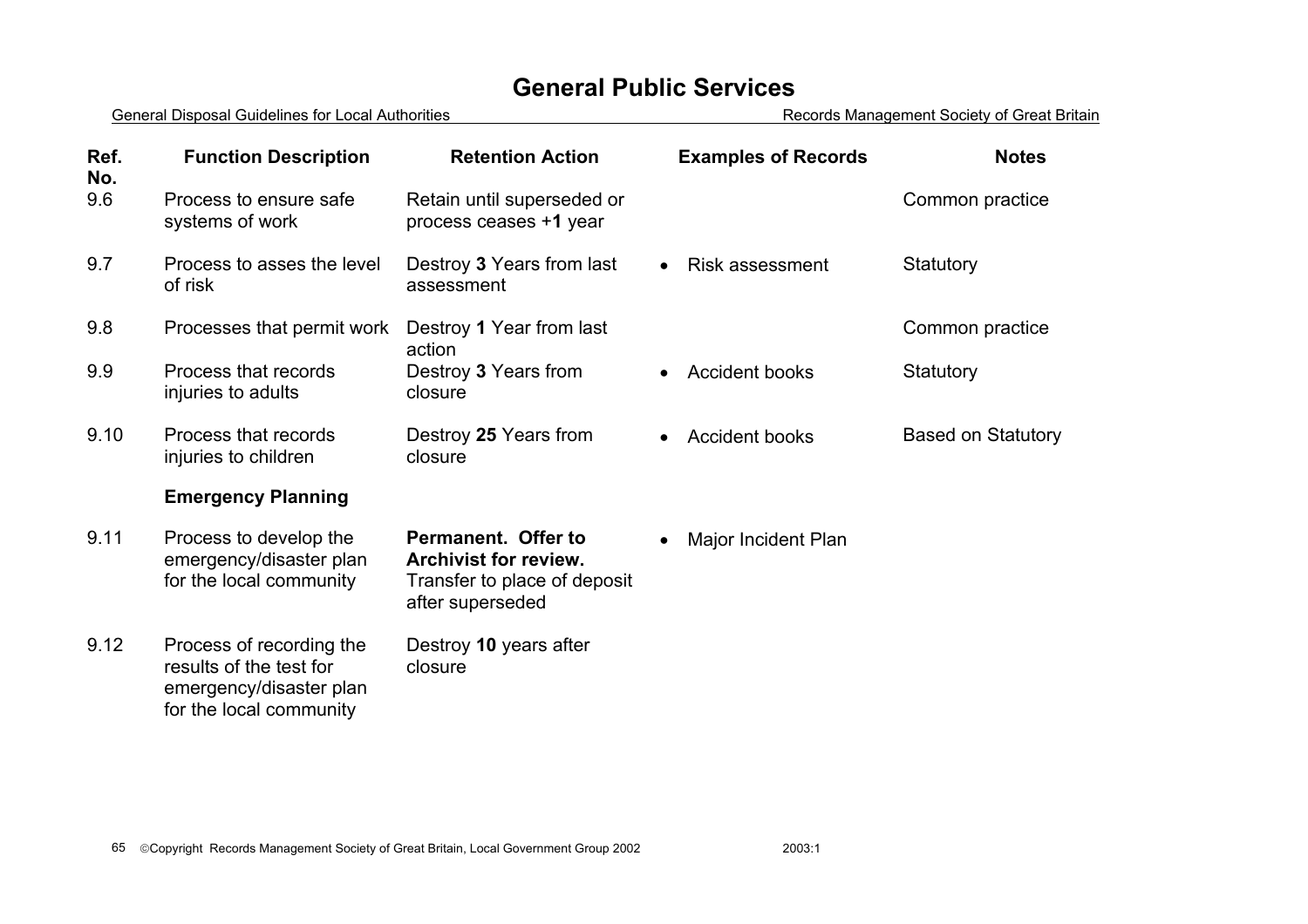# General Public Services

| Ref. No. | Function Description | Retention Action | Examples of Records | Notes |
|---|---|---|---|---|
| 9.6 | Process to ensure safe systems of work | Retain until superseded or process ceases +**1** year | | Common practice |
| 9.7 | Process to asses the level of risk | Destroy **3** Years from last assessment | • Risk assessment | Statutory |
| 9.8 | Processes that permit work | Destroy **1** Year from last action | | Common practice |
| 9.9 | Process that records injuries to adults | Destroy **3** Years from closure | • Accident books | Statutory |
| 9.10 | Process that records injuries to children | Destroy **25** Years from closure | • Accident books | Based on Statutory |
| | **Emergency Planning** | | | |
| 9.11 | Process to develop the emergency/disaster plan for the local community | **Permanent. Offer to Archivist for review.** Transfer to place of deposit after superseded | • Major Incident Plan | |
| 9.12 | Process of recording the results of the test for emergency/disaster plan for the local community | Destroy **10** years after closure | | |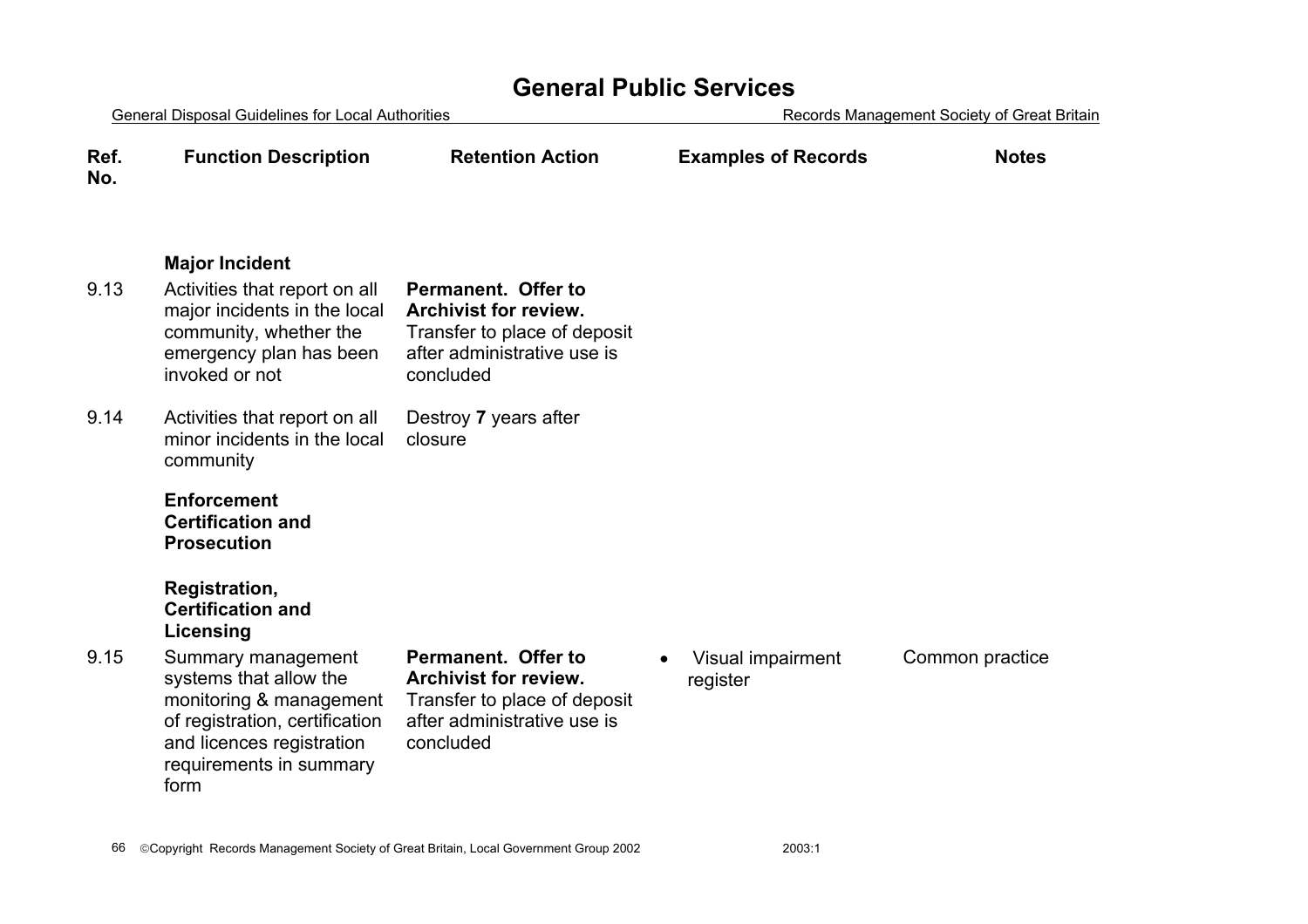# General Public Services

| Ref. No. | Function Description | Retention Action | Examples of Records | Notes |
|---|---|---|---|---|
| | **Major Incident** | | | |
| 9.13 | Activities that report on all major incidents in the local community, whether the emergency plan has been invoked or not | **Permanent. Offer to Archivist for review.** Transfer to place of deposit after administrative use is concluded | | |
| 9.14 | Activities that report on all minor incidents in the local community | Destroy **7** years after closure | | |
| | **Enforcement Certification and Prosecution** | | | |
| | **Registration, Certification and Licensing** | | | |
| 9.15 | Summary management systems that allow the monitoring & management of registration, certification and licences registration requirements in summary form | **Permanent. Offer to Archivist for review.** Transfer to place of deposit after administrative use is concluded | • Visual impairment register | Common practice |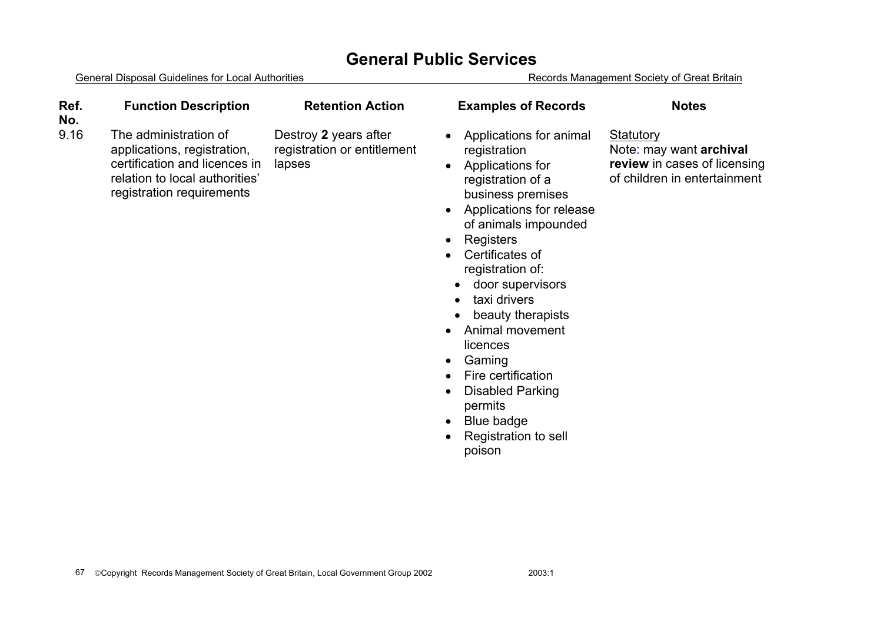# General Public Services

| Ref. No. | Function Description | Retention Action | Examples of Records | Notes |
|---|---|---|---|---|
| 9.16 | The administration of applications, registration, certification and licences in relation to local authorities' registration requirements | Destroy **2** years after registration or entitlement lapses | • Applications for animal registration<br>• Applications for registration of a business premises<br>• Applications for release of animals impounded<br>• Registers<br>• Certificates of registration of:<br>  • door supervisors<br>  • taxi drivers<br>  • beauty therapists<br>• Animal movement licences<br>• Gaming<br>• Fire certification<br>• Disabled Parking permits<br>• Blue badge<br>• Registration to sell poison | Statutory<br>Note: may want **archival review** in cases of licensing of children in entertainment |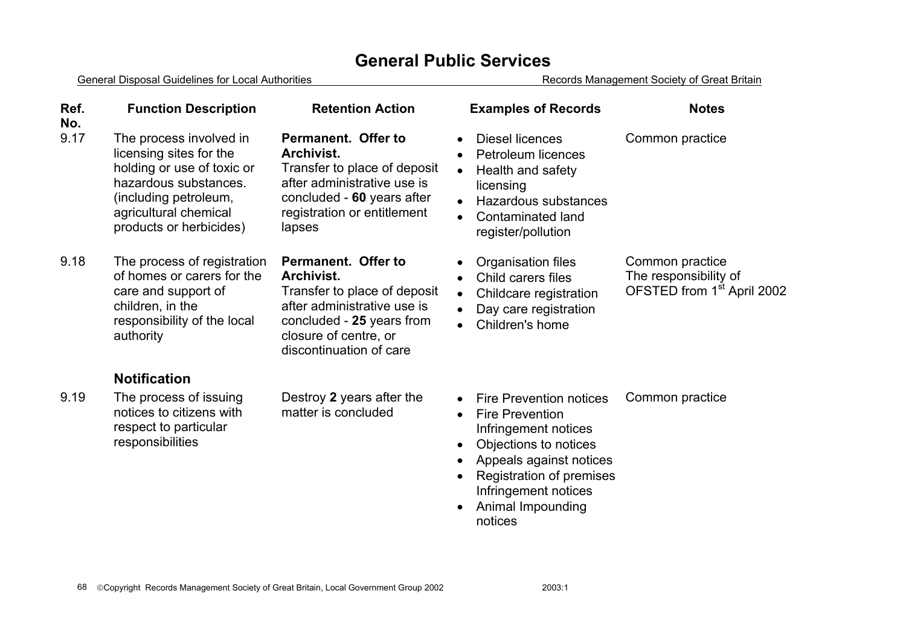# General Public Services

| Ref. No. | Function Description | Retention Action | Examples of Records | Notes |
|---|---|---|---|---|
| 9.17 | The process involved in licensing sites for the holding or use of toxic or hazardous substances. (including petroleum, agricultural chemical products or herbicides) | **Permanent. Offer to Archivist.** Transfer to place of deposit after administrative use is concluded - **60** years after registration or entitlement lapses | • Diesel licences<br>• Petroleum licences<br>• Health and safety licensing<br>• Hazardous substances<br>• Contaminated land register/pollution | Common practice |
| 9.18 | The process of registration of homes or carers for the care and support of children, in the responsibility of the local authority | **Permanent. Offer to Archivist.** Transfer to place of deposit after administrative use is concluded - **25** years from closure of centre, or discontinuation of care | • Organisation files<br>• Child carers files<br>• Childcare registration<br>• Day care registration<br>• Children's home | Common practice<br>The responsibility of OFSTED from 1st April 2002 |
| | **Notification** | | | |
| 9.19 | The process of issuing notices to citizens with respect to particular responsibilities | Destroy **2** years after the matter is concluded | • Fire Prevention notices<br>• Fire Prevention Infringement notices<br>• Objections to notices<br>• Appeals against notices<br>• Registration of premises Infringement notices<br>• Animal Impounding notices | Common practice |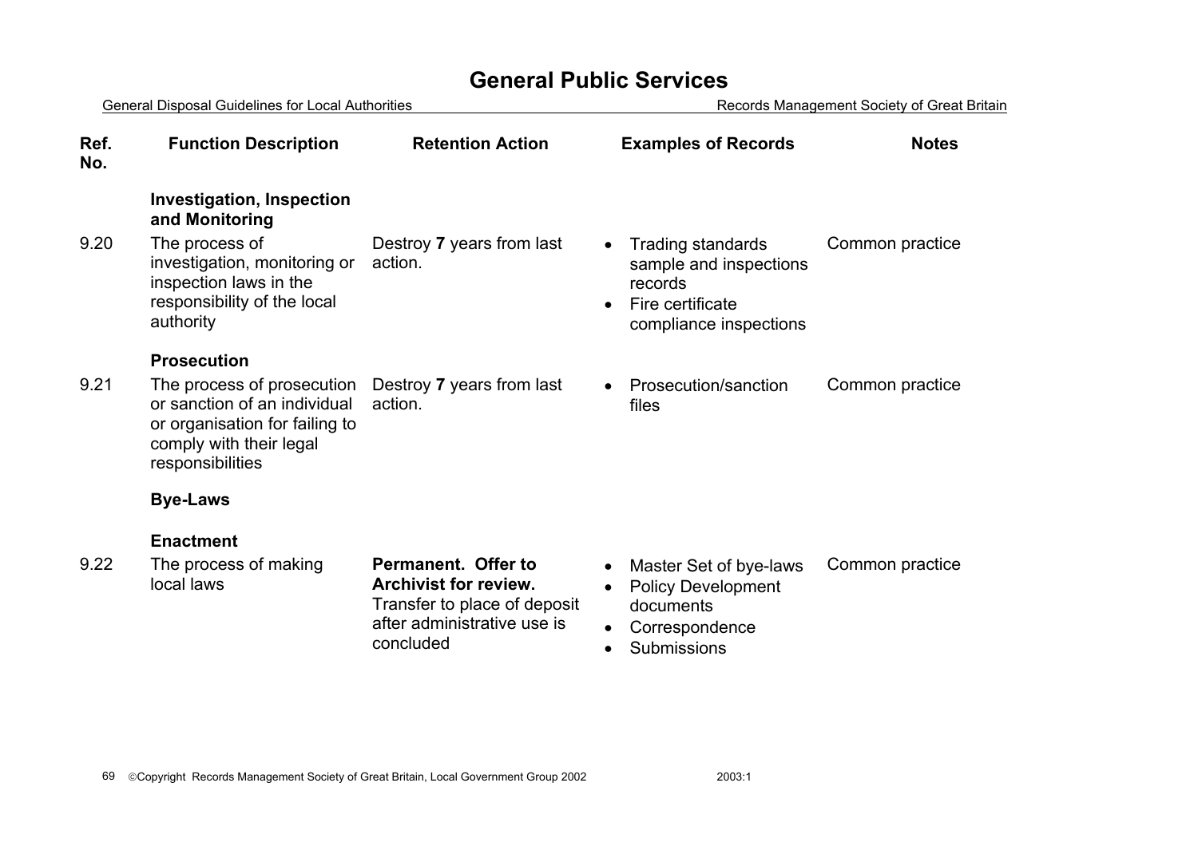# General Public Services

| Ref. No. | Function Description | Retention Action | Examples of Records | Notes |
|---|---|---|---|---|
| | **Investigation, Inspection and Monitoring** | | | |
| 9.20 | The process of investigation, monitoring or inspection laws in the responsibility of the local authority | Destroy **7** years from last action. | • Trading standards sample and inspections records<br>• Fire certificate compliance inspections | Common practice |
| | **Prosecution** | | | |
| 9.21 | The process of prosecution or sanction of an individual or organisation for failing to comply with their legal responsibilities | Destroy **7** years from last action. | • Prosecution/sanction files | Common practice |
| | **Bye-Laws** | | | |
| | **Enactment** | | | |
| 9.22 | The process of making local laws | **Permanent. Offer to Archivist for review.** Transfer to place of deposit after administrative use is concluded | • Master Set of bye-laws<br>• Policy Development documents<br>• Correspondence<br>• Submissions | Common practice |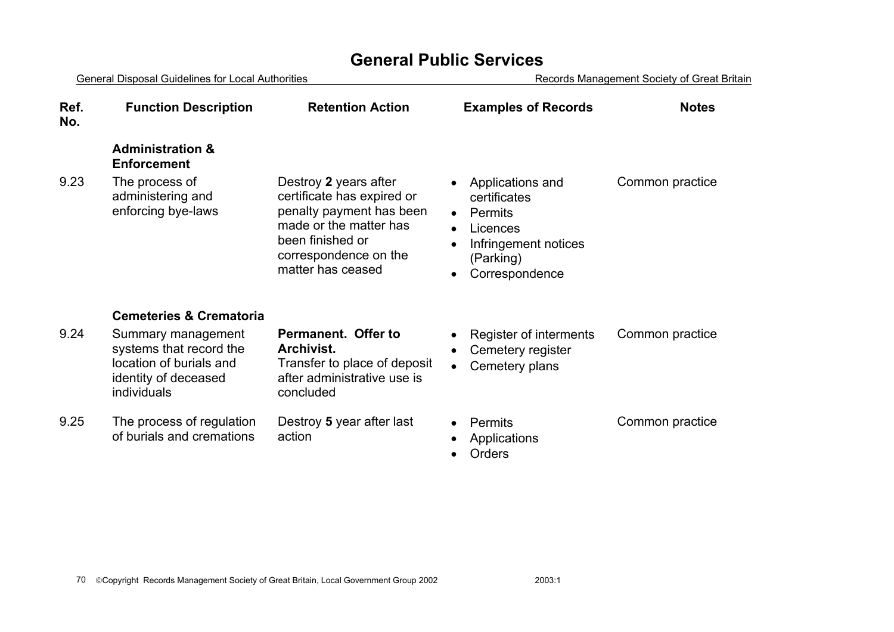# General Public Services

| Ref. No. | Function Description | Retention Action | Examples of Records | Notes |
|---|---|---|---|---|
| | **Administration & Enforcement** | | | |
| 9.23 | The process of administering and enforcing bye-laws | Destroy **2** years after certificate has expired or penalty payment has been made or the matter has been finished or correspondence on the matter has ceased | • Applications and certificates<br>• Permits<br>• Licences<br>• Infringement notices (Parking)<br>• Correspondence | Common practice |
| | **Cemeteries & Crematoria** | | | |
| 9.24 | Summary management systems that record the location of burials and identity of deceased individuals | **Permanent. Offer to Archivist.**<br>Transfer to place of deposit after administrative use is concluded | • Register of interments<br>• Cemetery register<br>• Cemetery plans | Common practice |
| 9.25 | The process of regulation of burials and cremations | Destroy **5** year after last action | • Permits<br>• Applications<br>• Orders | Common practice |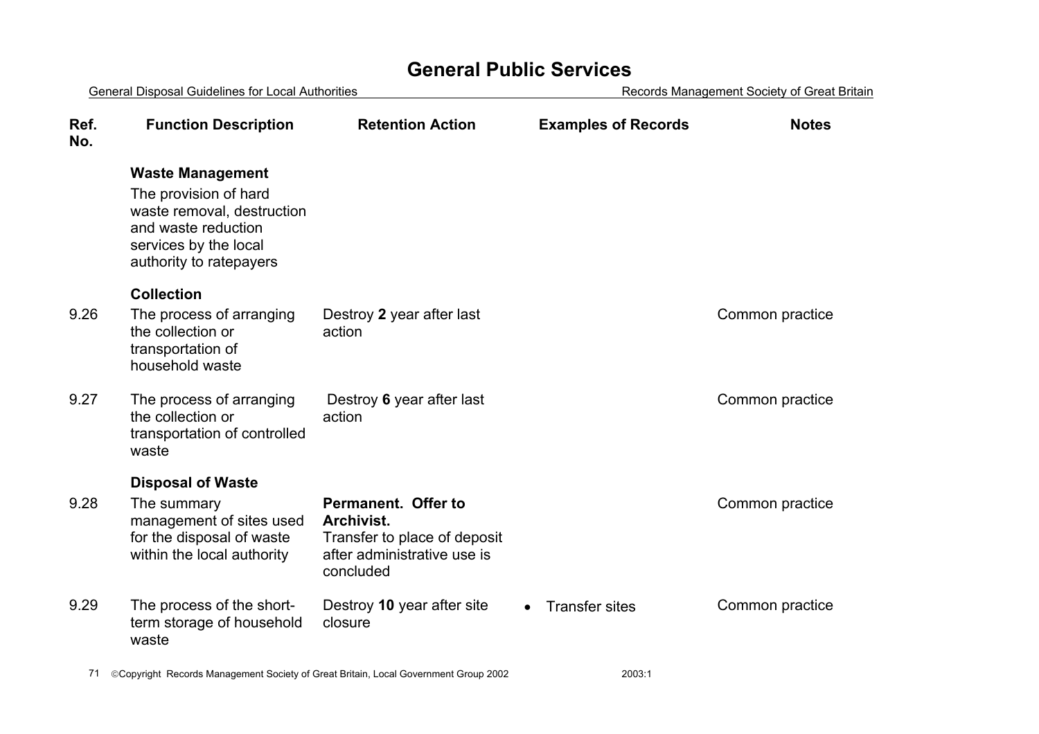# General Public Services

| Ref. No. | Function Description | Retention Action | Examples of Records | Notes |
|---|---|---|---|---|
| | **Waste Management** The provision of hard waste removal, destruction and waste reduction services by the local authority to ratepayers | | | |
| | **Collection** | | | |
| 9.26 | The process of arranging the collection or transportation of household waste | Destroy **2** year after last action | | Common practice |
| 9.27 | The process of arranging the collection or transportation of controlled waste | Destroy **6** year after last action | | Common practice |
| | **Disposal of Waste** | | | |
| 9.28 | The summary management of sites used for the disposal of waste within the local authority | **Permanent. Offer to Archivist.** Transfer to place of deposit after administrative use is concluded | | Common practice |
| 9.29 | The process of the short-term storage of household waste | Destroy **10** year after site closure | • Transfer sites | Common practice |

©Copyright Records Management Society of Great Britain, Local Government Group 2002 2003:1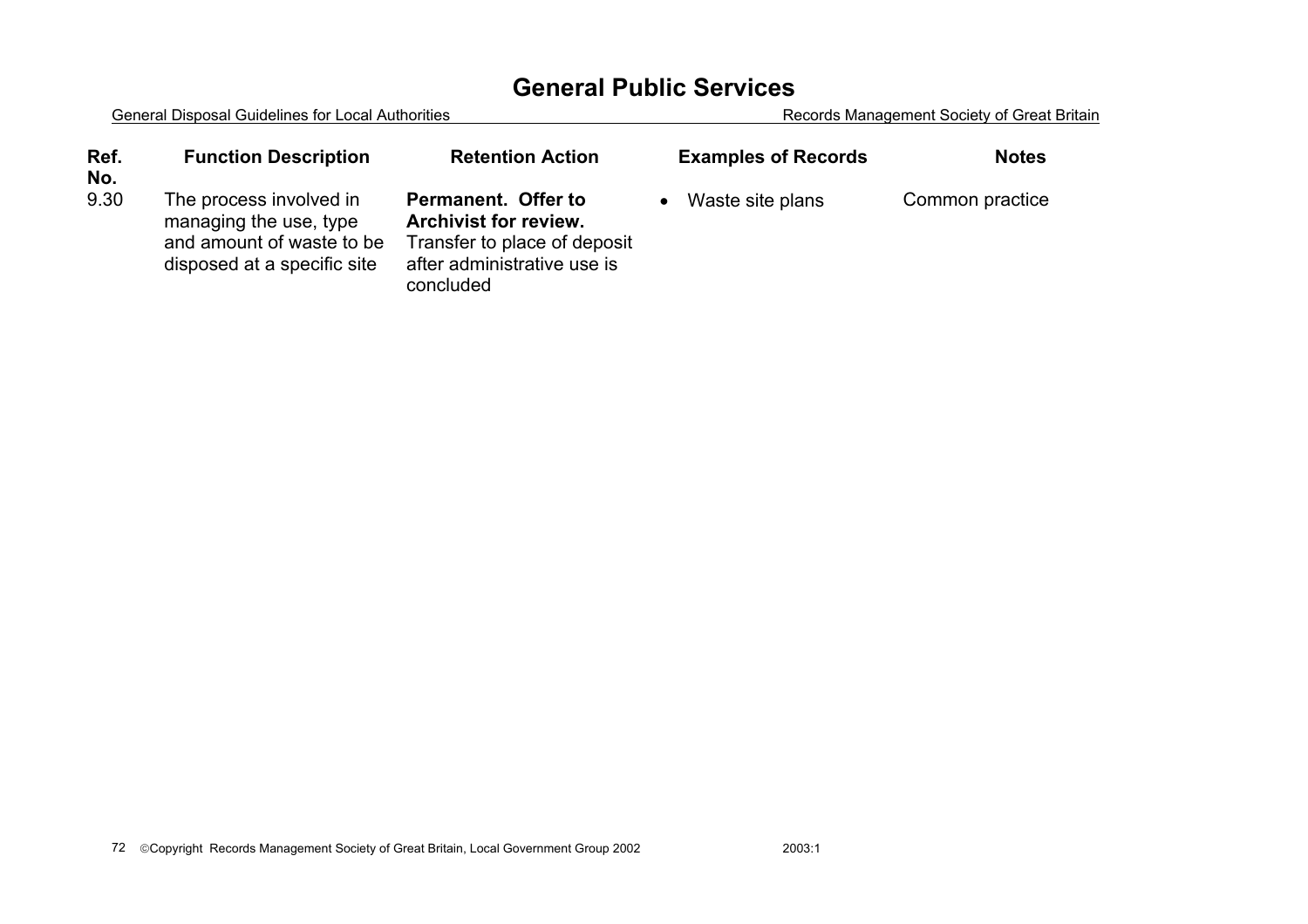# General Public Services

| Ref. No. | Function Description | Retention Action | Examples of Records | Notes |
|---|---|---|---|---|
| 9.30 | The process involved in managing the use, type and amount of waste to be disposed at a specific site | **Permanent. Offer to Archivist for review.** Transfer to place of deposit after administrative use is concluded | • Waste site plans | Common practice |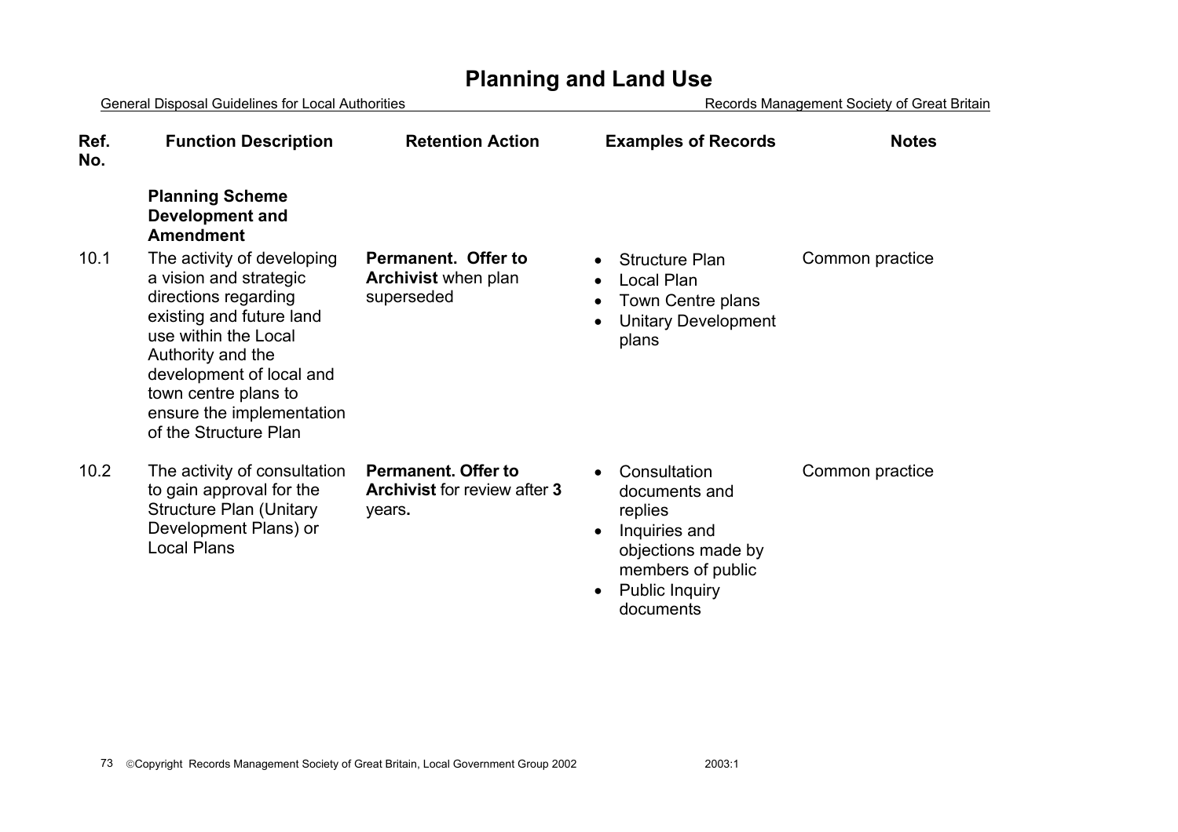# Planning and Land Use

| Ref. No. | Function Description | Retention Action | Examples of Records | Notes |
|---|---|---|---|---|
| | **Planning Scheme Development and Amendment** | | | |
| 10.1 | The activity of developing a vision and strategic directions regarding existing and future land use within the Local Authority and the development of local and town centre plans to ensure the implementation of the Structure Plan | **Permanent. Offer to Archivist** when plan superseded | • Structure Plan<br>• Local Plan<br>• Town Centre plans<br>• Unitary Development plans | Common practice |
| 10.2 | The activity of consultation to gain approval for the Structure Plan (Unitary Development Plans) or Local Plans | **Permanent. Offer to Archivist** for review after **3** years**.** | • Consultation documents and replies<br>• Inquiries and objections made by members of public<br>• Public Inquiry documents | Common practice |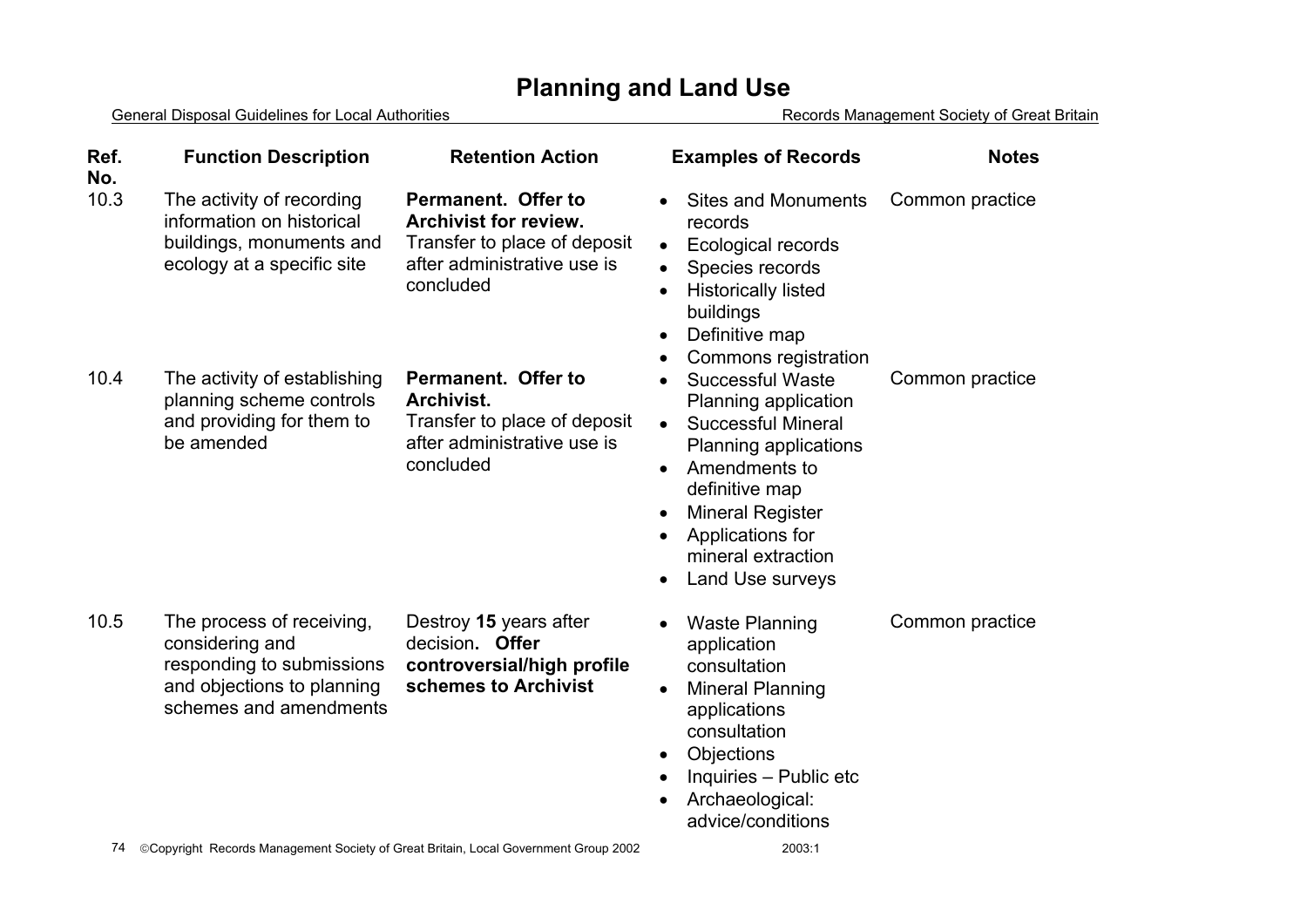# Planning and Land Use

| Ref. No. | Function Description | Retention Action | Examples of Records | Notes |
|---|---|---|---|---|
| 10.3 | The activity of recording information on historical buildings, monuments and ecology at a specific site | **Permanent. Offer to Archivist for review.** Transfer to place of deposit after administrative use is concluded | • Sites and Monuments records<br>• Ecological records<br>• Species records<br>• Historically listed buildings<br>• Definitive map<br>• Commons registration | Common practice |
| 10.4 | The activity of establishing planning scheme controls and providing for them to be amended | **Permanent. Offer to Archivist.** Transfer to place of deposit after administrative use is concluded | • Successful Waste Planning application<br>• Successful Mineral Planning applications<br>• Amendments to definitive map<br>• Mineral Register<br>• Applications for mineral extraction<br>• Land Use surveys | Common practice |
| 10.5 | The process of receiving, considering and responding to submissions and objections to planning schemes and amendments | Destroy **15** years after decision**. Offer controversial/high profile schemes to Archivist** | • Waste Planning application consultation<br>• Mineral Planning applications consultation<br>• Objections<br>• Inquiries – Public etc<br>• Archaeological: advice/conditions | Common practice |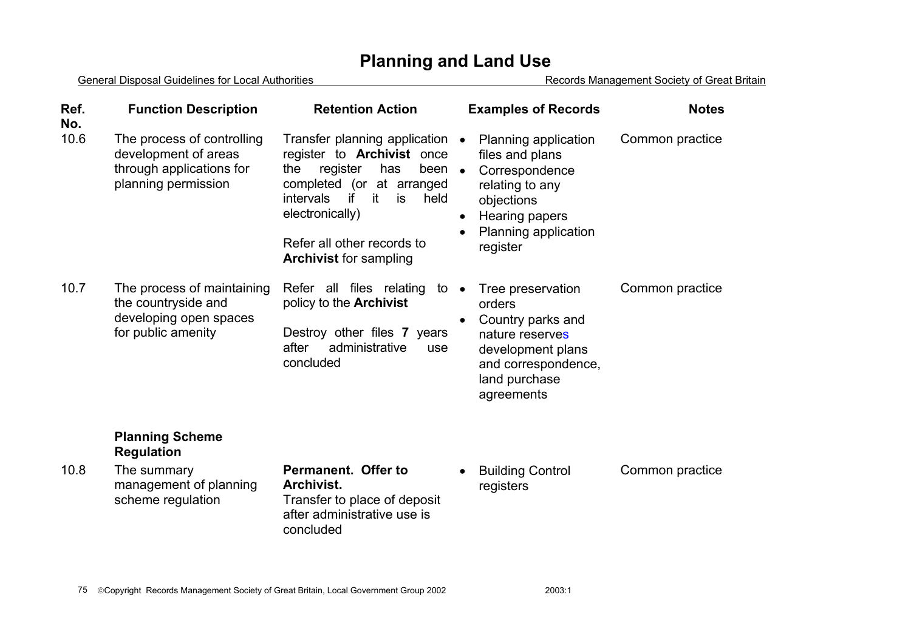# Planning and Land Use

| Ref. No. | Function Description | Retention Action | Examples of Records | Notes |
|---|---|---|---|---|
| 10.6 | The process of controlling development of areas through applications for planning permission | Transfer planning application register to **Archivist** once the register has been completed (or at arranged intervals if it is held electronically)<br><br>Refer all other records to **Archivist** for sampling | • Planning application files and plans<br>• Correspondence relating to any objections<br>• Hearing papers<br>• Planning application register | Common practice |
| 10.7 | The process of maintaining the countryside and developing open spaces for public amenity | Refer all files relating to policy to the **Archivist**<br><br>Destroy other files **7** years after administrative use concluded | • Tree preservation orders<br>• Country parks and nature reserves development plans and correspondence, land purchase agreements | Common practice |
| | **Planning Scheme Regulation** | | | |
| 10.8 | The summary management of planning scheme regulation | **Permanent. Offer to Archivist.**<br>Transfer to place of deposit after administrative use is concluded | • Building Control registers | Common practice |

©Copyright Records Management Society of Great Britain, Local Government Group 2002 2003:1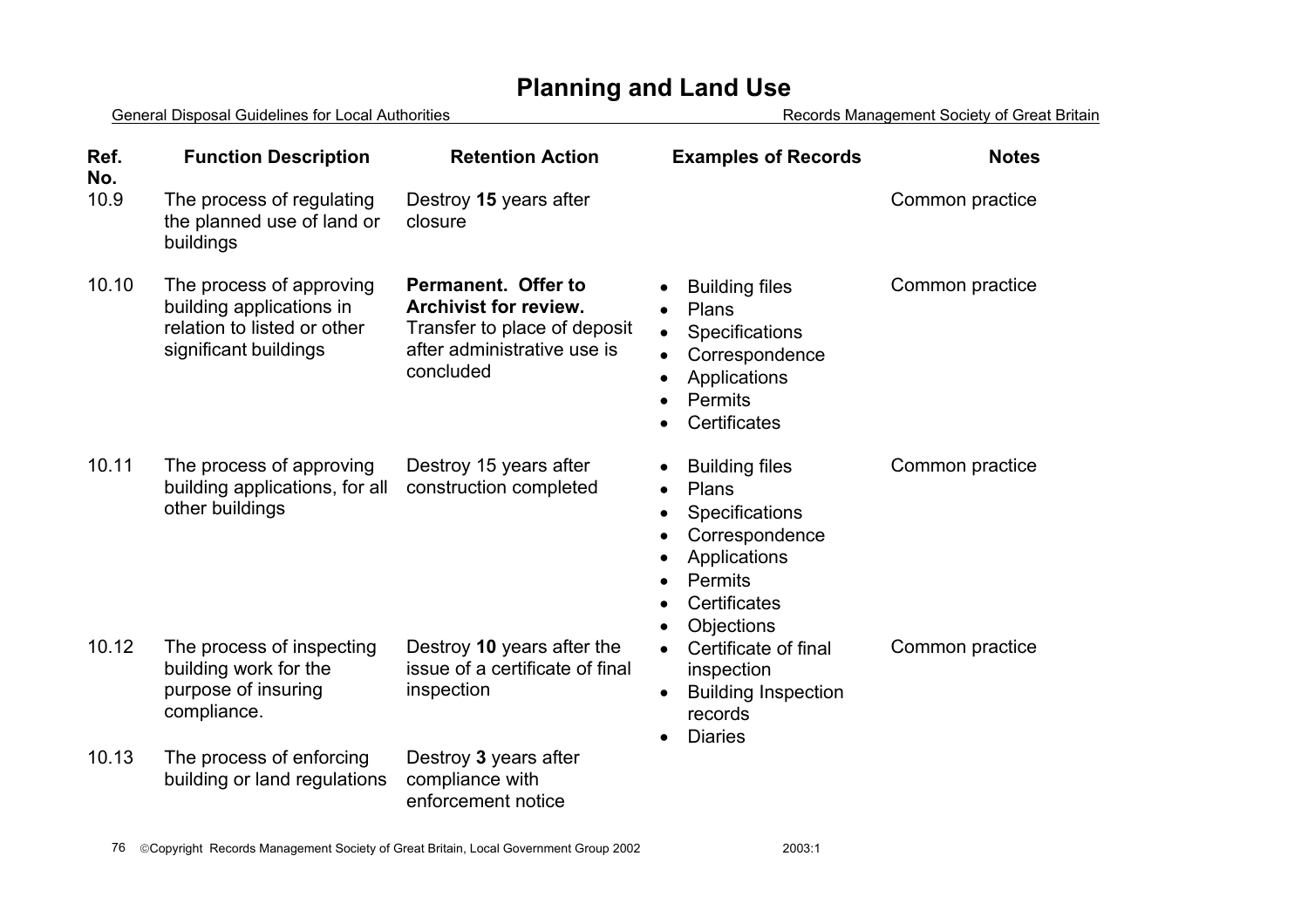# Planning and Land Use

| Ref. No. | Function Description | Retention Action | Examples of Records | Notes |
|---|---|---|---|---|
| 10.9 | The process of regulating the planned use of land or buildings | Destroy **15** years after closure | | Common practice |
| 10.10 | The process of approving building applications in relation to listed or other significant buildings | **Permanent. Offer to Archivist for review.** Transfer to place of deposit after administrative use is concluded | • Building files<br>• Plans<br>• Specifications<br>• Correspondence<br>• Applications<br>• Permits<br>• Certificates | Common practice |
| 10.11 | The process of approving building applications, for all other buildings | Destroy 15 years after construction completed | • Building files<br>• Plans<br>• Specifications<br>• Correspondence<br>• Applications<br>• Permits<br>• Certificates<br>• Objections | Common practice |
| 10.12 | The process of inspecting building work for the purpose of insuring compliance. | Destroy **10** years after the issue of a certificate of final inspection | • Certificate of final inspection<br>• Building Inspection records<br>• Diaries | Common practice |
| 10.13 | The process of enforcing building or land regulations | Destroy **3** years after compliance with enforcement notice | | |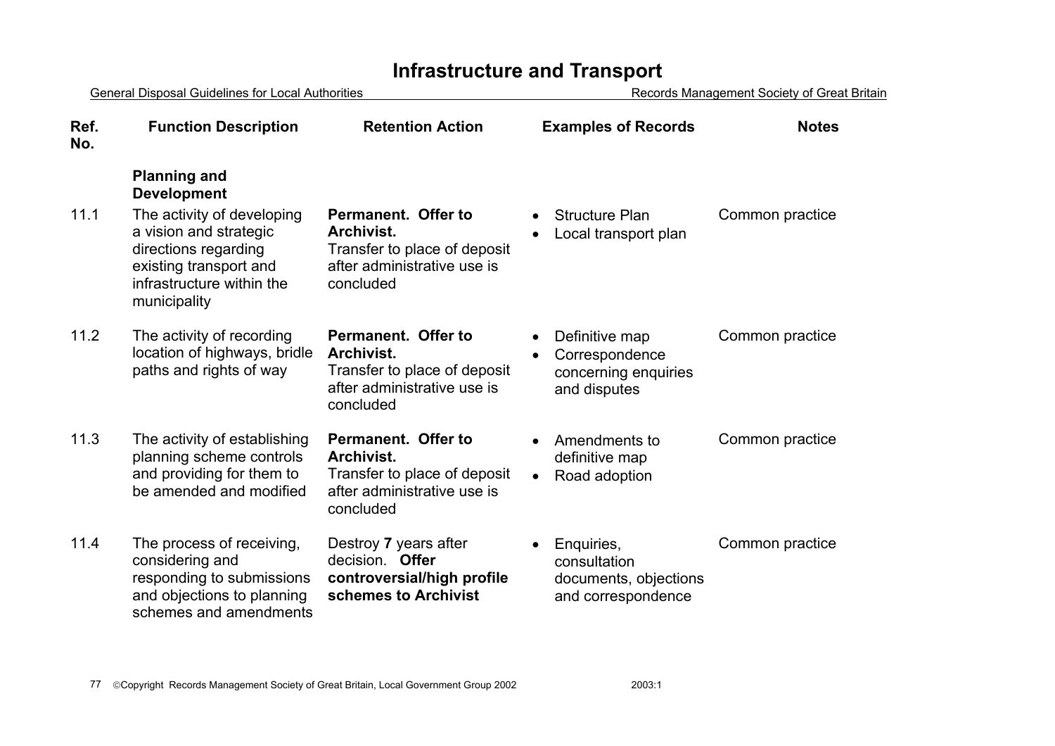# Infrastructure and Transport

General Disposal Guidelines for Local Authorities — Records Management Society of Great Britain

| Ref. No. | Function Description | Retention Action | Examples of Records | Notes |
|---|---|---|---|---|
| | **Planning and Development** | | | |
| 11.1 | The activity of developing a vision and strategic directions regarding existing transport and infrastructure within the municipality | **Permanent. Offer to Archivist.** Transfer to place of deposit after administrative use is concluded | • Structure Plan<br>• Local transport plan | Common practice |
| 11.2 | The activity of recording location of highways, bridle paths and rights of way | **Permanent. Offer to Archivist.** Transfer to place of deposit after administrative use is concluded | • Definitive map<br>• Correspondence concerning enquiries and disputes | Common practice |
| 11.3 | The activity of establishing planning scheme controls and providing for them to be amended and modified | **Permanent. Offer to Archivist.** Transfer to place of deposit after administrative use is concluded | • Amendments to definitive map<br>• Road adoption | Common practice |
| 11.4 | The process of receiving, considering and responding to submissions and objections to planning schemes and amendments | Destroy **7** years after decision. **Offer controversial/high profile schemes to Archivist** | • Enquiries, consultation documents, objections and correspondence | Common practice |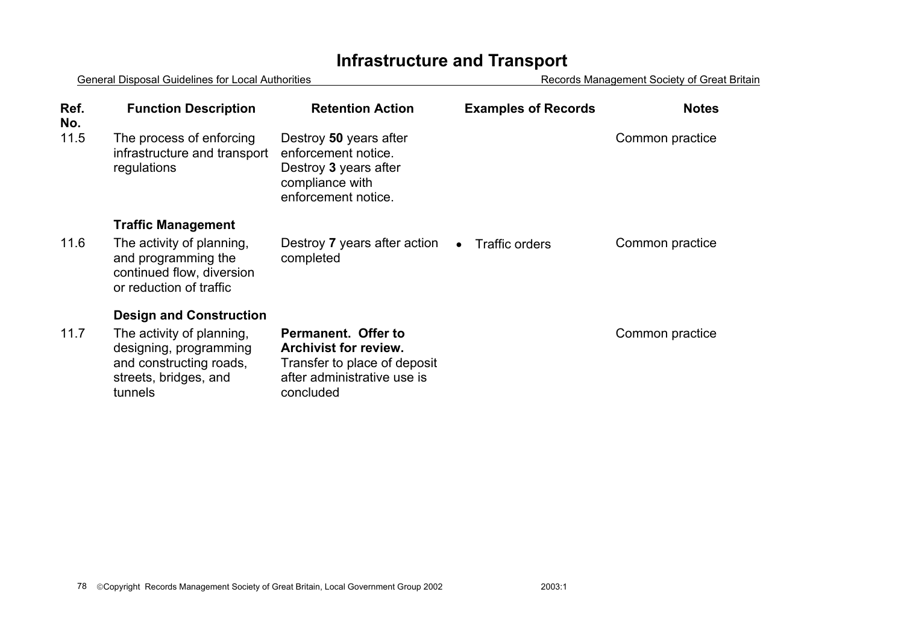# Infrastructure and Transport

| Ref. No. | Function Description | Retention Action | Examples of Records | Notes |
|---|---|---|---|---|
| 11.5 | The process of enforcing infrastructure and transport regulations | Destroy **50** years after enforcement notice. Destroy **3** years after compliance with enforcement notice. | | Common practice |
| | **Traffic Management** | | | |
| 11.6 | The activity of planning, and programming the continued flow, diversion or reduction of traffic | Destroy **7** years after action completed | • Traffic orders | Common practice |
| | **Design and Construction** | | | |
| 11.7 | The activity of planning, designing, programming and constructing roads, streets, bridges, and tunnels | **Permanent. Offer to Archivist for review.** Transfer to place of deposit after administrative use is concluded | | Common practice |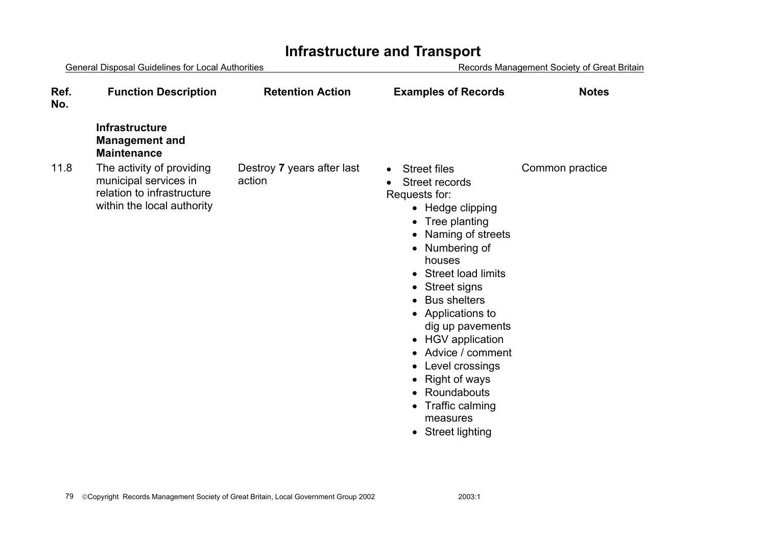# Infrastructure and Transport

General Disposal Guidelines for Local Authorities — Records Management Society of Great Britain

| Ref. No. | Function Description | Retention Action | Examples of Records | Notes |
|---|---|---|---|---|
| | **Infrastructure Management and Maintenance** | | | |
| 11.8 | The activity of providing municipal services in relation to infrastructure within the local authority | Destroy **7** years after last action | • Street files<br>• Street records<br>Requests for:<br>• Hedge clipping<br>• Tree planting<br>• Naming of streets<br>• Numbering of houses<br>• Street load limits<br>• Street signs<br>• Bus shelters<br>• Applications to dig up pavements<br>• HGV application<br>• Advice / comment<br>• Level crossings<br>• Right of ways<br>• Roundabouts<br>• Traffic calming measures<br>• Street lighting | Common practice |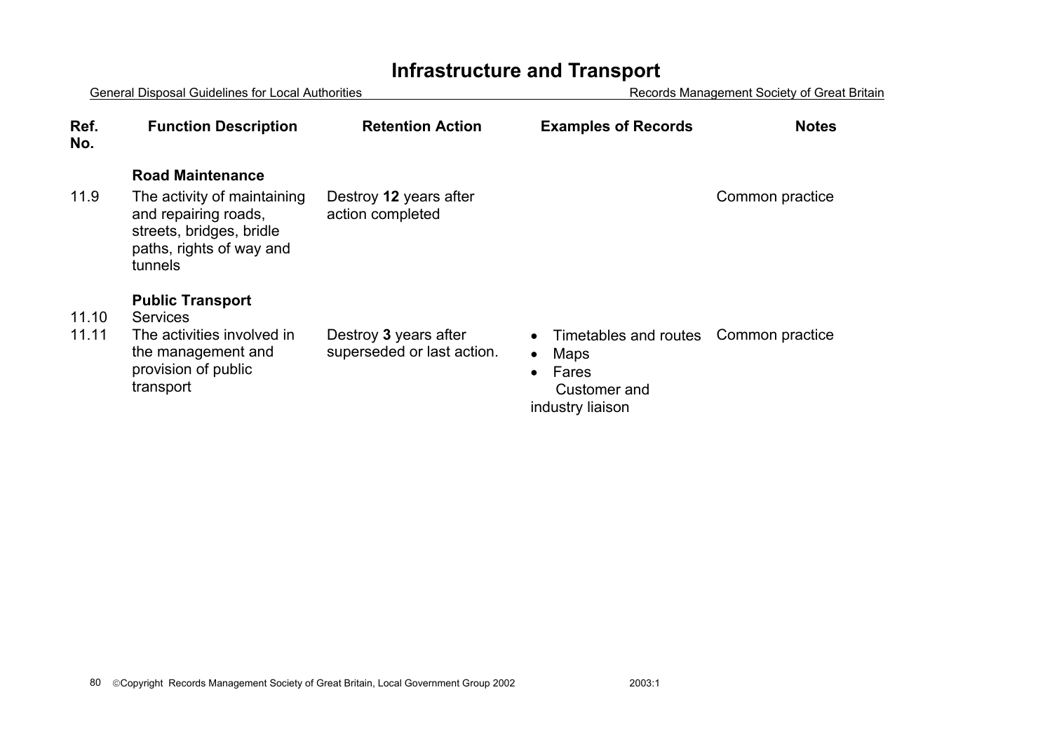# Infrastructure and Transport

General Disposal Guidelines for Local Authorities — Records Management Society of Great Britain

| Ref. No. | Function Description | Retention Action | Examples of Records | Notes |
|---|---|---|---|---|
| | **Road Maintenance** | | | |
| 11.9 | The activity of maintaining and repairing roads, streets, bridges, bridle paths, rights of way and tunnels | Destroy **12** years after action completed | | Common practice |
| | **Public Transport** | | | |
| 11.10 | Services | | | |
| 11.11 | The activities involved in the management and provision of public transport | Destroy **3** years after superseded or last action. | • Timetables and routes<br>• Maps<br>• Fares<br>Customer and industry liaison | Common practice |

©Copyright Records Management Society of Great Britain, Local Government Group 2002 2003:1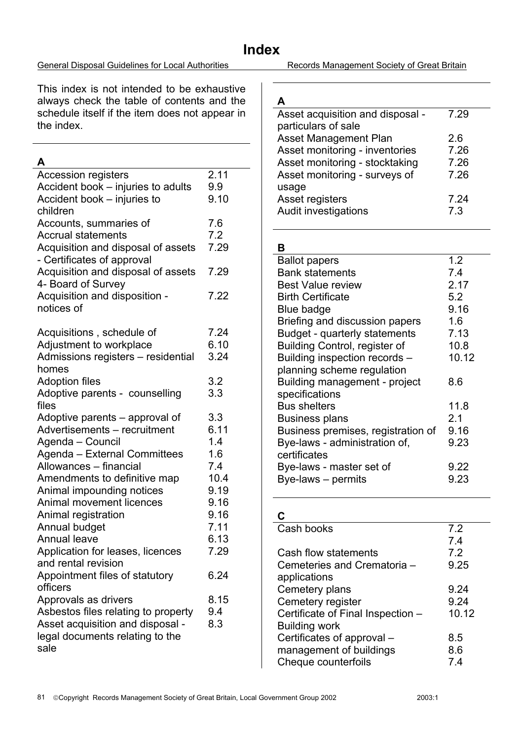# Index

This index is not intended to be exhaustive always check the table of contents and the schedule itself if the item does not appear in the index.

**A**

| | |
|---|---|
| Accession registers | 2.11 |
| Accident book – injuries to adults | 9.9 |
| Accident book – injuries to children | 9.10 |
| Accounts, summaries of | 7.6 |
| Accrual statements | 7.2 |
| Acquisition and disposal of assets - Certificates of approval | 7.29 |
| Acquisition and disposal of assets 4- Board of Survey | 7.29 |
| Acquisition and disposition - notices of | 7.22 |
| Acquisitions , schedule of | 7.24 |
| Adjustment to workplace | 6.10 |
| Admissions registers – residential homes | 3.24 |
| Adoption files | 3.2 |
| Adoptive parents - counselling files | 3.3 |
| Adoptive parents – approval of | 3.3 |
| Advertisements – recruitment | 6.11 |
| Agenda – Council | 1.4 |
| Agenda – External Committees | 1.6 |
| Allowances – financial | 7.4 |
| Amendments to definitive map | 10.4 |
| Animal impounding notices | 9.19 |
| Animal movement licences | 9.16 |
| Animal registration | 9.16 |
| Annual budget | 7.11 |
| Annual leave | 6.13 |
| Application for leases, licences and rental revision | 7.29 |
| Appointment files of statutory officers | 6.24 |
| Approvals as drivers | 8.15 |
| Asbestos files relating to property | 9.4 |
| Asset acquisition and disposal - legal documents relating to the sale | 8.3 |
| Asset acquisition and disposal - particulars of sale | 7.29 |
| Asset Management Plan | 2.6 |
| Asset monitoring - inventories | 7.26 |
| Asset monitoring - stocktaking | 7.26 |
| Asset monitoring - surveys of usage | 7.26 |
| Asset registers | 7.24 |
| Audit investigations | 7.3 |

**B**

| | |
|---|---|
| Ballot papers | 1.2 |
| Bank statements | 7.4 |
| Best Value review | 2.17 |
| Birth Certificate | 5.2 |
| Blue badge | 9.16 |
| Briefing and discussion papers | 1.6 |
| Budget - quarterly statements | 7.13 |
| Building Control, register of | 10.8 |
| Building inspection records – planning scheme regulation | 10.12 |
| Building management - project specifications | 8.6 |
| Bus shelters | 11.8 |
| Business plans | 2.1 |
| Business premises, registration of | 9.16 |
| Bye-laws - administration of, certificates | 9.23 |
| Bye-laws - master set of | 9.22 |
| Bye-laws – permits | 9.23 |

**C**

| | |
|---|---|
| Cash books | 7.2<br>7.4 |
| Cash flow statements | 7.2 |
| Cemeteries and Crematoria – applications | 9.25 |
| Cemetery plans | 9.24 |
| Cemetery register | 9.24 |
| Certificate of Final Inspection – Building work | 10.12 |
| Certificates of approval – management of buildings | 8.5<br>8.6 |
| Cheque counterfoils | 7.4 |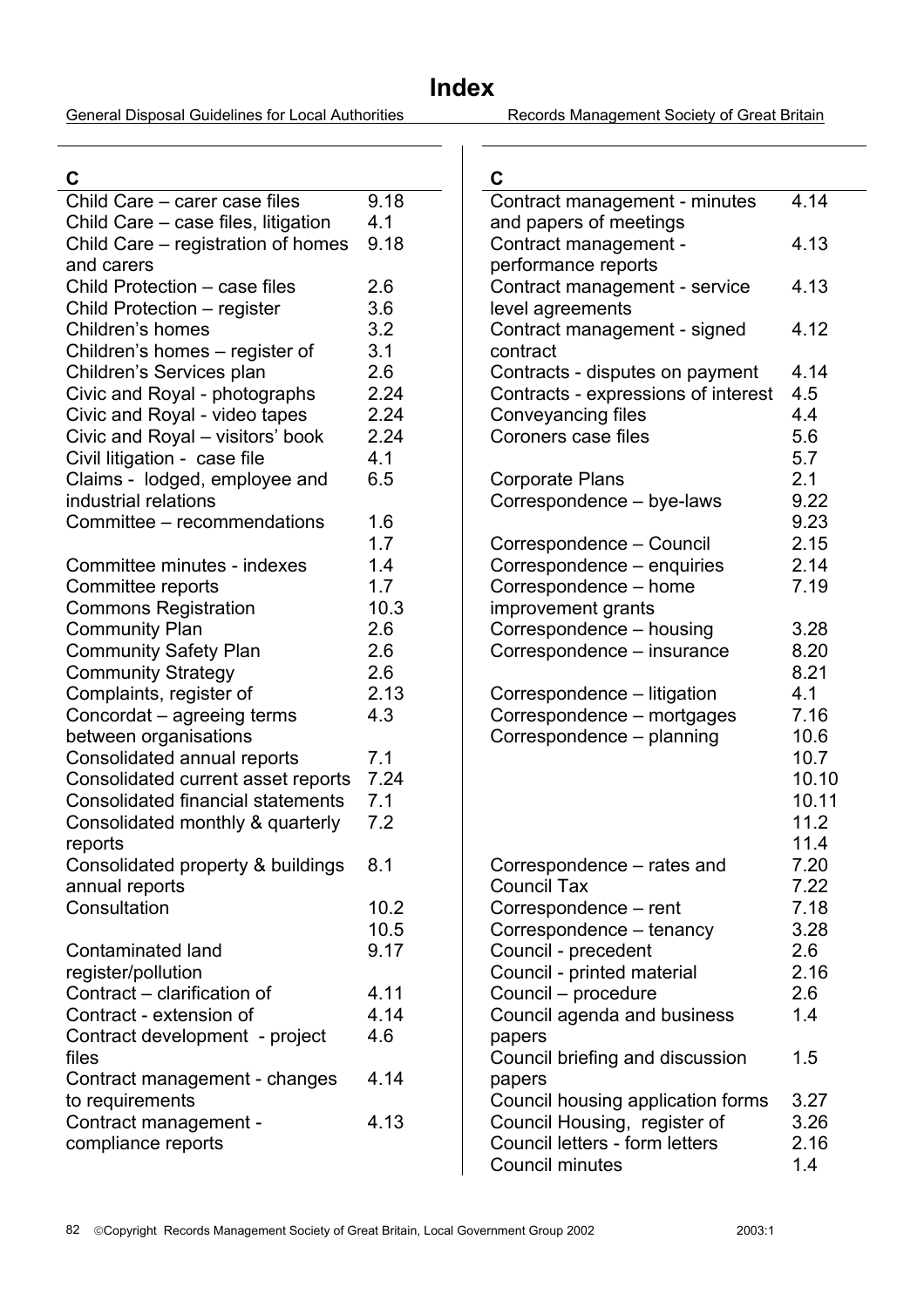# Index

General Disposal Guidelines for Local Authorities — Records Management Society of Great Britain

| C | |
|---|---|
| Child Care – carer case files | 9.18 |
| Child Care – case files, litigation | 4.1 |
| Child Care – registration of homes and carers | 9.18 |
| Child Protection – case files | 2.6 |
| Child Protection – register | 3.6 |
| Children's homes | 3.2 |
| Children's homes – register of | 3.1 |
| Children's Services plan | 2.6 |
| Civic and Royal - photographs | 2.24 |
| Civic and Royal - video tapes | 2.24 |
| Civic and Royal – visitors' book | 2.24 |
| Civil litigation - case file | 4.1 |
| Claims - lodged, employee and industrial relations | 6.5 |
| Committee – recommendations | 1.6<br>1.7 |
| Committee minutes - indexes | 1.4 |
| Committee reports | 1.7 |
| Commons Registration | 10.3 |
| Community Plan | 2.6 |
| Community Safety Plan | 2.6 |
| Community Strategy | 2.6 |
| Complaints, register of | 2.13 |
| Concordat – agreeing terms between organisations | 4.3 |
| Consolidated annual reports | 7.1 |
| Consolidated current asset reports | 7.24 |
| Consolidated financial statements | 7.1 |
| Consolidated monthly & quarterly reports | 7.2 |
| Consolidated property & buildings annual reports | 8.1 |
| Consultation | 10.2<br>10.5 |
| Contaminated land register/pollution | 9.17 |
| Contract – clarification of | 4.11 |
| Contract - extension of | 4.14 |
| Contract development - project files | 4.6 |
| Contract management - changes to requirements | 4.14 |
| Contract management - compliance reports | 4.13 |

| C | |
|---|---|
| Contract management - minutes and papers of meetings | 4.14 |
| Contract management - performance reports | 4.13 |
| Contract management - service level agreements | 4.13 |
| Contract management - signed contract | 4.12 |
| Contracts - disputes on payment | 4.14 |
| Contracts - expressions of interest | 4.5 |
| Conveyancing files | 4.4 |
| Coroners case files | 5.6<br>5.7 |
| Corporate Plans | 2.1 |
| Correspondence – bye-laws | 9.22<br>9.23 |
| Correspondence – Council | 2.15 |
| Correspondence – enquiries | 2.14 |
| Correspondence – home improvement grants | 7.19 |
| Correspondence – housing | 3.28 |
| Correspondence – insurance | 8.20<br>8.21 |
| Correspondence – litigation | 4.1 |
| Correspondence – mortgages | 7.16 |
| Correspondence – planning | 10.6<br>10.7<br>10.10<br>10.11<br>11.2<br>11.4 |
| Correspondence – rates and Council Tax | 7.20<br>7.22 |
| Correspondence – rent | 7.18 |
| Correspondence – tenancy | 3.28 |
| Council - precedent | 2.6 |
| Council - printed material | 2.16 |
| Council – procedure | 2.6 |
| Council agenda and business papers | 1.4 |
| Council briefing and discussion papers | 1.5 |
| Council housing application forms | 3.27 |
| Council Housing, register of | 3.26 |
| Council letters - form letters | 2.16 |
| Council minutes | 1.4 |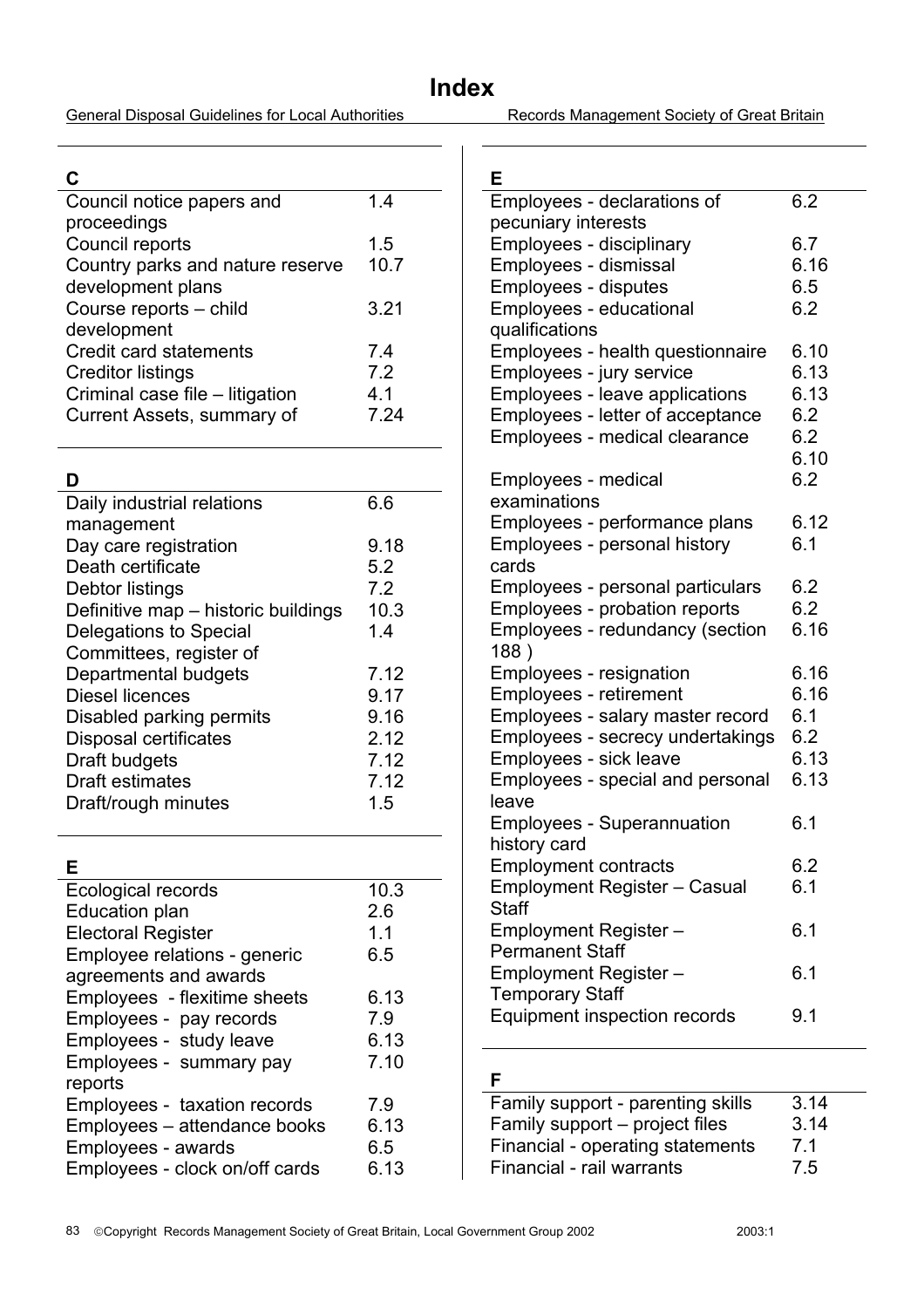# Index

## C

| | |
|---|---|
| Council notice papers and proceedings | 1.4 |
| Council reports | 1.5 |
| Country parks and nature reserve development plans | 10.7 |
| Course reports – child development | 3.21 |
| Credit card statements | 7.4 |
| Creditor listings | 7.2 |
| Criminal case file – litigation | 4.1 |
| Current Assets, summary of | 7.24 |

## D

| | |
|---|---|
| Daily industrial relations management | 6.6 |
| Day care registration | 9.18 |
| Death certificate | 5.2 |
| Debtor listings | 7.2 |
| Definitive map – historic buildings | 10.3 |
| Delegations to Special Committees, register of | 1.4 |
| Departmental budgets | 7.12 |
| Diesel licences | 9.17 |
| Disabled parking permits | 9.16 |
| Disposal certificates | 2.12 |
| Draft budgets | 7.12 |
| Draft estimates | 7.12 |
| Draft/rough minutes | 1.5 |

## E

| | |
|---|---|
| Ecological records | 10.3 |
| Education plan | 2.6 |
| Electoral Register | 1.1 |
| Employee relations - generic agreements and awards | 6.5 |
| Employees - flexitime sheets | 6.13 |
| Employees - pay records | 7.9 |
| Employees - study leave | 6.13 |
| Employees - summary pay reports | 7.10 |
| Employees - taxation records | 7.9 |
| Employees – attendance books | 6.13 |
| Employees - awards | 6.5 |
| Employees - clock on/off cards | 6.13 |
| Employees - declarations of pecuniary interests | 6.2 |
| Employees - disciplinary | 6.7 |
| Employees - dismissal | 6.16 |
| Employees - disputes | 6.5 |
| Employees - educational qualifications | 6.2 |
| Employees - health questionnaire | 6.10 |
| Employees - jury service | 6.13 |
| Employees - leave applications | 6.13 |
| Employees - letter of acceptance | 6.2 |
| Employees - medical clearance | 6.2<br>6.10 |
| Employees - medical examinations | 6.2 |
| Employees - performance plans | 6.12 |
| Employees - personal history cards | 6.1 |
| Employees - personal particulars | 6.2 |
| Employees - probation reports | 6.2 |
| Employees - redundancy (section 188 ) | 6.16 |
| Employees - resignation | 6.16 |
| Employees - retirement | 6.16 |
| Employees - salary master record | 6.1 |
| Employees - secrecy undertakings | 6.2 |
| Employees - sick leave | 6.13 |
| Employees - special and personal leave | 6.13 |
| Employees - Superannuation history card | 6.1 |
| Employment contracts | 6.2 |
| Employment Register – Casual Staff | 6.1 |
| Employment Register – Permanent Staff | 6.1 |
| Employment Register – Temporary Staff | 6.1 |
| Equipment inspection records | 9.1 |

## F

| | |
|---|---|
| Family support - parenting skills | 3.14 |
| Family support – project files | 3.14 |
| Financial - operating statements | 7.1 |
| Financial - rail warrants | 7.5 |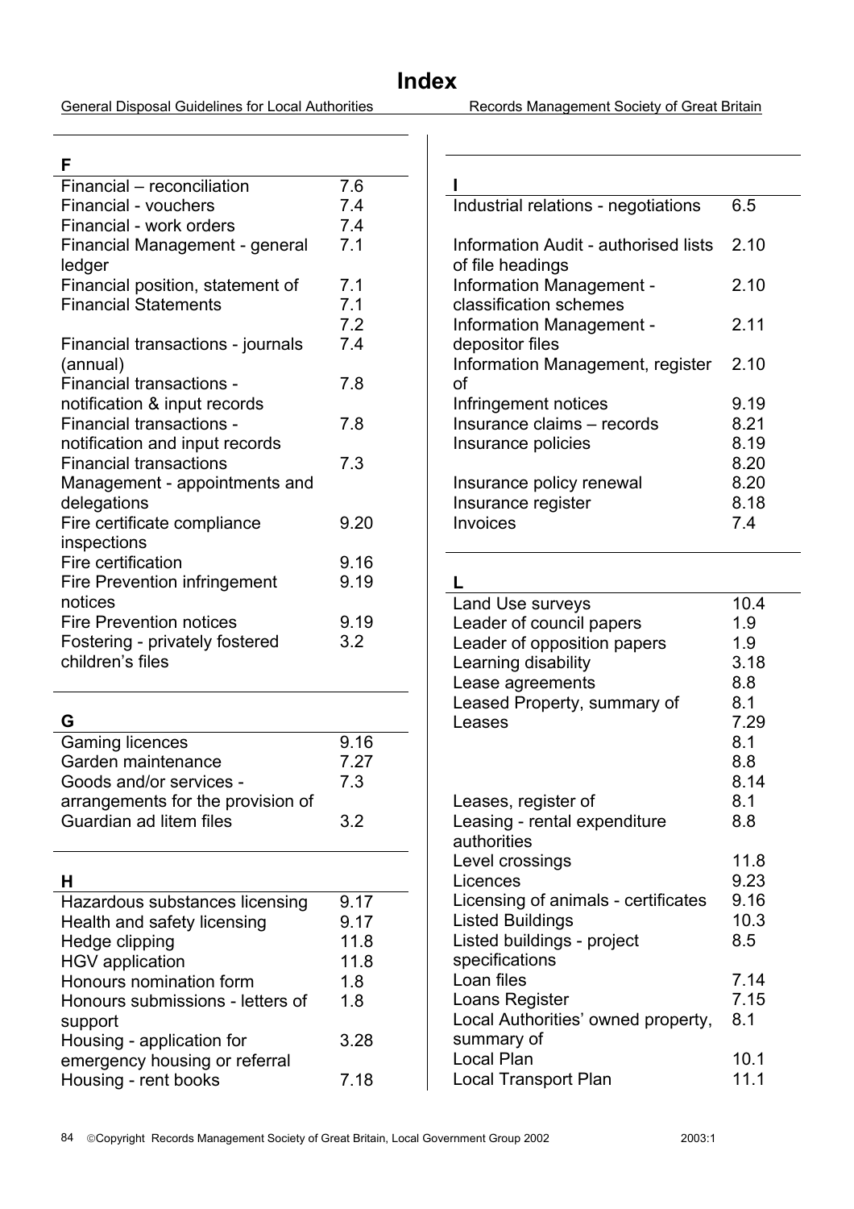# Index

General Disposal Guidelines for Local Authorities — Records Management Society of Great Britain

| F | |
|---|---|
| Financial – reconciliation | 7.6 |
| Financial - vouchers | 7.4 |
| Financial - work orders | 7.4 |
| Financial Management - general ledger | 7.1 |
| Financial position, statement of | 7.1 |
| Financial Statements | 7.1<br>7.2 |
| Financial transactions - journals (annual) | 7.4 |
| Financial transactions - notification & input records | 7.8 |
| Financial transactions - notification and input records | 7.8 |
| Financial transactions Management - appointments and delegations | 7.3 |
| Fire certificate compliance inspections | 9.20 |
| Fire certification | 9.16 |
| Fire Prevention infringement notices | 9.19 |
| Fire Prevention notices | 9.19 |
| Fostering - privately fostered children's files | 3.2 |

| G | |
|---|---|
| Gaming licences | 9.16 |
| Garden maintenance | 7.27 |
| Goods and/or services - arrangements for the provision of | 7.3 |
| Guardian ad litem files | 3.2 |

| H | |
|---|---|
| Hazardous substances licensing | 9.17 |
| Health and safety licensing | 9.17 |
| Hedge clipping | 11.8 |
| HGV application | 11.8 |
| Honours nomination form | 1.8 |
| Honours submissions - letters of support | 1.8 |
| Housing - application for emergency housing or referral | 3.28 |
| Housing - rent books | 7.18 |

| I | |
|---|---|
| Industrial relations - negotiations | 6.5 |
| Information Audit - authorised lists of file headings | 2.10 |
| Information Management - classification schemes | 2.10 |
| Information Management - depositor files | 2.11 |
| Information Management, register of | 2.10 |
| Infringement notices | 9.19 |
| Insurance claims – records | 8.21 |
| Insurance policies | 8.19<br>8.20 |
| Insurance policy renewal | 8.20 |
| Insurance register | 8.18 |
| Invoices | 7.4 |

| L | |
|---|---|
| Land Use surveys | 10.4 |
| Leader of council papers | 1.9 |
| Leader of opposition papers | 1.9 |
| Learning disability | 3.18 |
| Lease agreements | 8.8 |
| Leased Property, summary of | 8.1 |
| Leases | 7.29<br>8.1<br>8.8<br>8.14 |
| Leases, register of | 8.1 |
| Leasing - rental expenditure authorities | 8.8 |
| Level crossings | 11.8 |
| Licences | 9.23 |
| Licensing of animals - certificates | 9.16 |
| Listed Buildings | 10.3 |
| Listed buildings - project specifications | 8.5 |
| Loan files | 7.14 |
| Loans Register | 7.15 |
| Local Authorities' owned property, summary of | 8.1 |
| Local Plan | 10.1 |
| Local Transport Plan | 11.1 |

©Copyright Records Management Society of Great Britain, Local Government Group 2002 — 2003:1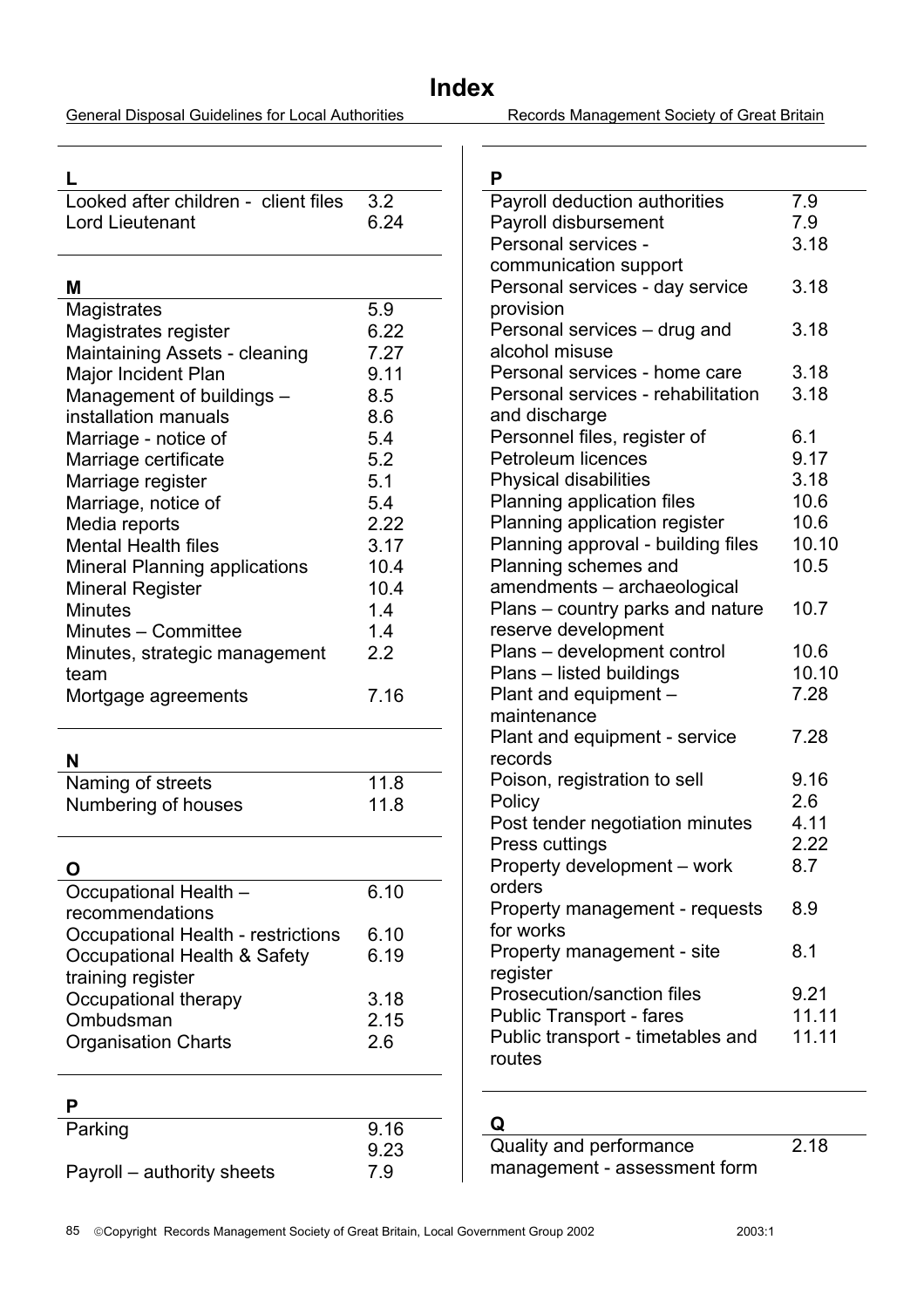# Index

## L

| | |
|---|---|
| Looked after children - client files | 3.2 |
| Lord Lieutenant | 6.24 |

## M

| | |
|---|---|
| Magistrates | 5.9 |
| Magistrates register | 6.22 |
| Maintaining Assets - cleaning | 7.27 |
| Major Incident Plan | 9.11 |
| Management of buildings – installation manuals | 8.5<br>8.6 |
| Marriage - notice of | 5.4 |
| Marriage certificate | 5.2 |
| Marriage register | 5.1 |
| Marriage, notice of | 5.4 |
| Media reports | 2.22 |
| Mental Health files | 3.17 |
| Mineral Planning applications | 10.4 |
| Mineral Register | 10.4 |
| Minutes | 1.4 |
| Minutes – Committee | 1.4 |
| Minutes, strategic management team | 2.2 |
| Mortgage agreements | 7.16 |

## N

| | |
|---|---|
| Naming of streets | 11.8 |
| Numbering of houses | 11.8 |

## O

| | |
|---|---|
| Occupational Health – recommendations | 6.10 |
| Occupational Health - restrictions | 6.10 |
| Occupational Health & Safety training register | 6.19 |
| Occupational therapy | 3.18 |
| Ombudsman | 2.15 |
| Organisation Charts | 2.6 |

## P

| | |
|---|---|
| Parking | 9.16<br>9.23 |
| Payroll – authority sheets | 7.9 |
| Payroll deduction authorities | 7.9 |
| Payroll disbursement | 7.9 |
| Personal services - communication support | 3.18 |
| Personal services - day service provision | 3.18 |
| Personal services – drug and alcohol misuse | 3.18 |
| Personal services - home care | 3.18 |
| Personal services - rehabilitation and discharge | 3.18 |
| Personnel files, register of | 6.1 |
| Petroleum licences | 9.17 |
| Physical disabilities | 3.18 |
| Planning application files | 10.6 |
| Planning application register | 10.6 |
| Planning approval - building files | 10.10 |
| Planning schemes and amendments – archaeological | 10.5 |
| Plans – country parks and nature reserve development | 10.7 |
| Plans – development control | 10.6 |
| Plans – listed buildings | 10.10 |
| Plant and equipment – maintenance | 7.28 |
| Plant and equipment - service records | 7.28 |
| Poison, registration to sell | 9.16 |
| Policy | 2.6 |
| Post tender negotiation minutes | 4.11 |
| Press cuttings | 2.22 |
| Property development – work orders | 8.7 |
| Property management - requests for works | 8.9 |
| Property management - site register | 8.1 |
| Prosecution/sanction files | 9.21 |
| Public Transport - fares | 11.11 |
| Public transport - timetables and routes | 11.11 |

## Q

| | |
|---|---|
| Quality and performance management - assessment form | 2.18 |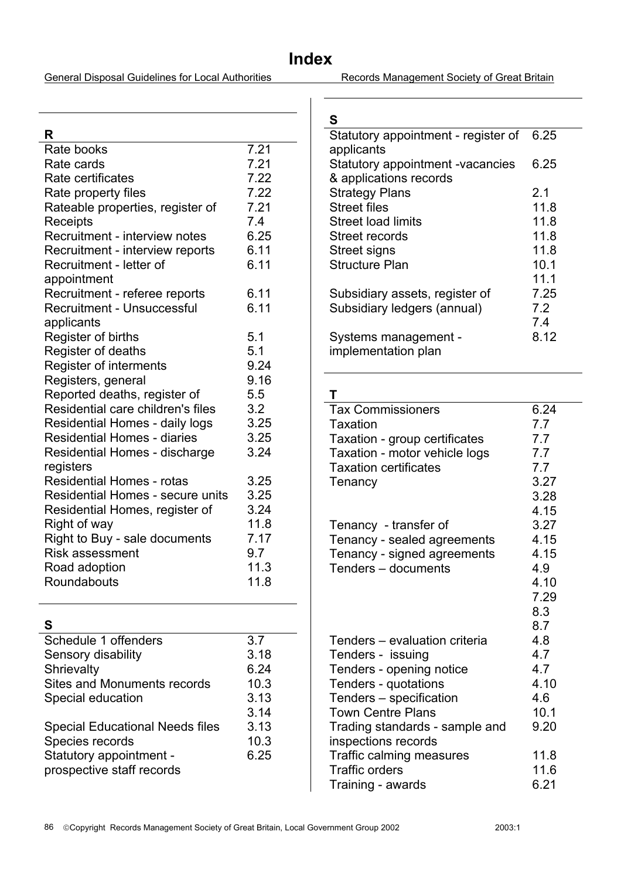# Index

| R | |
|---|---|
| Rate books | 7.21 |
| Rate cards | 7.21 |
| Rate certificates | 7.22 |
| Rate property files | 7.22 |
| Rateable properties, register of | 7.21 |
| Receipts | 7.4 |
| Recruitment - interview notes | 6.25 |
| Recruitment - interview reports | 6.11 |
| Recruitment - letter of appointment | 6.11 |
| Recruitment - referee reports | 6.11 |
| Recruitment - Unsuccessful applicants | 6.11 |
| Register of births | 5.1 |
| Register of deaths | 5.1 |
| Register of interments | 9.24 |
| Registers, general | 9.16 |
| Reported deaths, register of | 5.5 |
| Residential care children's files | 3.2 |
| Residential Homes - daily logs | 3.25 |
| Residential Homes - diaries | 3.25 |
| Residential Homes - discharge registers | 3.24 |
| Residential Homes - rotas | 3.25 |
| Residential Homes - secure units | 3.25 |
| Residential Homes, register of | 3.24 |
| Right of way | 11.8 |
| Right to Buy - sale documents | 7.17 |
| Risk assessment | 9.7 |
| Road adoption | 11.3 |
| Roundabouts | 11.8 |

| S | |
|---|---|
| Schedule 1 offenders | 3.7 |
| Sensory disability | 3.18 |
| Shrievalty | 6.24 |
| Sites and Monuments records | 10.3 |
| Special education | 3.13<br>3.14 |
| Special Educational Needs files | 3.13 |
| Species records | 10.3 |
| Statutory appointment - prospective staff records | 6.25 |
| Statutory appointment - register of applicants | 6.25 |
| Statutory appointment -vacancies & applications records | 6.25 |
| Strategy Plans | 2.1 |
| Street files | 11.8 |
| Street load limits | 11.8 |
| Street records | 11.8 |
| Street signs | 11.8 |
| Structure Plan | 10.1<br>11.1 |
| Subsidiary assets, register of | 7.25 |
| Subsidiary ledgers (annual) | 7.2<br>7.4 |
| Systems management - implementation plan | 8.12 |

| T | |
|---|---|
| Tax Commissioners | 6.24 |
| Taxation | 7.7 |
| Taxation - group certificates | 7.7 |
| Taxation - motor vehicle logs | 7.7 |
| Taxation certificates | 7.7 |
| Tenancy | 3.27<br>3.28<br>4.15 |
| Tenancy - transfer of | 3.27 |
| Tenancy - sealed agreements | 4.15 |
| Tenancy - signed agreements | 4.15 |
| Tenders – documents | 4.9<br>4.10<br>7.29<br>8.3<br>8.7 |
| Tenders – evaluation criteria | 4.8 |
| Tenders - issuing | 4.7 |
| Tenders - opening notice | 4.7 |
| Tenders - quotations | 4.10 |
| Tenders – specification | 4.6 |
| Town Centre Plans | 10.1 |
| Trading standards - sample and inspections records | 9.20 |
| Traffic calming measures | 11.8 |
| Traffic orders | 11.6 |
| Training - awards | 6.21 |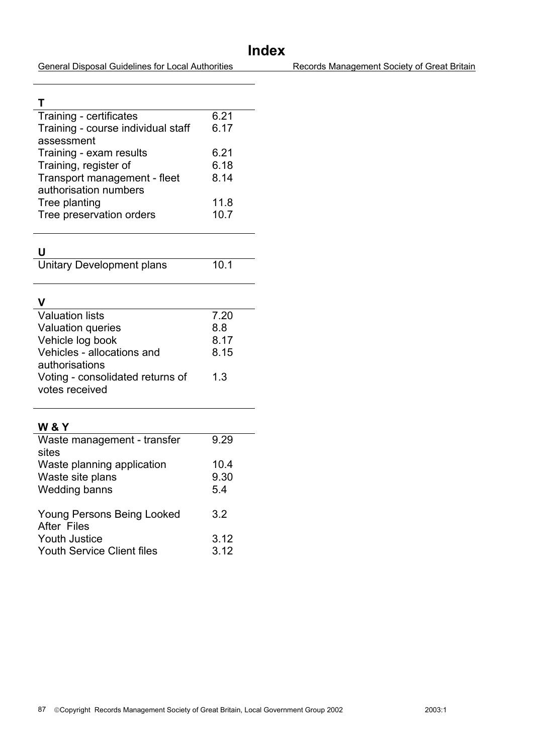# Index

| T | |
|---|---|
| Training - certificates | 6.21 |
| Training - course individual staff assessment | 6.17 |
| Training - exam results | 6.21 |
| Training, register of | 6.18 |
| Transport management - fleet authorisation numbers | 8.14 |
| Tree planting | 11.8 |
| Tree preservation orders | 10.7 |

| U | |
|---|---|
| Unitary Development plans | 10.1 |

| V | |
|---|---|
| Valuation lists | 7.20 |
| Valuation queries | 8.8 |
| Vehicle log book | 8.17 |
| Vehicles - allocations and authorisations | 8.15 |
| Voting - consolidated returns of votes received | 1.3 |

| W & Y | |
|---|---|
| Waste management - transfer sites | 9.29 |
| Waste planning application | 10.4 |
| Waste site plans | 9.30 |
| Wedding banns | 5.4 |
| Young Persons Being Looked After Files | 3.2 |
| Youth Justice | 3.12 |
| Youth Service Client files | 3.12 |